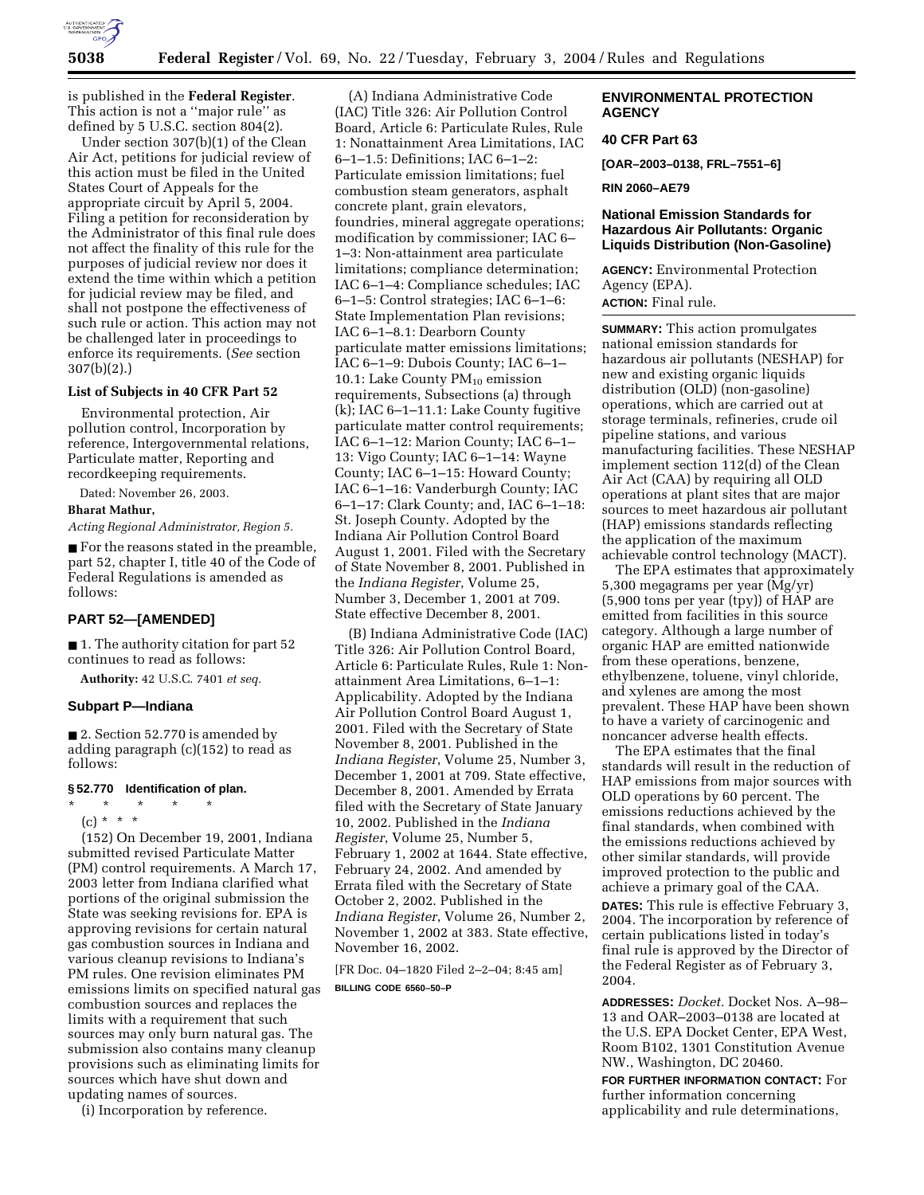is published in the **Federal Register**. This action is not a ''major rule'' as defined by 5 U.S.C. section 804(2).

Under section 307(b)(1) of the Clean Air Act, petitions for judicial review of this action must be filed in the United States Court of Appeals for the appropriate circuit by April 5, 2004. Filing a petition for reconsideration by the Administrator of this final rule does not affect the finality of this rule for the purposes of judicial review nor does it extend the time within which a petition for judicial review may be filed, and shall not postpone the effectiveness of such rule or action. This action may not be challenged later in proceedings to enforce its requirements. (*See* section 307(b)(2).)

### List of Subjects in 40 CFR Part 52

Environmental protection, Air pollution control, Incorporation by reference, Intergovernmental relations, Particulate matter, Reporting and recordkeeping requirements.

Dated: November 26, 2003.

**Bharat Mathur,**

*Acting Regional Administrator, Region 5.*

■ For the reasons stated in the preamble, part 52, chapter I, title 40 of the Code of Federal Regulations is amended as follows:

## PART 52—[AMENDED]

■ 1. The authority citation for part 52 continues to read as follows:

**Authority:** 42 U.S.C. 7401 *et seq.*

### Subpart P—Indiana

■ 2. Section 52.770 is amended by adding paragraph (c)(152) to read as follows:

#### § 52.770 Identification of plan.

\* \* \* \* \*

(c) \* \* \*

(152) On December 19, 2001, Indiana submitted revised Particulate Matter (PM) control requirements. A March 17, 2003 letter from Indiana clarified what portions of the original submission the State was seeking revisions for. EPA is approving revisions for certain natural gas combustion sources in Indiana and various cleanup revisions to Indiana's PM rules. One revision eliminates PM emissions limits on specified natural gas combustion sources and replaces the limits with a requirement that such sources may only burn natural gas. The submission also contains many cleanup provisions such as eliminating limits for sources which have shut down and updating names of sources.

(i) Incorporation by reference.

(A) Indiana Administrative Code (IAC) Title 326: Air Pollution Control Board, Article 6: Particulate Rules, Rule 1: Nonattainment Area Limitations, IAC 6–1–1.5: Definitions; IAC 6–1–2: Particulate emission limitations; fuel combustion steam generators, asphalt concrete plant, grain elevators, foundries, mineral aggregate operations; modification by commissioner; IAC 6–1–3: Non-attainment area particulate limitations; compliance determination; IAC 6–1–4: Compliance schedules; IAC 6–1–5: Control strategies; IAC 6–1–6: State Implementation Plan revisions; IAC 6–1–8.1: Dearborn County particulate matter emissions limitations; IAC 6–1–9: Dubois County; IAC 6–1–10.1: Lake County $PM_{10}$ emission requirements, Subsections (a) through (k); IAC 6–1–11.1: Lake County fugitive particulate matter control requirements; IAC 6–1–12: Marion County; IAC 6–1–13: Vigo County; IAC 6–1–14: Wayne County; IAC 6–1–15: Howard County; IAC 6–1–16: Vanderburgh County; IAC 6–1–17: Clark County; and, IAC 6–1–18: St. Joseph County. Adopted by the Indiana Air Pollution Control Board August 1, 2001. Filed with the Secretary of State November 8, 2001. Published in the *Indiana Register*, Volume 25, Number 3, December 1, 2001 at 709. State effective December 8, 2001.

(B) Indiana Administrative Code (IAC) Title 326: Air Pollution Control Board, Article 6: Particulate Rules, Rule 1: Non-attainment Area Limitations, 6–1–1: Applicability. Adopted by the Indiana Air Pollution Control Board August 1, 2001. Filed with the Secretary of State November 8, 2001. Published in the *Indiana Register*, Volume 25, Number 3, December 1, 2001 at 709. State effective, December 8, 2001. Amended by Errata filed with the Secretary of State January 10, 2002. Published in the *Indiana Register*, Volume 25, Number 5, February 1, 2002 at 1644. State effective, February 24, 2002. And amended by Errata filed with the Secretary of State October 2, 2002. Published in the *Indiana Register*, Volume 26, Number 2, November 1, 2002 at 383. State effective, November 16, 2002.

[FR Doc. 04–1820 Filed 2–2–04; 8:45 am]

**BILLING CODE 6560–50–P**

## ENVIRONMENTAL PROTECTION AGENCY

### 40 CFR Part 63

**[OAR–2003–0138, FRL–7551–6]**

**RIN 2060–AE79**

## National Emission Standards for Hazardous Air Pollutants: Organic Liquids Distribution (Non-Gasoline)

**AGENCY:** Environmental Protection Agency (EPA).

**ACTION:** Final rule.

**SUMMARY:** This action promulgates national emission standards for hazardous air pollutants (NESHAP) for new and existing organic liquids distribution (OLD) (non-gasoline) operations, which are carried out at storage terminals, refineries, crude oil pipeline stations, and various manufacturing facilities. These NESHAP implement section 112(d) of the Clean Air Act (CAA) by requiring all OLD operations at plant sites that are major sources to meet hazardous air pollutant (HAP) emissions standards reflecting the application of the maximum achievable control technology (MACT).

The EPA estimates that approximately 5,300 megagrams per year (Mg/yr) (5,900 tons per year (tpy)) of HAP are emitted from facilities in this source category. Although a large number of organic HAP are emitted nationwide from these operations, benzene, ethylbenzene, toluene, vinyl chloride, and xylenes are among the most prevalent. These HAP have been shown to have a variety of carcinogenic and noncancer adverse health effects.

The EPA estimates that the final standards will result in the reduction of HAP emissions from major sources with OLD operations by 60 percent. The emissions reductions achieved by the final standards, when combined with the emissions reductions achieved by other similar standards, will provide improved protection to the public and achieve a primary goal of the CAA.

**DATES:** This rule is effective February 3, 2004. The incorporation by reference of certain publications listed in today's final rule is approved by the Director of the Federal Register as of February 3, 2004.

**ADDRESSES:** *Docket.* Docket Nos. A–98–13 and OAR–2003–0138 are located at the U.S. EPA Docket Center, EPA West, Room B102, 1301 Constitution Avenue NW., Washington, DC 20460.

**FOR FURTHER INFORMATION CONTACT:** For further information concerning applicability and rule determinations,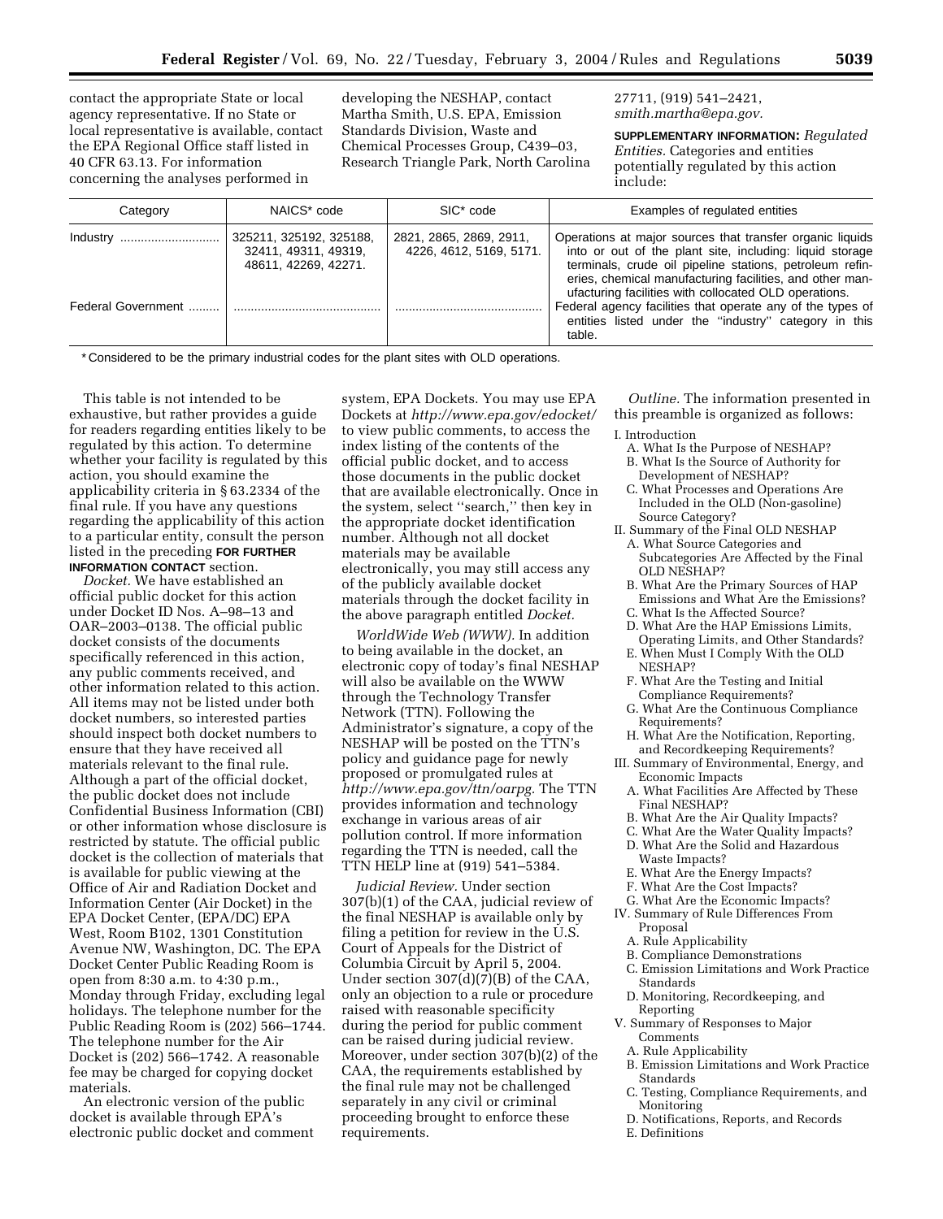contact the appropriate State or local agency representative. If no State or local representative is available, contact the EPA Regional Office staff listed in 40 CFR 63.13. For information concerning the analyses performed in developing the NESHAP, contact Martha Smith, U.S. EPA, Emission Standards Division, Waste and Chemical Processes Group, C439–03, Research Triangle Park, North Carolina 27711, (919) 541–2421, *smith.martha@epa.gov.*

**SUPPLEMENTARY INFORMATION:** *Regulated Entities.* Categories and entities potentially regulated by this action include:

| Category | NAICS* code | SIC* code | Examples of regulated entities |
|---|---|---|---|
| Industry | 325211, 325192, 325188, 32411, 49311, 49319, 48611, 42269, 42271. | 2821, 2865, 2869, 2911, 4226, 4612, 5169, 5171. | Operations at major sources that transfer organic liquids into or out of the plant site, including: liquid storage terminals, crude oil pipeline stations, petroleum refineries, chemical manufacturing facilities, and other manufacturing facilities with collocated OLD operations. |
| Federal Government | | | Federal agency facilities that operate any of the types of entities listed under the "industry" category in this table. |

\* Considered to be the primary industrial codes for the plant sites with OLD operations.

This table is not intended to be exhaustive, but rather provides a guide for readers regarding entities likely to be regulated by this action. To determine whether your facility is regulated by this action, you should examine the applicability criteria in § 63.2334 of the final rule. If you have any questions regarding the applicability of this action to a particular entity, consult the person listed in the preceding **FOR FURTHER INFORMATION CONTACT** section.

*Docket.* We have established an official public docket for this action under Docket ID Nos. A–98–13 and OAR–2003–0138. The official public docket consists of the documents specifically referenced in this action, any public comments received, and other information related to this action. All items may not be listed under both docket numbers, so interested parties should inspect both docket numbers to ensure that they have received all materials relevant to the final rule. Although a part of the official docket, the public docket does not include Confidential Business Information (CBI) or other information whose disclosure is restricted by statute. The official public docket is the collection of materials that is available for public viewing at the Office of Air and Radiation Docket and Information Center (Air Docket) in the EPA Docket Center, (EPA/DC) EPA West, Room B102, 1301 Constitution Avenue NW, Washington, DC. The EPA Docket Center Public Reading Room is open from 8:30 a.m. to 4:30 p.m., Monday through Friday, excluding legal holidays. The telephone number for the Public Reading Room is (202) 566–1744. The telephone number for the Air Docket is (202) 566–1742. A reasonable fee may be charged for copying docket materials.

An electronic version of the public docket is available through EPA's electronic public docket and comment system, EPA Dockets. You may use EPA Dockets at *http://www.epa.gov/edocket/* to view public comments, to access the index listing of the contents of the official public docket, and to access those documents in the public docket that are available electronically. Once in the system, select "search," then key in the appropriate docket identification number. Although not all docket materials may be available electronically, you may still access any of the publicly available docket materials through the docket facility in the above paragraph entitled *Docket.*

*WorldWide Web (WWW).* In addition to being available in the docket, an electronic copy of today's final NESHAP will also be available on the WWW through the Technology Transfer Network (TTN). Following the Administrator's signature, a copy of the NESHAP will be posted on the TTN's policy and guidance page for newly proposed or promulgated rules at *http://www.epa.gov/ttn/oarpg.* The TTN provides information and technology exchange in various areas of air pollution control. If more information regarding the TTN is needed, call the TTN HELP line at (919) 541–5384.

*Judicial Review.* Under section 307(b)(1) of the CAA, judicial review of the final NESHAP is available only by filing a petition for review in the U.S. Court of Appeals for the District of Columbia Circuit by April 5, 2004. Under section 307(d)(7)(B) of the CAA, only an objection to a rule or procedure raised with reasonable specificity during the period for public comment can be raised during judicial review. Moreover, under section 307(b)(2) of the CAA, the requirements established by the final rule may not be challenged separately in any civil or criminal proceeding brought to enforce these requirements.

*Outline.* The information presented in this preamble is organized as follows:

I. Introduction
  - A. What Is the Purpose of NESHAP?
  - B. What Is the Source of Authority for Development of NESHAP?
  - C. What Processes and Operations Are Included in the OLD (Non-gasoline) Source Category?

II. Summary of the Final OLD NESHAP
  - A. What Source Categories and Subcategories Are Affected by the Final OLD NESHAP?
  - B. What Are the Primary Sources of HAP Emissions and What Are the Emissions?
  - C. What Is the Affected Source?
  - D. What Are the HAP Emissions Limits, Operating Limits, and Other Standards?
  - E. When Must I Comply With the OLD NESHAP?
  - F. What Are the Testing and Initial Compliance Requirements?
  - G. What Are the Continuous Compliance Requirements?
  - H. What Are the Notification, Reporting, and Recordkeeping Requirements?

III. Summary of Environmental, Energy, and Economic Impacts
  - A. What Facilities Are Affected by These Final NESHAP?
  - B. What Are the Air Quality Impacts?
  - C. What Are the Water Quality Impacts?
  - D. What Are the Solid and Hazardous Waste Impacts?
  - E. What Are the Energy Impacts?
  - F. What Are the Cost Impacts?
  - G. What Are the Economic Impacts?

IV. Summary of Rule Differences From Proposal
  - A. Rule Applicability
  - B. Compliance Demonstrations
  - C. Emission Limitations and Work Practice Standards
  - D. Monitoring, Recordkeeping, and Reporting

V. Summary of Responses to Major Comments
  - A. Rule Applicability
  - B. Emission Limitations and Work Practice Standards
  - C. Testing, Compliance Requirements, and Monitoring
  - D. Notifications, Reports, and Records
  - E. Definitions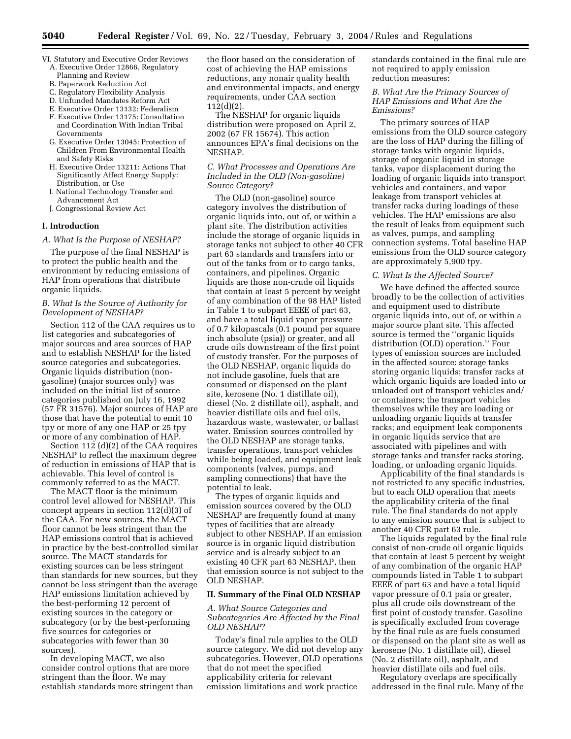- VI. Statutory and Executive Order Reviews
  - A. Executive Order 12866, Regulatory Planning and Review
  - B. Paperwork Reduction Act
  - C. Regulatory Flexibility Analysis
  - D. Unfunded Mandates Reform Act
  - E. Executive Order 13132: Federalism
  - F. Executive Order 13175: Consultation and Coordination With Indian Tribal Governments
  - G. Executive Order 13045: Protection of Children From Environmental Health and Safety Risks
  - H. Executive Order 13211: Actions That Significantly Affect Energy Supply: Distribution, or Use
  - I. National Technology Transfer and Advancement Act
  - J. Congressional Review Act

## I. Introduction

### *A. What Is the Purpose of NESHAP?*

The purpose of the final NESHAP is to protect the public health and the environment by reducing emissions of HAP from operations that distribute organic liquids.

### *B. What Is the Source of Authority for Development of NESHAP?*

Section 112 of the CAA requires us to list categories and subcategories of major sources and area sources of HAP and to establish NESHAP for the listed source categories and subcategories. Organic liquids distribution (non-gasoline) (major sources only) was included on the initial list of source categories published on July 16, 1992 (57 FR 31576). Major sources of HAP are those that have the potential to emit 10 tpy or more of any one HAP or 25 tpy or more of any combination of HAP.

Section 112 (d)(2) of the CAA requires NESHAP to reflect the maximum degree of reduction in emissions of HAP that is achievable. This level of control is commonly referred to as the MACT.

The MACT floor is the minimum control level allowed for NESHAP. This concept appears in section 112(d)(3) of the CAA. For new sources, the MACT floor cannot be less stringent than the HAP emissions control that is achieved in practice by the best-controlled similar source. The MACT standards for existing sources can be less stringent than standards for new sources, but they cannot be less stringent than the average HAP emissions limitation achieved by the best-performing 12 percent of existing sources in the category or subcategory (or by the best-performing five sources for categories or subcategories with fewer than 30 sources).

In developing MACT, we also consider control options that are more stringent than the floor. We may establish standards more stringent than the floor based on the consideration of cost of achieving the HAP emissions reductions, any nonair quality health and environmental impacts, and energy requirements, under CAA section 112(d)(2).

The NESHAP for organic liquids distribution were proposed on April 2, 2002 (67 FR 15674). This action announces EPA's final decisions on the NESHAP.

### *C. What Processes and Operations Are Included in the OLD (Non-gasoline) Source Category?*

The OLD (non-gasoline) source category involves the distribution of organic liquids into, out of, or within a plant site. The distribution activities include the storage of organic liquids in storage tanks not subject to other 40 CFR part 63 standards and transfers into or out of the tanks from or to cargo tanks, containers, and pipelines. Organic liquids are those non-crude oil liquids that contain at least 5 percent by weight of any combination of the 98 HAP listed in Table 1 to subpart EEEE of part 63, and have a total liquid vapor pressure of 0.7 kilopascals (0.1 pound per square inch absolute (psia)) or greater, and all crude oils downstream of the first point of custody transfer. For the purposes of the OLD NESHAP, organic liquids do not include gasoline, fuels that are consumed or dispensed on the plant site, kerosene (No. 1 distillate oil), diesel (No. 2 distillate oil), asphalt, and heavier distillate oils and fuel oils, hazardous waste, wastewater, or ballast water. Emission sources controlled by the OLD NESHAP are storage tanks, transfer operations, transport vehicles while being loaded, and equipment leak components (valves, pumps, and sampling connections) that have the potential to leak.

The types of organic liquids and emission sources covered by the OLD NESHAP are frequently found at many types of facilities that are already subject to other NESHAP. If an emission source is in organic liquid distribution service and is already subject to an existing 40 CFR part 63 NESHAP, then that emission source is not subject to the OLD NESHAP.

## II. Summary of the Final OLD NESHAP

### *A. What Source Categories and Subcategories Are Affected by the Final OLD NESHAP?*

Today's final rule applies to the OLD source category. We did not develop any subcategories. However, OLD operations that do not meet the specified applicability criteria for relevant emission limitations and work practice standards contained in the final rule are not required to apply emission reduction measures:

### *B. What Are the Primary Sources of HAP Emissions and What Are the Emissions?*

The primary sources of HAP emissions from the OLD source category are the loss of HAP during the filling of storage tanks with organic liquids, storage of organic liquid in storage tanks, vapor displacement during the loading of organic liquids into transport vehicles and containers, and vapor leakage from transport vehicles at transfer racks during loadings of these vehicles. The HAP emissions are also the result of leaks from equipment such as valves, pumps, and sampling connection systems. Total baseline HAP emissions from the OLD source category are approximately 5,900 tpy.

### *C. What Is the Affected Source?*

We have defined the affected source broadly to be the collection of activities and equipment used to distribute organic liquids into, out of, or within a major source plant site. This affected source is termed the "organic liquids distribution (OLD) operation." Four types of emission sources are included in the affected source: storage tanks storing organic liquids; transfer racks at which organic liquids are loaded into or unloaded out of transport vehicles and/or containers; the transport vehicles themselves while they are loading or unloading organic liquids at transfer racks; and equipment leak components in organic liquids service that are associated with pipelines and with storage tanks and transfer racks storing, loading, or unloading organic liquids.

Applicability of the final standards is not restricted to any specific industries, but to each OLD operation that meets the applicability criteria of the final rule. The final standards do not apply to any emission source that is subject to another 40 CFR part 63 rule.

The liquids regulated by the final rule consist of non-crude oil organic liquids that contain at least 5 percent by weight of any combination of the organic HAP compounds listed in Table 1 to subpart EEEE of part 63 and have a total liquid vapor pressure of 0.1 psia or greater, plus all crude oils downstream of the first point of custody transfer. Gasoline is specifically excluded from coverage by the final rule as are fuels consumed or dispensed on the plant site as well as kerosene (No. 1 distillate oil), diesel (No. 2 distillate oil), asphalt, and heavier distillate oils and fuel oils.

Regulatory overlaps are specifically addressed in the final rule. Many of the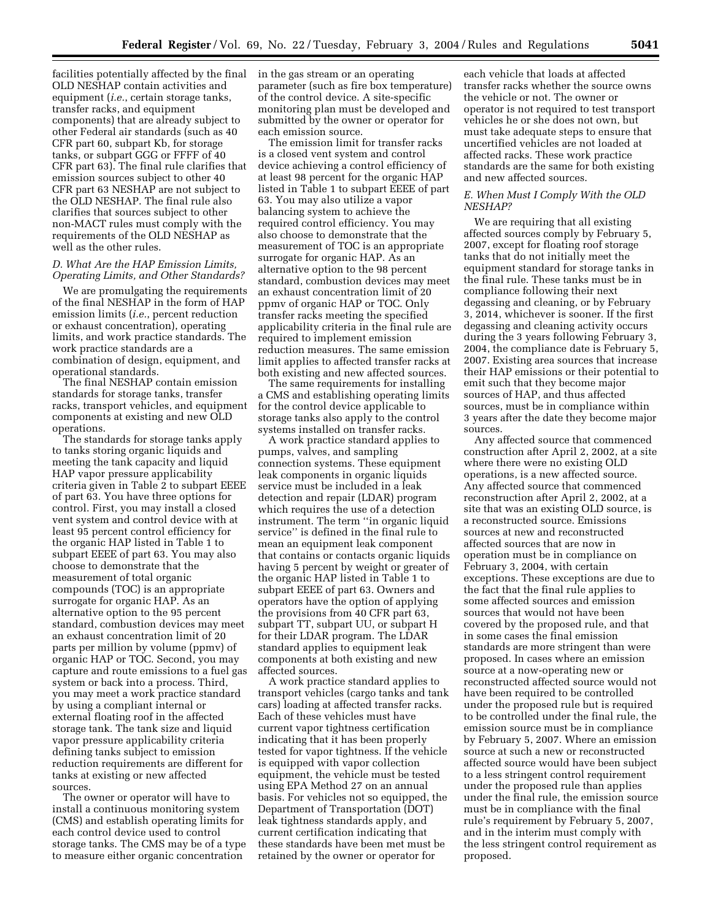facilities potentially affected by the final OLD NESHAP contain activities and equipment (*i.e.*, certain storage tanks, transfer racks, and equipment components) that are already subject to other Federal air standards (such as 40 CFR part 60, subpart Kb, for storage tanks, or subpart GGG or FFFF of 40 CFR part 63). The final rule clarifies that emission sources subject to other 40 CFR part 63 NESHAP are not subject to the OLD NESHAP. The final rule also clarifies that sources subject to other non-MACT rules must comply with the requirements of the OLD NESHAP as well as the other rules.

### *D. What Are the HAP Emission Limits, Operating Limits, and Other Standards?*

We are promulgating the requirements of the final NESHAP in the form of HAP emission limits (*i.e.*, percent reduction or exhaust concentration), operating limits, and work practice standards. The work practice standards are a combination of design, equipment, and operational standards.

The final NESHAP contain emission standards for storage tanks, transfer racks, transport vehicles, and equipment components at existing and new OLD operations.

The standards for storage tanks apply to tanks storing organic liquids and meeting the tank capacity and liquid HAP vapor pressure applicability criteria given in Table 2 to subpart EEEE of part 63. You have three options for control. First, you may install a closed vent system and control device with at least 95 percent control efficiency for the organic HAP listed in Table 1 to subpart EEEE of part 63. You may also choose to demonstrate that the measurement of total organic compounds (TOC) is an appropriate surrogate for organic HAP. As an alternative option to the 95 percent standard, combustion devices may meet an exhaust concentration limit of 20 parts per million by volume (ppmv) of organic HAP or TOC. Second, you may capture and route emissions to a fuel gas system or back into a process. Third, you may meet a work practice standard by using a compliant internal or external floating roof in the affected storage tank. The tank size and liquid vapor pressure applicability criteria defining tanks subject to emission reduction requirements are different for tanks at existing or new affected sources.

The owner or operator will have to install a continuous monitoring system (CMS) and establish operating limits for each control device used to control storage tanks. The CMS may be of a type to measure either organic concentration in the gas stream or an operating parameter (such as fire box temperature) of the control device. A site-specific monitoring plan must be developed and submitted by the owner or operator for each emission source.

The emission limit for transfer racks is a closed vent system and control device achieving a control efficiency of at least 98 percent for the organic HAP listed in Table 1 to subpart EEEE of part 63. You may also utilize a vapor balancing system to achieve the required control efficiency. You may also choose to demonstrate that the measurement of TOC is an appropriate surrogate for organic HAP. As an alternative option to the 98 percent standard, combustion devices may meet an exhaust concentration limit of 20 ppmv of organic HAP or TOC. Only transfer racks meeting the specified applicability criteria in the final rule are required to implement emission reduction measures. The same emission limit applies to affected transfer racks at both existing and new affected sources.

The same requirements for installing a CMS and establishing operating limits for the control device applicable to storage tanks also apply to the control systems installed on transfer racks.

A work practice standard applies to pumps, valves, and sampling connection systems. These equipment leak components in organic liquids service must be included in a leak detection and repair (LDAR) program which requires the use of a detection instrument. The term ''in organic liquid service'' is defined in the final rule to mean an equipment leak component that contains or contacts organic liquids having 5 percent by weight or greater of the organic HAP listed in Table 1 to subpart EEEE of part 63. Owners and operators have the option of applying the provisions from 40 CFR part 63, subpart TT, subpart UU, or subpart H for their LDAR program. The LDAR standard applies to equipment leak components at both existing and new affected sources.

A work practice standard applies to transport vehicles (cargo tanks and tank cars) loading at affected transfer racks. Each of these vehicles must have current vapor tightness certification indicating that it has been properly tested for vapor tightness. If the vehicle is equipped with vapor collection equipment, the vehicle must be tested using EPA Method 27 on an annual basis. For vehicles not so equipped, the Department of Transportation (DOT) leak tightness standards apply, and current certification indicating that these standards have been met must be retained by the owner or operator for each vehicle that loads at affected transfer racks whether the source owns the vehicle or not. The owner or operator is not required to test transport vehicles he or she does not own, but must take adequate steps to ensure that uncertified vehicles are not loaded at affected racks. These work practice standards are the same for both existing and new affected sources.

### *E. When Must I Comply With the OLD NESHAP?*

We are requiring that all existing affected sources comply by February 5, 2007, except for floating roof storage tanks that do not initially meet the equipment standard for storage tanks in the final rule. These tanks must be in compliance following their next degassing and cleaning, or by February 3, 2014, whichever is sooner. If the first degassing and cleaning activity occurs during the 3 years following February 3, 2004, the compliance date is February 5, 2007. Existing area sources that increase their HAP emissions or their potential to emit such that they become major sources of HAP, and thus affected sources, must be in compliance within 3 years after the date they become major sources.

Any affected source that commenced construction after April 2, 2002, at a site where there were no existing OLD operations, is a new affected source. Any affected source that commenced reconstruction after April 2, 2002, at a site that was an existing OLD source, is a reconstructed source. Emissions sources at new and reconstructed affected sources that are now in operation must be in compliance on February 3, 2004, with certain exceptions. These exceptions are due to the fact that the final rule applies to some affected sources and emission sources that would not have been covered by the proposed rule, and that in some cases the final emission standards are more stringent than were proposed. In cases where an emission source at a now-operating new or reconstructed affected source would not have been required to be controlled under the proposed rule but is required to be controlled under the final rule, the emission source must be in compliance by February 5, 2007. Where an emission source at such a new or reconstructed affected source would have been subject to a less stringent control requirement under the proposed rule than applies under the final rule, the emission source must be in compliance with the final rule's requirement by February 5, 2007, and in the interim must comply with the less stringent control requirement as proposed.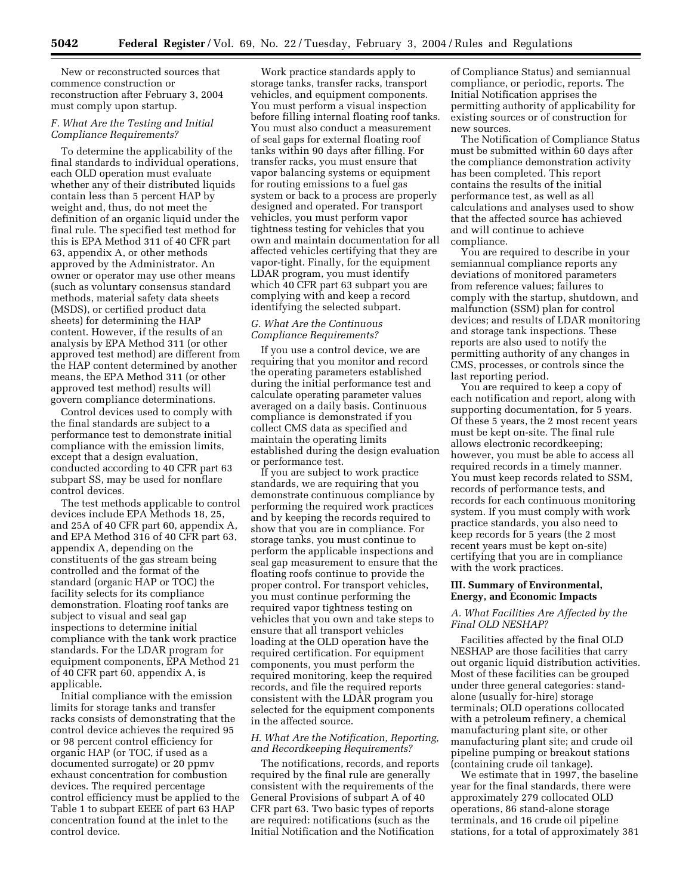New or reconstructed sources that commence construction or reconstruction after February 3, 2004 must comply upon startup.

### *F. What Are the Testing and Initial Compliance Requirements?*

To determine the applicability of the final standards to individual operations, each OLD operation must evaluate whether any of their distributed liquids contain less than 5 percent HAP by weight and, thus, do not meet the definition of an organic liquid under the final rule. The specified test method for this is EPA Method 311 of 40 CFR part 63, appendix A, or other methods approved by the Administrator. An owner or operator may use other means (such as voluntary consensus standard methods, material safety data sheets (MSDS), or certified product data sheets) for determining the HAP content. However, if the results of an analysis by EPA Method 311 (or other approved test method) are different from the HAP content determined by another means, the EPA Method 311 (or other approved test method) results will govern compliance determinations.

Control devices used to comply with the final standards are subject to a performance test to demonstrate initial compliance with the emission limits, except that a design evaluation, conducted according to 40 CFR part 63 subpart SS, may be used for nonflare control devices.

The test methods applicable to control devices include EPA Methods 18, 25, and 25A of 40 CFR part 60, appendix A, and EPA Method 316 of 40 CFR part 63, appendix A, depending on the constituents of the gas stream being controlled and the format of the standard (organic HAP or TOC) the facility selects for its compliance demonstration. Floating roof tanks are subject to visual and seal gap inspections to determine initial compliance with the tank work practice standards. For the LDAR program for equipment components, EPA Method 21 of 40 CFR part 60, appendix A, is applicable.

Initial compliance with the emission limits for storage tanks and transfer racks consists of demonstrating that the control device achieves the required 95 or 98 percent control efficiency for organic HAP (or TOC, if used as a documented surrogate) or 20 ppmv exhaust concentration for combustion devices. The required percentage control efficiency must be applied to the Table 1 to subpart EEEE of part 63 HAP concentration found at the inlet to the control device.

Work practice standards apply to storage tanks, transfer racks, transport vehicles, and equipment components. You must perform a visual inspection before filling internal floating roof tanks. You must also conduct a measurement of seal gaps for external floating roof tanks within 90 days after filling. For transfer racks, you must ensure that vapor balancing systems or equipment for routing emissions to a fuel gas system or back to a process are properly designed and operated. For transport vehicles, you must perform vapor tightness testing for vehicles that you own and maintain documentation for all affected vehicles certifying that they are vapor-tight. Finally, for the equipment LDAR program, you must identify which 40 CFR part 63 subpart you are complying with and keep a record identifying the selected subpart.

### *G. What Are the Continuous Compliance Requirements?*

If you use a control device, we are requiring that you monitor and record the operating parameters established during the initial performance test and calculate operating parameter values averaged on a daily basis. Continuous compliance is demonstrated if you collect CMS data as specified and maintain the operating limits established during the design evaluation or performance test.

If you are subject to work practice standards, we are requiring that you demonstrate continuous compliance by performing the required work practices and by keeping the records required to show that you are in compliance. For storage tanks, you must continue to perform the applicable inspections and seal gap measurement to ensure that the floating roofs continue to provide the proper control. For transport vehicles, you must continue performing the required vapor tightness testing on vehicles that you own and take steps to ensure that all transport vehicles loading at the OLD operation have the required certification. For equipment components, you must perform the required monitoring, keep the required records, and file the required reports consistent with the LDAR program you selected for the equipment components in the affected source.

### *H. What Are the Notification, Reporting, and Recordkeeping Requirements?*

The notifications, records, and reports required by the final rule are generally consistent with the requirements of the General Provisions of subpart A of 40 CFR part 63. Two basic types of reports are required: notifications (such as the Initial Notification and the Notification of Compliance Status) and semiannual compliance, or periodic, reports. The Initial Notification apprises the permitting authority of applicability for existing sources or of construction for new sources.

The Notification of Compliance Status must be submitted within 60 days after the compliance demonstration activity has been completed. This report contains the results of the initial performance test, as well as all calculations and analyses used to show that the affected source has achieved and will continue to achieve compliance.

You are required to describe in your semiannual compliance reports any deviations of monitored parameters from reference values; failures to comply with the startup, shutdown, and malfunction (SSM) plan for control devices; and results of LDAR monitoring and storage tank inspections. These reports are also used to notify the permitting authority of any changes in CMS, processes, or controls since the last reporting period.

You are required to keep a copy of each notification and report, along with supporting documentation, for 5 years. Of these 5 years, the 2 most recent years must be kept on-site. The final rule allows electronic recordkeeping; however, you must be able to access all required records in a timely manner. You must keep records related to SSM, records of performance tests, and records for each continuous monitoring system. If you must comply with work practice standards, you also need to keep records for 5 years (the 2 most recent years must be kept on-site) certifying that you are in compliance with the work practices.

## III. Summary of Environmental, Energy, and Economic Impacts

### *A. What Facilities Are Affected by the Final OLD NESHAP?*

Facilities affected by the final OLD NESHAP are those facilities that carry out organic liquid distribution activities. Most of these facilities can be grouped under three general categories: stand-alone (usually for-hire) storage terminals; OLD operations collocated with a petroleum refinery, a chemical manufacturing plant site, or other manufacturing plant site; and crude oil pipeline pumping or breakout stations (containing crude oil tankage).

We estimate that in 1997, the baseline year for the final standards, there were approximately 279 collocated OLD operations, 86 stand-alone storage terminals, and 16 crude oil pipeline stations, for a total of approximately 381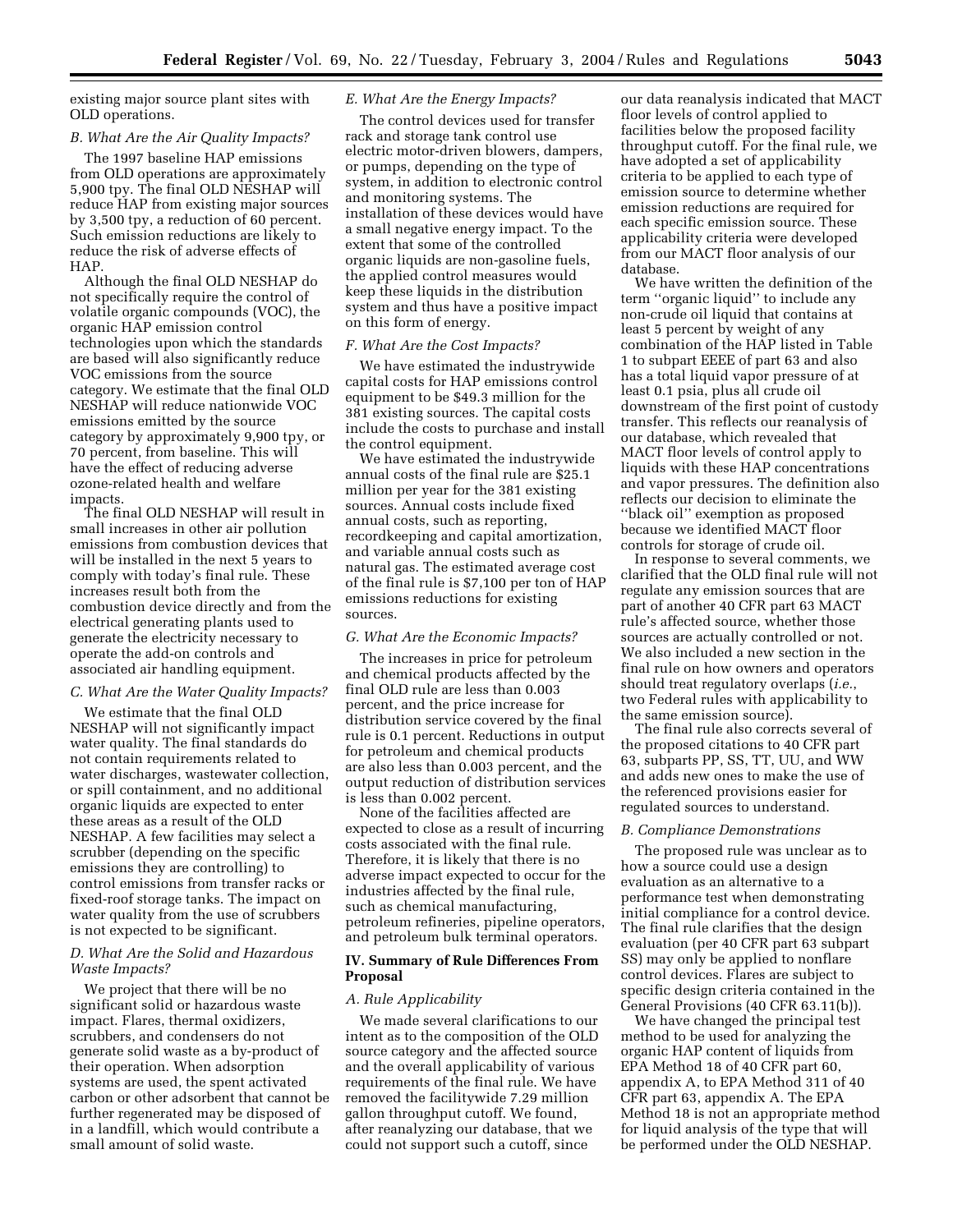existing major source plant sites with OLD operations.

### B. What Are the Air Quality Impacts?

The 1997 baseline HAP emissions from OLD operations are approximately 5,900 tpy. The final OLD NESHAP will reduce HAP from existing major sources by 3,500 tpy, a reduction of 60 percent. Such emission reductions are likely to reduce the risk of adverse effects of HAP.

Although the final OLD NESHAP do not specifically require the control of volatile organic compounds (VOC), the organic HAP emission control technologies upon which the standards are based will also significantly reduce VOC emissions from the source category. We estimate that the final OLD NESHAP will reduce nationwide VOC emissions emitted by the source category by approximately 9,900 tpy, or 70 percent, from baseline. This will have the effect of reducing adverse ozone-related health and welfare impacts.

The final OLD NESHAP will result in small increases in other air pollution emissions from combustion devices that will be installed in the next 5 years to comply with today's final rule. These increases result both from the combustion device directly and from the electrical generating plants used to generate the electricity necessary to operate the add-on controls and associated air handling equipment.

### C. What Are the Water Quality Impacts?

We estimate that the final OLD NESHAP will not significantly impact water quality. The final standards do not contain requirements related to water discharges, wastewater collection, or spill containment, and no additional organic liquids are expected to enter these areas as a result of the OLD NESHAP. A few facilities may select a scrubber (depending on the specific emissions they are controlling) to control emissions from transfer racks or fixed-roof storage tanks. The impact on water quality from the use of scrubbers is not expected to be significant.

### D. What Are the Solid and Hazardous Waste Impacts?

We project that there will be no significant solid or hazardous waste impact. Flares, thermal oxidizers, scrubbers, and condensers do not generate solid waste as a by-product of their operation. When adsorption systems are used, the spent activated carbon or other adsorbent that cannot be further regenerated may be disposed of in a landfill, which would contribute a small amount of solid waste.

### E. What Are the Energy Impacts?

The control devices used for transfer rack and storage tank control use electric motor-driven blowers, dampers, or pumps, depending on the type of system, in addition to electronic control and monitoring systems. The installation of these devices would have a small negative energy impact. To the extent that some of the controlled organic liquids are non-gasoline fuels, the applied control measures would keep these liquids in the distribution system and thus have a positive impact on this form of energy.

### F. What Are the Cost Impacts?

We have estimated the industrywide capital costs for HAP emissions control equipment to be $49.3 million for the 381 existing sources. The capital costs include the costs to purchase and install the control equipment.

We have estimated the industrywide annual costs of the final rule are $25.1 million per year for the 381 existing sources. Annual costs include fixed annual costs, such as reporting, recordkeeping and capital amortization, and variable annual costs such as natural gas. The estimated average cost of the final rule is $7,100 per ton of HAP emissions reductions for existing sources.

### G. What Are the Economic Impacts?

The increases in price for petroleum and chemical products affected by the final OLD rule are less than 0.003 percent, and the price increase for distribution service covered by the final rule is 0.1 percent. Reductions in output for petroleum and chemical products are also less than 0.003 percent, and the output reduction of distribution services is less than 0.002 percent.

None of the facilities affected are expected to close as a result of incurring costs associated with the final rule. Therefore, it is likely that there is no adverse impact expected to occur for the industries affected by the final rule, such as chemical manufacturing, petroleum refineries, pipeline operators, and petroleum bulk terminal operators.

## IV. Summary of Rule Differences From Proposal

### A. Rule Applicability

We made several clarifications to our intent as to the composition of the OLD source category and the affected source and the overall applicability of various requirements of the final rule. We have removed the facilitywide 7.29 million gallon throughput cutoff. We found, after reanalyzing our database, that we could not support such a cutoff, since our data reanalysis indicated that MACT floor levels of control applied to facilities below the proposed facility throughput cutoff. For the final rule, we have adopted a set of applicability criteria to be applied to each type of emission source to determine whether emission reductions are required for each specific emission source. These applicability criteria were developed from our MACT floor analysis of our database.

We have written the definition of the term ''organic liquid'' to include any non-crude oil liquid that contains at least 5 percent by weight of any combination of the HAP listed in Table 1 to subpart EEEE of part 63 and also has a total liquid vapor pressure of at least 0.1 psia, plus all crude oil downstream of the first point of custody transfer. This reflects our reanalysis of our database, which revealed that MACT floor levels of control apply to liquids with these HAP concentrations and vapor pressures. The definition also reflects our decision to eliminate the ''black oil'' exemption as proposed because we identified MACT floor controls for storage of crude oil.

In response to several comments, we clarified that the OLD final rule will not regulate any emission sources that are part of another 40 CFR part 63 MACT rule's affected source, whether those sources are actually controlled or not. We also included a new section in the final rule on how owners and operators should treat regulatory overlaps (*i.e.*, two Federal rules with applicability to the same emission source).

The final rule also corrects several of the proposed citations to 40 CFR part 63, subparts PP, SS, TT, UU, and WW and adds new ones to make the use of the referenced provisions easier for regulated sources to understand.

### B. Compliance Demonstrations

The proposed rule was unclear as to how a source could use a design evaluation as an alternative to a performance test when demonstrating initial compliance for a control device. The final rule clarifies that the design evaluation (per 40 CFR part 63 subpart SS) may only be applied to nonflare control devices. Flares are subject to specific design criteria contained in the General Provisions (40 CFR 63.11(b)).

We have changed the principal test method to be used for analyzing the organic HAP content of liquids from EPA Method 18 of 40 CFR part 60, appendix A, to EPA Method 311 of 40 CFR part 63, appendix A. The EPA Method 18 is not an appropriate method for liquid analysis of the type that will be performed under the OLD NESHAP.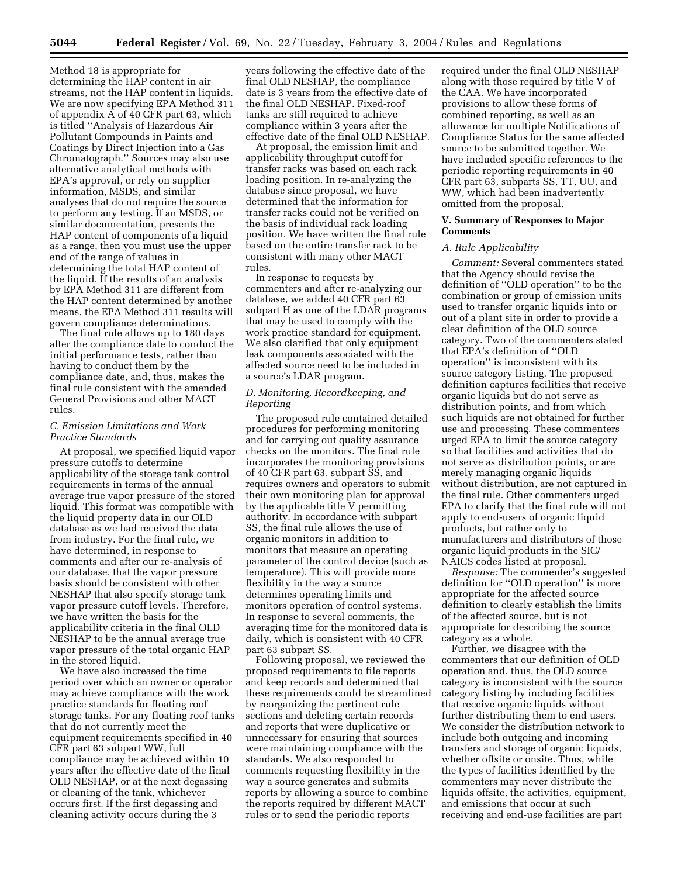Method 18 is appropriate for determining the HAP content in air streams, not the HAP content in liquids. We are now specifying EPA Method 311 of appendix A of 40 CFR part 63, which is titled ''Analysis of Hazardous Air Pollutant Compounds in Paints and Coatings by Direct Injection into a Gas Chromatograph.'' Sources may also use alternative analytical methods with EPA's approval, or rely on supplier information, MSDS, and similar analyses that do not require the source to perform any testing. If an MSDS, or similar documentation, presents the HAP content of components of a liquid as a range, then you must use the upper end of the range of values in determining the total HAP content of the liquid. If the results of an analysis by EPA Method 311 are different from the HAP content determined by another means, the EPA Method 311 results will govern compliance determinations.

The final rule allows up to 180 days after the compliance date to conduct the initial performance tests, rather than having to conduct them by the compliance date, and, thus, makes the final rule consistent with the amended General Provisions and other MACT rules.

### C. Emission Limitations and Work Practice Standards

At proposal, we specified liquid vapor pressure cutoffs to determine applicability of the storage tank control requirements in terms of the annual average true vapor pressure of the stored liquid. This format was compatible with the liquid property data in our OLD database as we had received the data from industry. For the final rule, we have determined, in response to comments and after our re-analysis of our database, that the vapor pressure basis should be consistent with other NESHAP that also specify storage tank vapor pressure cutoff levels. Therefore, we have written the basis for the applicability criteria in the final OLD NESHAP to be the annual average true vapor pressure of the total organic HAP in the stored liquid.

We have also increased the time period over which an owner or operator may achieve compliance with the work practice standards for floating roof storage tanks. For any floating roof tanks that do not currently meet the equipment requirements specified in 40 CFR part 63 subpart WW, full compliance may be achieved within 10 years after the effective date of the final OLD NESHAP, or at the next degassing or cleaning of the tank, whichever occurs first. If the first degassing and cleaning activity occurs during the 3 years following the effective date of the final OLD NESHAP, the compliance date is 3 years from the effective date of the final OLD NESHAP. Fixed-roof tanks are still required to achieve compliance within 3 years after the effective date of the final OLD NESHAP.

At proposal, the emission limit and applicability throughput cutoff for transfer racks was based on each rack loading position. In re-analyzing the database since proposal, we have determined that the information for transfer racks could not be verified on the basis of individual rack loading position. We have written the final rule based on the entire transfer rack to be consistent with many other MACT rules.

In response to requests by commenters and after re-analyzing our database, we added 40 CFR part 63 subpart H as one of the LDAR programs that may be used to comply with the work practice standard for equipment. We also clarified that only equipment leak components associated with the affected source need to be included in a source's LDAR program.

### D. Monitoring, Recordkeeping, and Reporting

The proposed rule contained detailed procedures for performing monitoring and for carrying out quality assurance checks on the monitors. The final rule incorporates the monitoring provisions of 40 CFR part 63, subpart SS, and requires owners and operators to submit their own monitoring plan for approval by the applicable title V permitting authority. In accordance with subpart SS, the final rule allows the use of organic monitors in addition to monitors that measure an operating parameter of the control device (such as temperature). This will provide more flexibility in the way a source determines operating limits and monitors operation of control systems. In response to several comments, the averaging time for the monitored data is daily, which is consistent with 40 CFR part 63 subpart SS.

Following proposal, we reviewed the proposed requirements to file reports and keep records and determined that these requirements could be streamlined by reorganizing the pertinent rule sections and deleting certain records and reports that were duplicative or unnecessary for ensuring that sources were maintaining compliance with the standards. We also responded to comments requesting flexibility in the way a source generates and submits reports by allowing a source to combine the reports required by different MACT rules or to send the periodic reports required under the final OLD NESHAP along with those required by title V of the CAA. We have incorporated provisions to allow these forms of combined reporting, as well as an allowance for multiple Notifications of Compliance Status for the same affected source to be submitted together. We have included specific references to the periodic reporting requirements in 40 CFR part 63, subparts SS, TT, UU, and WW, which had been inadvertently omitted from the proposal.

## V. Summary of Responses to Major Comments

### A. Rule Applicability

*Comment:* Several commenters stated that the Agency should revise the definition of ''OLD operation'' to be the combination or group of emission units used to transfer organic liquids into or out of a plant site in order to provide a clear definition of the OLD source category. Two of the commenters stated that EPA's definition of ''OLD operation'' is inconsistent with its source category listing. The proposed definition captures facilities that receive organic liquids but do not serve as distribution points, and from which such liquids are not obtained for further use and processing. These commenters urged EPA to limit the source category so that facilities and activities that do not serve as distribution points, or are merely managing organic liquids without distribution, are not captured in the final rule. Other commenters urged EPA to clarify that the final rule will not apply to end-users of organic liquid products, but rather only to manufacturers and distributors of those organic liquid products in the SIC/NAICS codes listed at proposal.

*Response:* The commenter's suggested definition for ''OLD operation'' is more appropriate for the affected source definition to clearly establish the limits of the affected source, but is not appropriate for describing the source category as a whole.

Further, we disagree with the commenters that our definition of OLD operation and, thus, the OLD source category is inconsistent with the source category listing by including facilities that receive organic liquids without further distributing them to end users. We consider the distribution network to include both outgoing and incoming transfers and storage of organic liquids, whether offsite or onsite. Thus, while the types of facilities identified by the commenters may never distribute the liquids offsite, the activities, equipment, and emissions that occur at such receiving and end-use facilities are part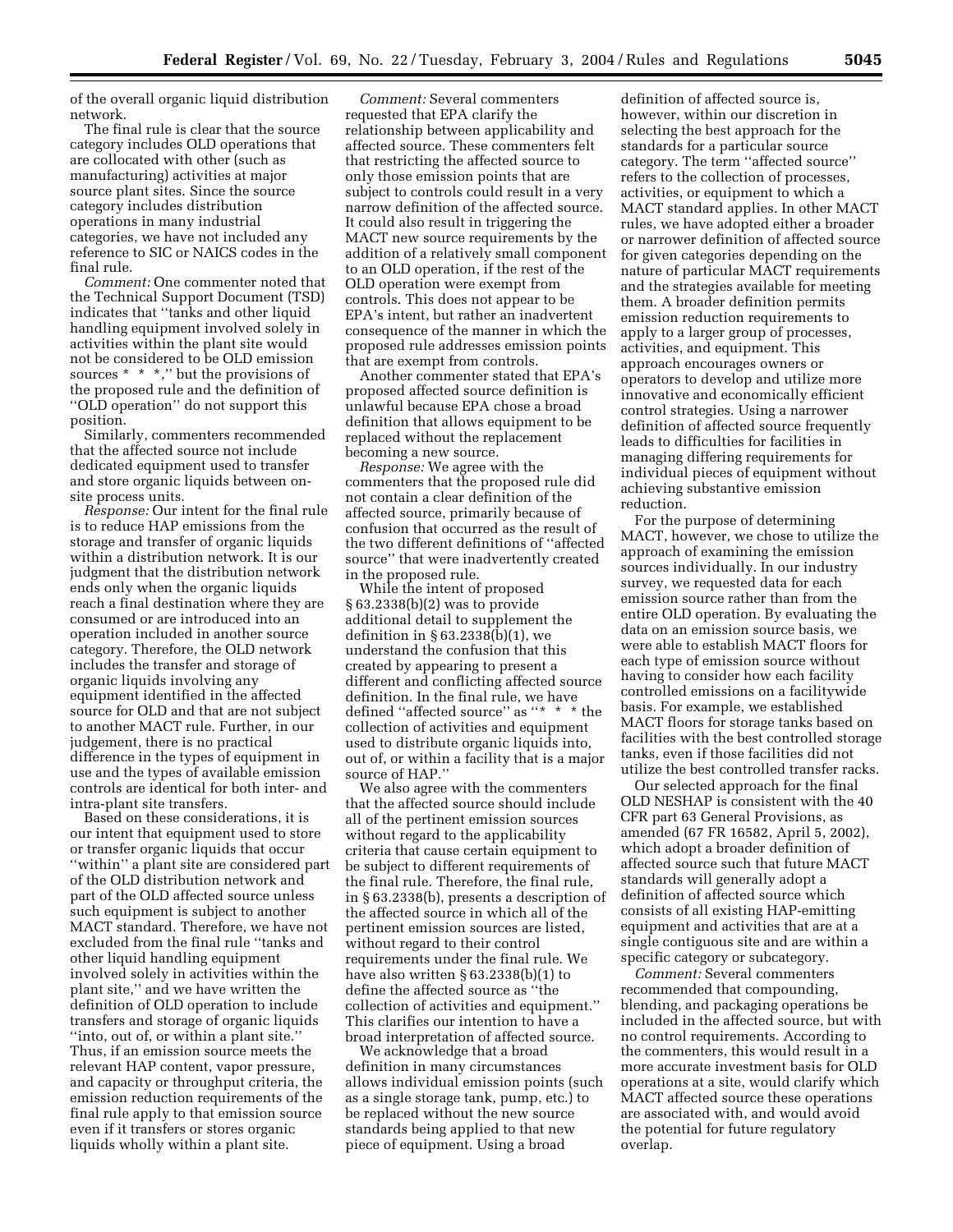of the overall organic liquid distribution network.

The final rule is clear that the source category includes OLD operations that are collocated with other (such as manufacturing) activities at major source plant sites. Since the source category includes distribution operations in many industrial categories, we have not included any reference to SIC or NAICS codes in the final rule.

*Comment:* One commenter noted that the Technical Support Document (TSD) indicates that ''tanks and other liquid handling equipment involved solely in activities within the plant site would not be considered to be OLD emission sources * * *,'' but the provisions of the proposed rule and the definition of ''OLD operation'' do not support this position.

Similarly, commenters recommended that the affected source not include dedicated equipment used to transfer and store organic liquids between on-site process units.

*Response:* Our intent for the final rule is to reduce HAP emissions from the storage and transfer of organic liquids within a distribution network. It is our judgment that the distribution network ends only when the organic liquids reach a final destination where they are consumed or are introduced into an operation included in another source category. Therefore, the OLD network includes the transfer and storage of organic liquids involving any equipment identified in the affected source for OLD and that are not subject to another MACT rule. Further, in our judgement, there is no practical difference in the types of equipment in use and the types of available emission controls are identical for both inter- and intra-plant site transfers.

Based on these considerations, it is our intent that equipment used to store or transfer organic liquids that occur ''within'' a plant site are considered part of the OLD distribution network and part of the OLD affected source unless such equipment is subject to another MACT standard. Therefore, we have not excluded from the final rule ''tanks and other liquid handling equipment involved solely in activities within the plant site,'' and we have written the definition of OLD operation to include transfers and storage of organic liquids ''into, out of, or within a plant site.'' Thus, if an emission source meets the relevant HAP content, vapor pressure, and capacity or throughput criteria, the emission reduction requirements of the final rule apply to that emission source even if it transfers or stores organic liquids wholly within a plant site.

*Comment:* Several commenters requested that EPA clarify the relationship between applicability and affected source. These commenters felt that restricting the affected source to only those emission points that are subject to controls could result in a very narrow definition of the affected source. It could also result in triggering the MACT new source requirements by the addition of a relatively small component to an OLD operation, if the rest of the OLD operation were exempt from controls. This does not appear to be EPA's intent, but rather an inadvertent consequence of the manner in which the proposed rule addresses emission points that are exempt from controls.

Another commenter stated that EPA's proposed affected source definition is unlawful because EPA chose a broad definition that allows equipment to be replaced without the replacement becoming a new source.

*Response:* We agree with the commenters that the proposed rule did not contain a clear definition of the affected source, primarily because of confusion that occurred as the result of the two different definitions of ''affected source'' that were inadvertently created in the proposed rule.

While the intent of proposed § 63.2338(b)(2) was to provide additional detail to supplement the definition in § 63.2338(b)(1), we understand the confusion that this created by appearing to present a different and conflicting affected source definition. In the final rule, we have defined ''affected source'' as ''* * * the collection of activities and equipment used to distribute organic liquids into, out of, or within a facility that is a major source of HAP.''

We also agree with the commenters that the affected source should include all of the pertinent emission sources without regard to the applicability criteria that cause certain equipment to be subject to different requirements of the final rule. Therefore, the final rule, in § 63.2338(b), presents a description of the affected source in which all of the pertinent emission sources are listed, without regard to their control requirements under the final rule. We have also written § 63.2338(b)(1) to define the affected source as ''the collection of activities and equipment.'' This clarifies our intention to have a broad interpretation of affected source.

We acknowledge that a broad definition in many circumstances allows individual emission points (such as a single storage tank, pump, etc.) to be replaced without the new source standards being applied to that new piece of equipment. Using a broad definition of affected source is, however, within our discretion in selecting the best approach for the standards for a particular source category. The term ''affected source'' refers to the collection of processes, activities, or equipment to which a MACT standard applies. In other MACT rules, we have adopted either a broader or narrower definition of affected source for given categories depending on the nature of particular MACT requirements and the strategies available for meeting them. A broader definition permits emission reduction requirements to apply to a larger group of processes, activities, and equipment. This approach encourages owners or operators to develop and utilize more innovative and economically efficient control strategies. Using a narrower definition of affected source frequently leads to difficulties for facilities in managing differing requirements for individual pieces of equipment without achieving substantive emission reduction.

For the purpose of determining MACT, however, we chose to utilize the approach of examining the emission sources individually. In our industry survey, we requested data for each emission source rather than from the entire OLD operation. By evaluating the data on an emission source basis, we were able to establish MACT floors for each type of emission source without having to consider how each facility controlled emissions on a facilitywide basis. For example, we established MACT floors for storage tanks based on facilities with the best controlled storage tanks, even if those facilities did not utilize the best controlled transfer racks.

Our selected approach for the final OLD NESHAP is consistent with the 40 CFR part 63 General Provisions, as amended (67 FR 16582, April 5, 2002), which adopt a broader definition of affected source such that future MACT standards will generally adopt a definition of affected source which consists of all existing HAP-emitting equipment and activities that are at a single contiguous site and are within a specific category or subcategory.

*Comment:* Several commenters recommended that compounding, blending, and packaging operations be included in the affected source, but with no control requirements. According to the commenters, this would result in a more accurate investment basis for OLD operations at a site, would clarify which MACT affected source these operations are associated with, and would avoid the potential for future regulatory overlap.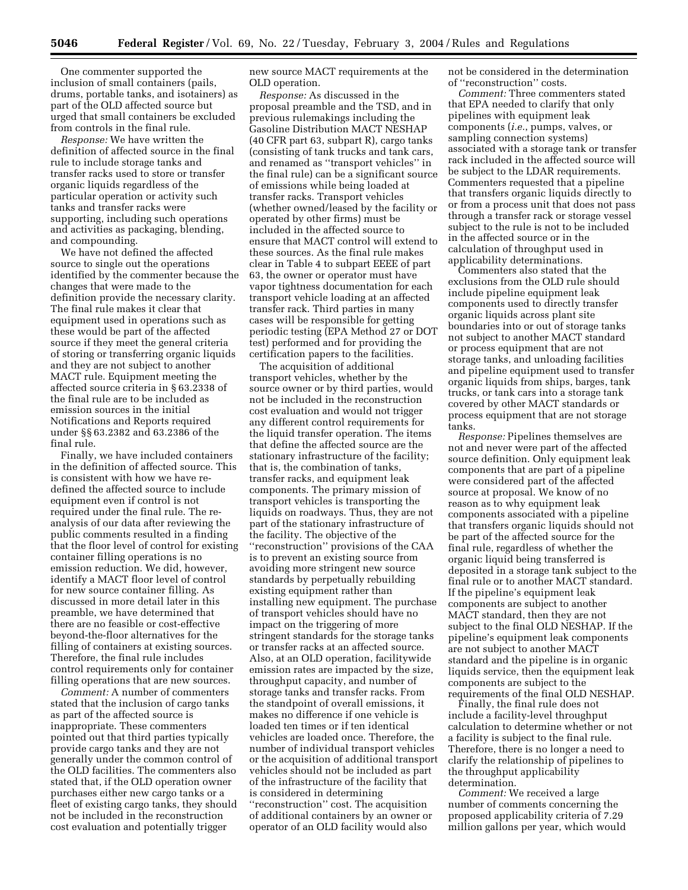One commenter supported the inclusion of small containers (pails, drums, portable tanks, and isotainers) as part of the OLD affected source but urged that small containers be excluded from controls in the final rule.

*Response:* We have written the definition of affected source in the final rule to include storage tanks and transfer racks used to store or transfer organic liquids regardless of the particular operation or activity such tanks and transfer racks were supporting, including such operations and activities as packaging, blending, and compounding.

We have not defined the affected source to single out the operations identified by the commenter because the changes that were made to the definition provide the necessary clarity. The final rule makes it clear that equipment used in operations such as these would be part of the affected source if they meet the general criteria of storing or transferring organic liquids and they are not subject to another MACT rule. Equipment meeting the affected source criteria in § 63.2338 of the final rule are to be included as emission sources in the initial Notifications and Reports required under §§ 63.2382 and 63.2386 of the final rule.

Finally, we have included containers in the definition of affected source. This is consistent with how we have re-defined the affected source to include equipment even if control is not required under the final rule. The re-analysis of our data after reviewing the public comments resulted in a finding that the floor level of control for existing container filling operations is no emission reduction. We did, however, identify a MACT floor level of control for new source container filling. As discussed in more detail later in this preamble, we have determined that there are no feasible or cost-effective beyond-the-floor alternatives for the filling of containers at existing sources. Therefore, the final rule includes control requirements only for container filling operations that are new sources.

*Comment:* A number of commenters stated that the inclusion of cargo tanks as part of the affected source is inappropriate. These commenters pointed out that third parties typically provide cargo tanks and they are not generally under the common control of the OLD facilities. The commenters also stated that, if the OLD operation owner purchases either new cargo tanks or a fleet of existing cargo tanks, they should not be included in the reconstruction cost evaluation and potentially trigger new source MACT requirements at the OLD operation.

*Response:* As discussed in the proposal preamble and the TSD, and in previous rulemakings including the Gasoline Distribution MACT NESHAP (40 CFR part 63, subpart R), cargo tanks (consisting of tank trucks and tank cars, and renamed as ''transport vehicles'' in the final rule) can be a significant source of emissions while being loaded at transfer racks. Transport vehicles (whether owned/leased by the facility or operated by other firms) must be included in the affected source to ensure that MACT control will extend to these sources. As the final rule makes clear in Table 4 to subpart EEEE of part 63, the owner or operator must have vapor tightness documentation for each transport vehicle loading at an affected transfer rack. Third parties in many cases will be responsible for getting periodic testing (EPA Method 27 or DOT test) performed and for providing the certification papers to the facilities.

The acquisition of additional transport vehicles, whether by the source owner or by third parties, would not be included in the reconstruction cost evaluation and would not trigger any different control requirements for the liquid transfer operation. The items that define the affected source are the stationary infrastructure of the facility; that is, the combination of tanks, transfer racks, and equipment leak components. The primary mission of transport vehicles is transporting the liquids on roadways. Thus, they are not part of the stationary infrastructure of the facility. The objective of the ''reconstruction'' provisions of the CAA is to prevent an existing source from avoiding more stringent new source standards by perpetually rebuilding existing equipment rather than installing new equipment. The purchase of transport vehicles should have no impact on the triggering of more stringent standards for the storage tanks or transfer racks at an affected source. Also, at an OLD operation, facilitywide emission rates are impacted by the size, throughput capacity, and number of storage tanks and transfer racks. From the standpoint of overall emissions, it makes no difference if one vehicle is loaded ten times or if ten identical vehicles are loaded once. Therefore, the number of individual transport vehicles or the acquisition of additional transport vehicles should not be included as part of the infrastructure of the facility that is considered in determining ''reconstruction'' cost. The acquisition of additional containers by an owner or operator of an OLD facility would also not be considered in the determination of ''reconstruction'' costs.

*Comment:* Three commenters stated that EPA needed to clarify that only pipelines with equipment leak components (*i.e.*, pumps, valves, or sampling connection systems) associated with a storage tank or transfer rack included in the affected source will be subject to the LDAR requirements. Commenters requested that a pipeline that transfers organic liquids directly to or from a process unit that does not pass through a transfer rack or storage vessel subject to the rule is not to be included in the affected source or in the calculation of throughput used in applicability determinations.

Commenters also stated that the exclusions from the OLD rule should include pipeline equipment leak components used to directly transfer organic liquids across plant site boundaries into or out of storage tanks not subject to another MACT standard or process equipment that are not storage tanks, and unloading facilities and pipeline equipment used to transfer organic liquids from ships, barges, tank trucks, or tank cars into a storage tank covered by other MACT standards or process equipment that are not storage tanks.

*Response:* Pipelines themselves are not and never were part of the affected source definition. Only equipment leak components that are part of a pipeline were considered part of the affected source at proposal. We know of no reason as to why equipment leak components associated with a pipeline that transfers organic liquids should not be part of the affected source for the final rule, regardless of whether the organic liquid being transferred is deposited in a storage tank subject to the final rule or to another MACT standard. If the pipeline's equipment leak components are subject to another MACT standard, then they are not subject to the final OLD NESHAP. If the pipeline's equipment leak components are not subject to another MACT standard and the pipeline is in organic liquids service, then the equipment leak components are subject to the requirements of the final OLD NESHAP.

Finally, the final rule does not include a facility-level throughput calculation to determine whether or not a facility is subject to the final rule. Therefore, there is no longer a need to clarify the relationship of pipelines to the throughput applicability determination.

*Comment:* We received a large number of comments concerning the proposed applicability criteria of 7.29 million gallons per year, which would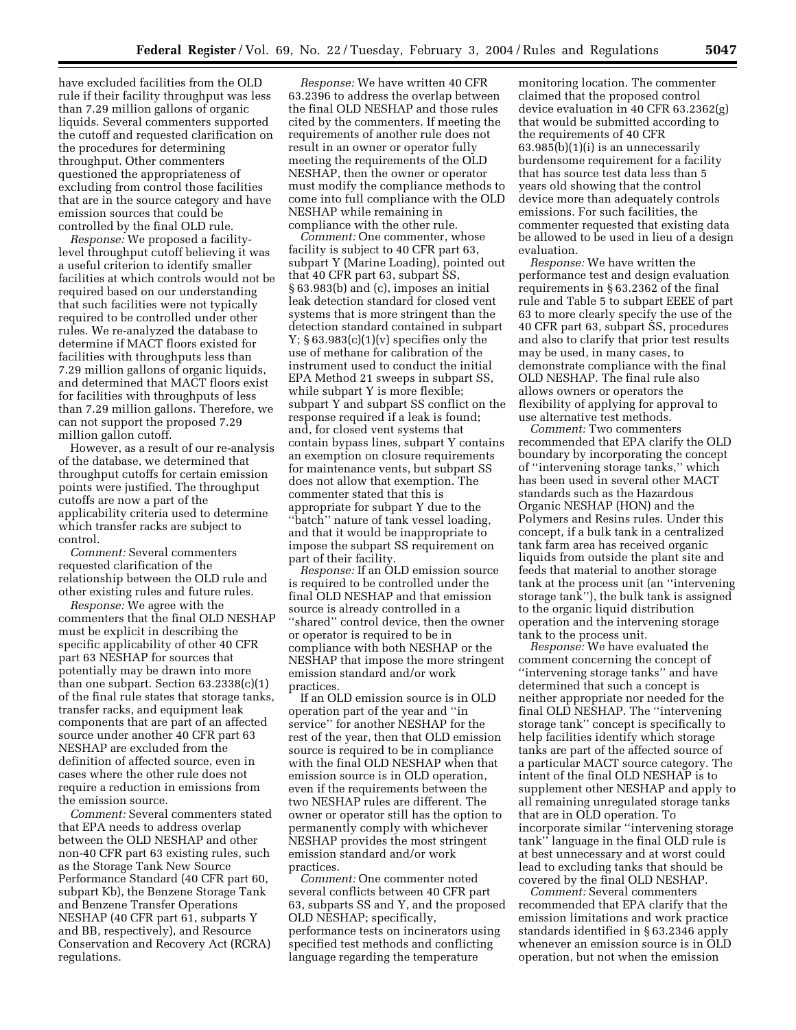have excluded facilities from the OLD rule if their facility throughput was less than 7.29 million gallons of organic liquids. Several commenters supported the cutoff and requested clarification on the procedures for determining throughput. Other commenters questioned the appropriateness of excluding from control those facilities that are in the source category and have emission sources that could be controlled by the final OLD rule.

*Response:* We proposed a facility-level throughput cutoff believing it was a useful criterion to identify smaller facilities at which controls would not be required based on our understanding that such facilities were not typically required to be controlled under other rules. We re-analyzed the database to determine if MACT floors existed for facilities with throughputs less than 7.29 million gallons of organic liquids, and determined that MACT floors exist for facilities with throughputs of less than 7.29 million gallons. Therefore, we can not support the proposed 7.29 million gallon cutoff.

However, as a result of our re-analysis of the database, we determined that throughput cutoffs for certain emission points were justified. The throughput cutoffs are now a part of the applicability criteria used to determine which transfer racks are subject to control.

*Comment:* Several commenters requested clarification of the relationship between the OLD rule and other existing rules and future rules.

*Response:* We agree with the commenters that the final OLD NESHAP must be explicit in describing the specific applicability of other 40 CFR part 63 NESHAP for sources that potentially may be drawn into more than one subpart. Section 63.2338(c)(1) of the final rule states that storage tanks, transfer racks, and equipment leak components that are part of an affected source under another 40 CFR part 63 NESHAP are excluded from the definition of affected source, even in cases where the other rule does not require a reduction in emissions from the emission source.

*Comment:* Several commenters stated that EPA needs to address overlap between the OLD NESHAP and other non-40 CFR part 63 existing rules, such as the Storage Tank New Source Performance Standard (40 CFR part 60, subpart Kb), the Benzene Storage Tank and Benzene Transfer Operations NESHAP (40 CFR part 61, subparts Y and BB, respectively), and Resource Conservation and Recovery Act (RCRA) regulations.

*Response:* We have written 40 CFR 63.2396 to address the overlap between the final OLD NESHAP and those rules cited by the commenters. If meeting the requirements of another rule does not result in an owner or operator fully meeting the requirements of the OLD NESHAP, then the owner or operator must modify the compliance methods to come into full compliance with the OLD NESHAP while remaining in compliance with the other rule.

*Comment:* One commenter, whose facility is subject to 40 CFR part 63, subpart Y (Marine Loading), pointed out that 40 CFR part 63, subpart SS, § 63.983(b) and (c), imposes an initial leak detection standard for closed vent systems that is more stringent than the detection standard contained in subpart Y; § 63.983(c)(1)(v) specifies only the use of methane for calibration of the instrument used to conduct the initial EPA Method 21 sweeps in subpart SS, while subpart Y is more flexible; subpart Y and subpart SS conflict on the response required if a leak is found; and, for closed vent systems that contain bypass lines, subpart Y contains an exemption on closure requirements for maintenance vents, but subpart SS does not allow that exemption. The commenter stated that this is appropriate for subpart Y due to the "batch" nature of tank vessel loading, and that it would be inappropriate to impose the subpart SS requirement on part of their facility.

*Response:* If an OLD emission source is required to be controlled under the final OLD NESHAP and that emission source is already controlled in a "shared" control device, then the owner or operator is required to be in compliance with both NESHAP or the NESHAP that impose the more stringent emission standard and/or work practices.

If an OLD emission source is in OLD operation part of the year and "in service" for another NESHAP for the rest of the year, then that OLD emission source is required to be in compliance with the final OLD NESHAP when that emission source is in OLD operation, even if the requirements between the two NESHAP rules are different. The owner or operator still has the option to permanently comply with whichever NESHAP provides the most stringent emission standard and/or work practices.

*Comment:* One commenter noted several conflicts between 40 CFR part 63, subparts SS and Y, and the proposed OLD NESHAP; specifically, performance tests on incinerators using specified test methods and conflicting language regarding the temperature monitoring location. The commenter claimed that the proposed control device evaluation in 40 CFR 63.2362(g) that would be submitted according to the requirements of 40 CFR 63.985(b)(1)(i) is an unnecessarily burdensome requirement for a facility that has source test data less than 5 years old showing that the control device more than adequately controls emissions. For such facilities, the commenter requested that existing data be allowed to be used in lieu of a design evaluation.

*Response:* We have written the performance test and design evaluation requirements in § 63.2362 of the final rule and Table 5 to subpart EEEE of part 63 to more clearly specify the use of the 40 CFR part 63, subpart SS, procedures and also to clarify that prior test results may be used, in many cases, to demonstrate compliance with the final OLD NESHAP. The final rule also allows owners or operators the flexibility of applying for approval to use alternative test methods.

*Comment:* Two commenters recommended that EPA clarify the OLD boundary by incorporating the concept of "intervening storage tanks," which has been used in several other MACT standards such as the Hazardous Organic NESHAP (HON) and the Polymers and Resins rules. Under this concept, if a bulk tank in a centralized tank farm area has received organic liquids from outside the plant site and feeds that material to another storage tank at the process unit (an "intervening storage tank"), the bulk tank is assigned to the organic liquid distribution operation and the intervening storage tank to the process unit.

*Response:* We have evaluated the comment concerning the concept of "intervening storage tanks" and have determined that such a concept is neither appropriate nor needed for the final OLD NESHAP. The "intervening storage tank" concept is specifically to help facilities identify which storage tanks are part of the affected source of a particular MACT source category. The intent of the final OLD NESHAP is to supplement other NESHAP and apply to all remaining unregulated storage tanks that are in OLD operation. To incorporate similar "intervening storage tank" language in the final OLD rule is at best unnecessary and at worst could lead to excluding tanks that should be covered by the final OLD NESHAP.

*Comment:* Several commenters recommended that EPA clarify that the emission limitations and work practice standards identified in § 63.2346 apply whenever an emission source is in OLD operation, but not when the emission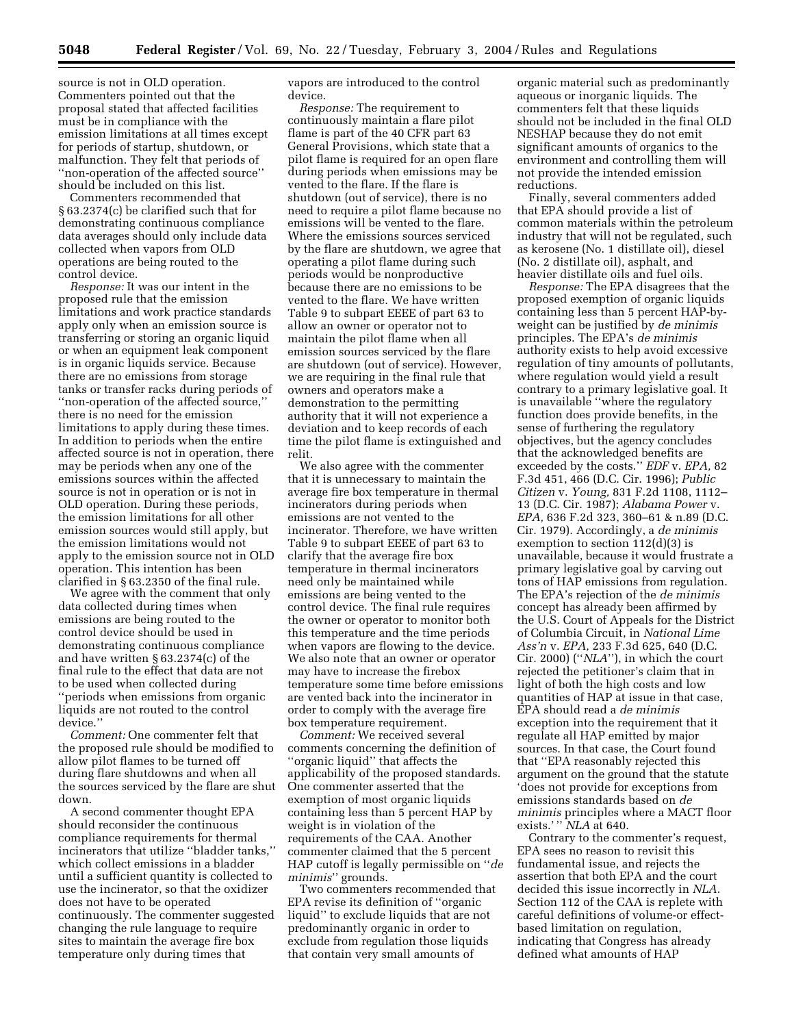source is not in OLD operation. Commenters pointed out that the proposal stated that affected facilities must be in compliance with the emission limitations at all times except for periods of startup, shutdown, or malfunction. They felt that periods of ''non-operation of the affected source'' should be included on this list.

Commenters recommended that § 63.2374(c) be clarified such that for demonstrating continuous compliance data averages should only include data collected when vapors from OLD operations are being routed to the control device.

*Response:* It was our intent in the proposed rule that the emission limitations and work practice standards apply only when an emission source is transferring or storing an organic liquid or when an equipment leak component is in organic liquids service. Because there are no emissions from storage tanks or transfer racks during periods of ''non-operation of the affected source,'' there is no need for the emission limitations to apply during these times. In addition to periods when the entire affected source is not in operation, there may be periods when any one of the emissions sources within the affected source is not in operation or is not in OLD operation. During these periods, the emission limitations for all other emission sources would still apply, but the emission limitations would not apply to the emission source not in OLD operation. This intention has been clarified in § 63.2350 of the final rule.

We agree with the comment that only data collected during times when emissions are being routed to the control device should be used in demonstrating continuous compliance and have written § 63.2374(c) of the final rule to the effect that data are not to be used when collected during ''periods when emissions from organic liquids are not routed to the control device.''

*Comment:* One commenter felt that the proposed rule should be modified to allow pilot flames to be turned off during flare shutdowns and when all the sources serviced by the flare are shut down.

A second commenter thought EPA should reconsider the continuous compliance requirements for thermal incinerators that utilize ''bladder tanks,'' which collect emissions in a bladder until a sufficient quantity is collected to use the incinerator, so that the oxidizer does not have to be operated continuously. The commenter suggested changing the rule language to require sites to maintain the average fire box temperature only during times that vapors are introduced to the control device.

*Response:* The requirement to continuously maintain a flare pilot flame is part of the 40 CFR part 63 General Provisions, which state that a pilot flame is required for an open flare during periods when emissions may be vented to the flare. If the flare is shutdown (out of service), there is no need to require a pilot flame because no emissions will be vented to the flare. Where the emissions sources serviced by the flare are shutdown, we agree that operating a pilot flame during such periods would be nonproductive because there are no emissions to be vented to the flare. We have written Table 9 to subpart EEEE of part 63 to allow an owner or operator not to maintain the pilot flame when all emission sources serviced by the flare are shutdown (out of service). However, we are requiring in the final rule that owners and operators make a demonstration to the permitting authority that it will not experience a deviation and to keep records of each time the pilot flame is extinguished and relit.

We also agree with the commenter that it is unnecessary to maintain the average fire box temperature in thermal incinerators during periods when emissions are not vented to the incinerator. Therefore, we have written Table 9 to subpart EEEE of part 63 to clarify that the average fire box temperature in thermal incinerators need only be maintained while emissions are being vented to the control device. The final rule requires the owner or operator to monitor both this temperature and the time periods when vapors are flowing to the device. We also note that an owner or operator may have to increase the firebox temperature some time before emissions are vented back into the incinerator in order to comply with the average fire box temperature requirement.

*Comment:* We received several comments concerning the definition of ''organic liquid'' that affects the applicability of the proposed standards. One commenter asserted that the exemption of most organic liquids containing less than 5 percent HAP by weight is in violation of the requirements of the CAA. Another commenter claimed that the 5 percent HAP cutoff is legally permissible on ''*de minimis*'' grounds.

Two commenters recommended that EPA revise its definition of ''organic liquid'' to exclude liquids that are not predominantly organic in order to exclude from regulation those liquids that contain very small amounts of organic material such as predominantly aqueous or inorganic liquids. The commenters felt that these liquids should not be included in the final OLD NESHAP because they do not emit significant amounts of organics to the environment and controlling them will not provide the intended emission reductions.

Finally, several commenters added that EPA should provide a list of common materials within the petroleum industry that will not be regulated, such as kerosene (No. 1 distillate oil), diesel (No. 2 distillate oil), asphalt, and heavier distillate oils and fuel oils.

*Response:* The EPA disagrees that the proposed exemption of organic liquids containing less than 5 percent HAP-by-weight can be justified by *de minimis* principles. The EPA's *de minimis* authority exists to help avoid excessive regulation of tiny amounts of pollutants, where regulation would yield a result contrary to a primary legislative goal. It is unavailable ''where the regulatory function does provide benefits, in the sense of furthering the regulatory objectives, but the agency concludes that the acknowledged benefits are exceeded by the costs.'' *EDF* v. *EPA,* 82 F.3d 451, 466 (D.C. Cir. 1996); *Public Citizen* v. *Young,* 831 F.2d 1108, 1112–13 (D.C. Cir. 1987); *Alabama Power* v. *EPA,* 636 F.2d 323, 360–61 & n.89 (D.C. Cir. 1979). Accordingly, a *de minimis* exemption to section 112(d)(3) is unavailable, because it would frustrate a primary legislative goal by carving out tons of HAP emissions from regulation. The EPA's rejection of the *de minimis* concept has already been affirmed by the U.S. Court of Appeals for the District of Columbia Circuit, in *National Lime Ass'n* v. *EPA,* 233 F.3d 625, 640 (D.C. Cir. 2000) (''*NLA*''), in which the court rejected the petitioner's claim that in light of both the high costs and low quantities of HAP at issue in that case, EPA should read a *de minimis* exception into the requirement that it regulate all HAP emitted by major sources. In that case, the Court found that ''EPA reasonably rejected this argument on the ground that the statute 'does not provide for exceptions from emissions standards based on *de minimis* principles where a MACT floor exists.' '' *NLA* at 640.

Contrary to the commenter's request, EPA sees no reason to revisit this fundamental issue, and rejects the assertion that both EPA and the court decided this issue incorrectly in *NLA*. Section 112 of the CAA is replete with careful definitions of volume-or effect-based limitation on regulation, indicating that Congress has already defined what amounts of HAP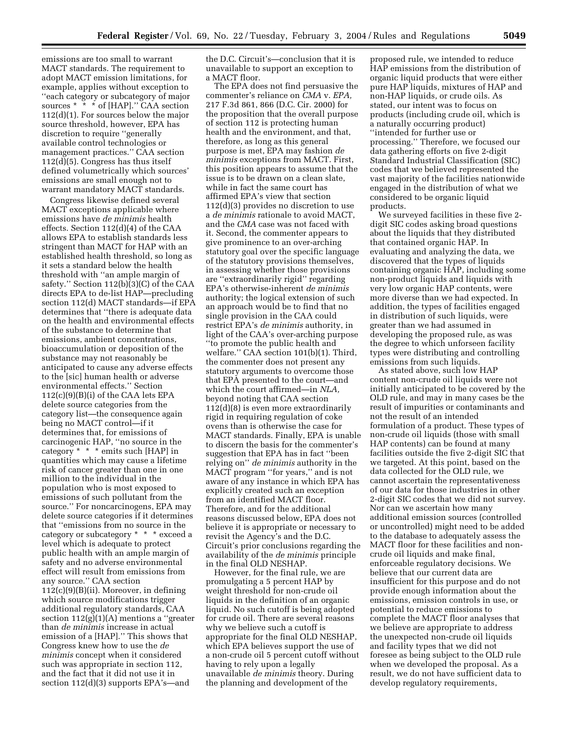emissions are too small to warrant MACT standards. The requirement to adopt MACT emission limitations, for example, applies without exception to ''each category or subcategory of major sources * * * of [HAP].'' CAA section 112(d)(1). For sources below the major source threshold, however, EPA has discretion to require ''generally available control technologies or management practices.'' CAA section 112(d)(5). Congress has thus itself defined volumetrically which sources' emissions are small enough not to warrant mandatory MACT standards.

Congress likewise defined several MACT exceptions applicable where emissions have *de minimis* health effects. Section 112(d)(4) of the CAA allows EPA to establish standards less stringent than MACT for HAP with an established health threshold, so long as it sets a standard below the health threshold with ''an ample margin of safety.'' Section 112(b)(3)(C) of the CAA directs EPA to de-list HAP—precluding section 112(d) MACT standards—if EPA determines that ''there is adequate data on the health and environmental effects of the substance to determine that emissions, ambient concentrations, bioaccumulation or deposition of the substance may not reasonably be anticipated to cause any adverse effects to the [sic] human health or adverse environmental effects.'' Section 112(c)(9)(B)(i) of the CAA lets EPA delete source categories from the category list—the consequence again being no MACT control—if it determines that, for emissions of carcinogenic HAP, ''no source in the category * * * emits such [HAP] in quantities which may cause a lifetime risk of cancer greater than one in one million to the individual in the population who is most exposed to emissions of such pollutant from the source.'' For noncarcinogens, EPA may delete source categories if it determines that ''emissions from no source in the category or subcategory * * * exceed a level which is adequate to protect public health with an ample margin of safety and no adverse environmental effect will result from emissions from any source.'' CAA section 112(c)(9)(B)(ii). Moreover, in defining which source modifications trigger additional regulatory standards, CAA section 112(g)(1)(A) mentions a ''greater than *de minimis* increase in actual emission of a [HAP].'' This shows that Congress knew how to use the *de minimis* concept when it considered such was appropriate in section 112, and the fact that it did not use it in section 112(d)(3) supports EPA's—and the D.C. Circuit's—conclusion that it is unavailable to support an exception to a MACT floor.

The EPA does not find persuasive the commenter's reliance on *CMA* v. *EPA*, 217 F.3d 861, 866 (D.C. Cir. 2000) for the proposition that the overall purpose of section 112 is protecting human health and the environment, and that, therefore, as long as this general purpose is met, EPA may fashion *de minimis* exceptions from MACT. First, this position appears to assume that the issue is to be drawn on a clean slate, while in fact the same court has affirmed EPA's view that section 112(d)(3) provides no discretion to use a *de minimis* rationale to avoid MACT, and the *CMA* case was not faced with it. Second, the commenter appears to give prominence to an over-arching statutory goal over the specific language of the statutory provisions themselves, in assessing whether those provisions are ''extraordinarily rigid'' regarding EPA's otherwise-inherent *de minimis* authority; the logical extension of such an approach would be to find that no single provision in the CAA could restrict EPA's *de minimis* authority, in light of the CAA's over-arching purpose ''to promote the public health and welfare.'' CAA section 101(b)(1). Third, the commenter does not present any statutory arguments to overcome those that EPA presented to the court—and which the court affirmed—in *NLA*, beyond noting that CAA section 112(d)(8) is even more extraordinarily rigid in requiring regulation of coke ovens than is otherwise the case for MACT standards. Finally, EPA is unable to discern the basis for the commenter's suggestion that EPA has in fact ''been relying on'' *de minimis* authority in the MACT program ''for years,'' and is not aware of any instance in which EPA has explicitly created such an exception from an identified MACT floor. Therefore, and for the additional reasons discussed below, EPA does not believe it is appropriate or necessary to revisit the Agency's and the D.C. Circuit's prior conclusions regarding the availability of the *de minimis* principle in the final OLD NESHAP.

However, for the final rule, we are promulgating a 5 percent HAP by weight threshold for non-crude oil liquids in the definition of an organic liquid. No such cutoff is being adopted for crude oil. There are several reasons why we believe such a cutoff is appropriate for the final OLD NESHAP, which EPA believes support the use of a non-crude oil 5 percent cutoff without having to rely upon a legally unavailable *de minimis* theory. During the planning and development of the proposed rule, we intended to reduce HAP emissions from the distribution of organic liquid products that were either pure HAP liquids, mixtures of HAP and non-HAP liquids, or crude oils. As stated, our intent was to focus on products (including crude oil, which is a naturally occurring product) ''intended for further use or processing.'' Therefore, we focused our data gathering efforts on five 2-digit Standard Industrial Classification (SIC) codes that we believed represented the vast majority of the facilities nationwide engaged in the distribution of what we considered to be organic liquid products.

We surveyed facilities in these five 2-digit SIC codes asking broad questions about the liquids that they distributed that contained organic HAP. In evaluating and analyzing the data, we discovered that the types of liquids containing organic HAP, including some non-product liquids and liquids with very low organic HAP contents, were more diverse than we had expected. In addition, the types of facilities engaged in distribution of such liquids, were greater than we had assumed in developing the proposed rule, as was the degree to which unforseen facility types were distributing and controlling emissions from such liquids.

As stated above, such low HAP content non-crude oil liquids were not initially anticipated to be covered by the OLD rule, and may in many cases be the result of impurities or contaminants and not the result of an intended formulation of a product. These types of non-crude oil liquids (those with small HAP contents) can be found at many facilities outside the five 2-digit SIC that we targeted. At this point, based on the data collected for the OLD rule, we cannot ascertain the representativeness of our data for those industries in other 2-digit SIC codes that we did not survey. Nor can we ascertain how many additional emission sources (controlled or uncontrolled) might need to be added to the database to adequately assess the MACT floor for these facilities and non-crude oil liquids and make final, enforceable regulatory decisions. We believe that our current data are insufficient for this purpose and do not provide enough information about the emissions, emission controls in use, or potential to reduce emissions to complete the MACT floor analyses that we believe are appropriate to address the unexpected non-crude oil liquids and facility types that we did not foresee as being subject to the OLD rule when we developed the proposal. As a result, we do not have sufficient data to develop regulatory requirements,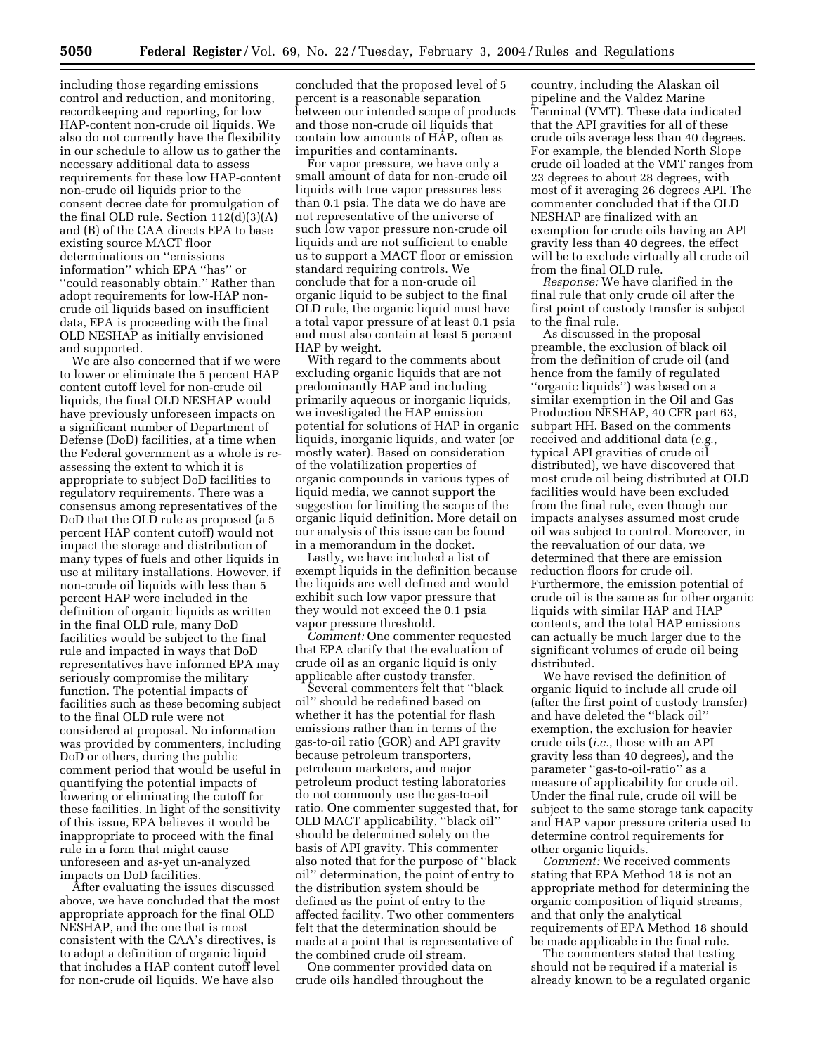including those regarding emissions control and reduction, and monitoring, recordkeeping and reporting, for low HAP-content non-crude oil liquids. We also do not currently have the flexibility in our schedule to allow us to gather the necessary additional data to assess requirements for these low HAP-content non-crude oil liquids prior to the consent decree date for promulgation of the final OLD rule. Section 112(d)(3)(A) and (B) of the CAA directs EPA to base existing source MACT floor determinations on ''emissions information'' which EPA ''has'' or ''could reasonably obtain.'' Rather than adopt requirements for low-HAP non-crude oil liquids based on insufficient data, EPA is proceeding with the final OLD NESHAP as initially envisioned and supported.

We are also concerned that if we were to lower or eliminate the 5 percent HAP content cutoff level for non-crude oil liquids, the final OLD NESHAP would have previously unforeseen impacts on a significant number of Department of Defense (DoD) facilities, at a time when the Federal government as a whole is re-assessing the extent to which it is appropriate to subject DoD facilities to regulatory requirements. There was a consensus among representatives of the DoD that the OLD rule as proposed (a 5 percent HAP content cutoff) would not impact the storage and distribution of many types of fuels and other liquids in use at military installations. However, if non-crude oil liquids with less than 5 percent HAP were included in the definition of organic liquids as written in the final OLD rule, many DoD facilities would be subject to the final rule and impacted in ways that DoD representatives have informed EPA may seriously compromise the military function. The potential impacts of facilities such as these becoming subject to the final OLD rule were not considered at proposal. No information was provided by commenters, including DoD or others, during the public comment period that would be useful in quantifying the potential impacts of lowering or eliminating the cutoff for these facilities. In light of the sensitivity of this issue, EPA believes it would be inappropriate to proceed with the final rule in a form that might cause unforeseen and as-yet un-analyzed impacts on DoD facilities.

After evaluating the issues discussed above, we have concluded that the most appropriate approach for the final OLD NESHAP, and the one that is most consistent with the CAA's directives, is to adopt a definition of organic liquid that includes a HAP content cutoff level for non-crude oil liquids. We have also concluded that the proposed level of 5 percent is a reasonable separation between our intended scope of products and those non-crude oil liquids that contain low amounts of HAP, often as impurities and contaminants.

For vapor pressure, we have only a small amount of data for non-crude oil liquids with true vapor pressures less than 0.1 psia. The data we do have are not representative of the universe of such low vapor pressure non-crude oil liquids and are not sufficient to enable us to support a MACT floor or emission standard requiring controls. We conclude that for a non-crude oil organic liquid to be subject to the final OLD rule, the organic liquid must have a total vapor pressure of at least 0.1 psia and must also contain at least 5 percent HAP by weight.

With regard to the comments about excluding organic liquids that are not predominantly HAP and including primarily aqueous or inorganic liquids, we investigated the HAP emission potential for solutions of HAP in organic liquids, inorganic liquids, and water (or mostly water). Based on consideration of the volatilization properties of organic compounds in various types of liquid media, we cannot support the suggestion for limiting the scope of the organic liquid definition. More detail on our analysis of this issue can be found in a memorandum in the docket.

Lastly, we have included a list of exempt liquids in the definition because the liquids are well defined and would exhibit such low vapor pressure that they would not exceed the 0.1 psia vapor pressure threshold.

*Comment:* One commenter requested that EPA clarify that the evaluation of crude oil as an organic liquid is only applicable after custody transfer.

Several commenters felt that ''black oil'' should be redefined based on whether it has the potential for flash emissions rather than in terms of the gas-to-oil ratio (GOR) and API gravity because petroleum transporters, petroleum marketers, and major petroleum product testing laboratories do not commonly use the gas-to-oil ratio. One commenter suggested that, for OLD MACT applicability, ''black oil'' should be determined solely on the basis of API gravity. This commenter also noted that for the purpose of ''black oil'' determination, the point of entry to the distribution system should be defined as the point of entry to the affected facility. Two other commenters felt that the determination should be made at a point that is representative of the combined crude oil stream.

One commenter provided data on crude oils handled throughout the country, including the Alaskan oil pipeline and the Valdez Marine Terminal (VMT). These data indicated that the API gravities for all of these crude oils average less than 40 degrees. For example, the blended North Slope crude oil loaded at the VMT ranges from 23 degrees to about 28 degrees, with most of it averaging 26 degrees API. The commenter concluded that if the OLD NESHAP are finalized with an exemption for crude oils having an API gravity less than 40 degrees, the effect will be to exclude virtually all crude oil from the final OLD rule.

*Response:* We have clarified in the final rule that only crude oil after the first point of custody transfer is subject to the final rule.

As discussed in the proposal preamble, the exclusion of black oil from the definition of crude oil (and hence from the family of regulated ''organic liquids'') was based on a similar exemption in the Oil and Gas Production NESHAP, 40 CFR part 63, subpart HH. Based on the comments received and additional data (*e.g.*, typical API gravities of crude oil distributed), we have discovered that most crude oil being distributed at OLD facilities would have been excluded from the final rule, even though our impacts analyses assumed most crude oil was subject to control. Moreover, in the reevaluation of our data, we determined that there are emission reduction floors for crude oil. Furthermore, the emission potential of crude oil is the same as for other organic liquids with similar HAP and HAP contents, and the total HAP emissions can actually be much larger due to the significant volumes of crude oil being distributed.

We have revised the definition of organic liquid to include all crude oil (after the first point of custody transfer) and have deleted the ''black oil'' exemption, the exclusion for heavier crude oils (*i.e.*, those with an API gravity less than 40 degrees), and the parameter ''gas-to-oil-ratio'' as a measure of applicability for crude oil. Under the final rule, crude oil will be subject to the same storage tank capacity and HAP vapor pressure criteria used to determine control requirements for other organic liquids.

*Comment:* We received comments stating that EPA Method 18 is not an appropriate method for determining the organic composition of liquid streams, and that only the analytical requirements of EPA Method 18 should be made applicable in the final rule.

The commenters stated that testing should not be required if a material is already known to be a regulated organic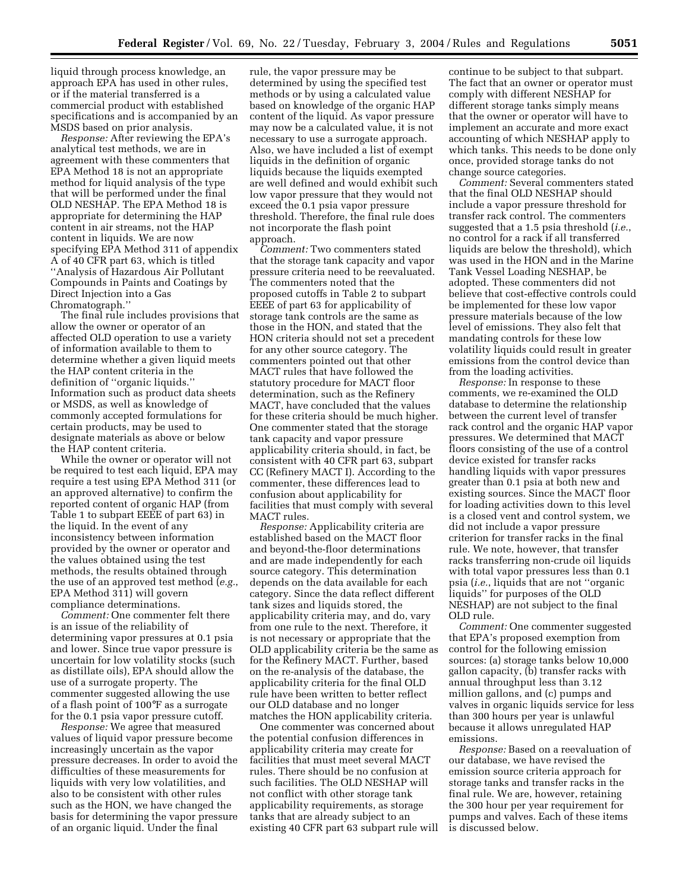liquid through process knowledge, an approach EPA has used in other rules, or if the material transferred is a commercial product with established specifications and is accompanied by an MSDS based on prior analysis.

*Response:* After reviewing the EPA's analytical test methods, we are in agreement with these commenters that EPA Method 18 is not an appropriate method for liquid analysis of the type that will be performed under the final OLD NESHAP. The EPA Method 18 is appropriate for determining the HAP content in air streams, not the HAP content in liquids. We are now specifying EPA Method 311 of appendix A of 40 CFR part 63, which is titled "Analysis of Hazardous Air Pollutant Compounds in Paints and Coatings by Direct Injection into a Gas Chromatograph."

The final rule includes provisions that allow the owner or operator of an affected OLD operation to use a variety of information available to them to determine whether a given liquid meets the HAP content criteria in the definition of "organic liquids." Information such as product data sheets or MSDS, as well as knowledge of commonly accepted formulations for certain products, may be used to designate materials as above or below the HAP content criteria.

While the owner or operator will not be required to test each liquid, EPA may require a test using EPA Method 311 (or an approved alternative) to confirm the reported content of organic HAP (from Table 1 to subpart EEEE of part 63) in the liquid. In the event of any inconsistency between information provided by the owner or operator and the values obtained using the test methods, the results obtained through the use of an approved test method (*e.g.*, EPA Method 311) will govern compliance determinations.

*Comment:* One commenter felt there is an issue of the reliability of determining vapor pressures at 0.1 psia and lower. Since true vapor pressure is uncertain for low volatility stocks (such as distillate oils), EPA should allow the use of a surrogate property. The commenter suggested allowing the use of a flash point of 100°F as a surrogate for the 0.1 psia vapor pressure cutoff.

*Response:* We agree that measured values of liquid vapor pressure become increasingly uncertain as the vapor pressure decreases. In order to avoid the difficulties of these measurements for liquids with very low volatilities, and also to be consistent with other rules such as the HON, we have changed the basis for determining the vapor pressure of an organic liquid. Under the final rule, the vapor pressure may be determined by using the specified test methods or by using a calculated value based on knowledge of the organic HAP content of the liquid. As vapor pressure may now be a calculated value, it is not necessary to use a surrogate approach. Also, we have included a list of exempt liquids in the definition of organic liquids because the liquids exempted are well defined and would exhibit such low vapor pressure that they would not exceed the 0.1 psia vapor pressure threshold. Therefore, the final rule does not incorporate the flash point approach.

*Comment:* Two commenters stated that the storage tank capacity and vapor pressure criteria need to be reevaluated. The commenters noted that the proposed cutoffs in Table 2 to subpart EEEE of part 63 for applicability of storage tank controls are the same as those in the HON, and stated that the HON criteria should not set a precedent for any other source category. The commenters pointed out that other MACT rules that have followed the statutory procedure for MACT floor determination, such as the Refinery MACT, have concluded that the values for these criteria should be much higher. One commenter stated that the storage tank capacity and vapor pressure applicability criteria should, in fact, be consistent with 40 CFR part 63, subpart CC (Refinery MACT I). According to the commenter, these differences lead to confusion about applicability for facilities that must comply with several MACT rules.

*Response:* Applicability criteria are established based on the MACT floor and beyond-the-floor determinations and are made independently for each source category. This determination depends on the data available for each category. Since the data reflect different tank sizes and liquids stored, the applicability criteria may, and do, vary from one rule to the next. Therefore, it is not necessary or appropriate that the OLD applicability criteria be the same as for the Refinery MACT. Further, based on the re-analysis of the database, the applicability criteria for the final OLD rule have been written to better reflect our OLD database and no longer matches the HON applicability criteria.

One commenter was concerned about the potential confusion differences in applicability criteria may create for facilities that must meet several MACT rules. There should be no confusion at such facilities. The OLD NESHAP will not conflict with other storage tank applicability requirements, as storage tanks that are already subject to an existing 40 CFR part 63 subpart rule will continue to be subject to that subpart. The fact that an owner or operator must comply with different NESHAP for different storage tanks simply means that the owner or operator will have to implement an accurate and more exact accounting of which NESHAP apply to which tanks. This needs to be done only once, provided storage tanks do not change source categories.

*Comment:* Several commenters stated that the final OLD NESHAP should include a vapor pressure threshold for transfer rack control. The commenters suggested that a 1.5 psia threshold (*i.e.*, no control for a rack if all transferred liquids are below the threshold), which was used in the HON and in the Marine Tank Vessel Loading NESHAP, be adopted. These commenters did not believe that cost-effective controls could be implemented for these low vapor pressure materials because of the low level of emissions. They also felt that mandating controls for these low volatility liquids could result in greater emissions from the control device than from the loading activities.

*Response:* In response to these comments, we re-examined the OLD database to determine the relationship between the current level of transfer rack control and the organic HAP vapor pressures. We determined that MACT floors consisting of the use of a control device existed for transfer racks handling liquids with vapor pressures greater than 0.1 psia at both new and existing sources. Since the MACT floor for loading activities down to this level is a closed vent and control system, we did not include a vapor pressure criterion for transfer racks in the final rule. We note, however, that transfer racks transferring non-crude oil liquids with total vapor pressures less than 0.1 psia (*i.e.*, liquids that are not "organic liquids" for purposes of the OLD NESHAP) are not subject to the final OLD rule.

*Comment:* One commenter suggested that EPA's proposed exemption from control for the following emission sources: (a) storage tanks below 10,000 gallon capacity, (b) transfer racks with annual throughput less than 3.12 million gallons, and (c) pumps and valves in organic liquids service for less than 300 hours per year is unlawful because it allows unregulated HAP emissions.

*Response:* Based on a reevaluation of our database, we have revised the emission source criteria approach for storage tanks and transfer racks in the final rule. We are, however, retaining the 300 hour per year requirement for pumps and valves. Each of these items is discussed below.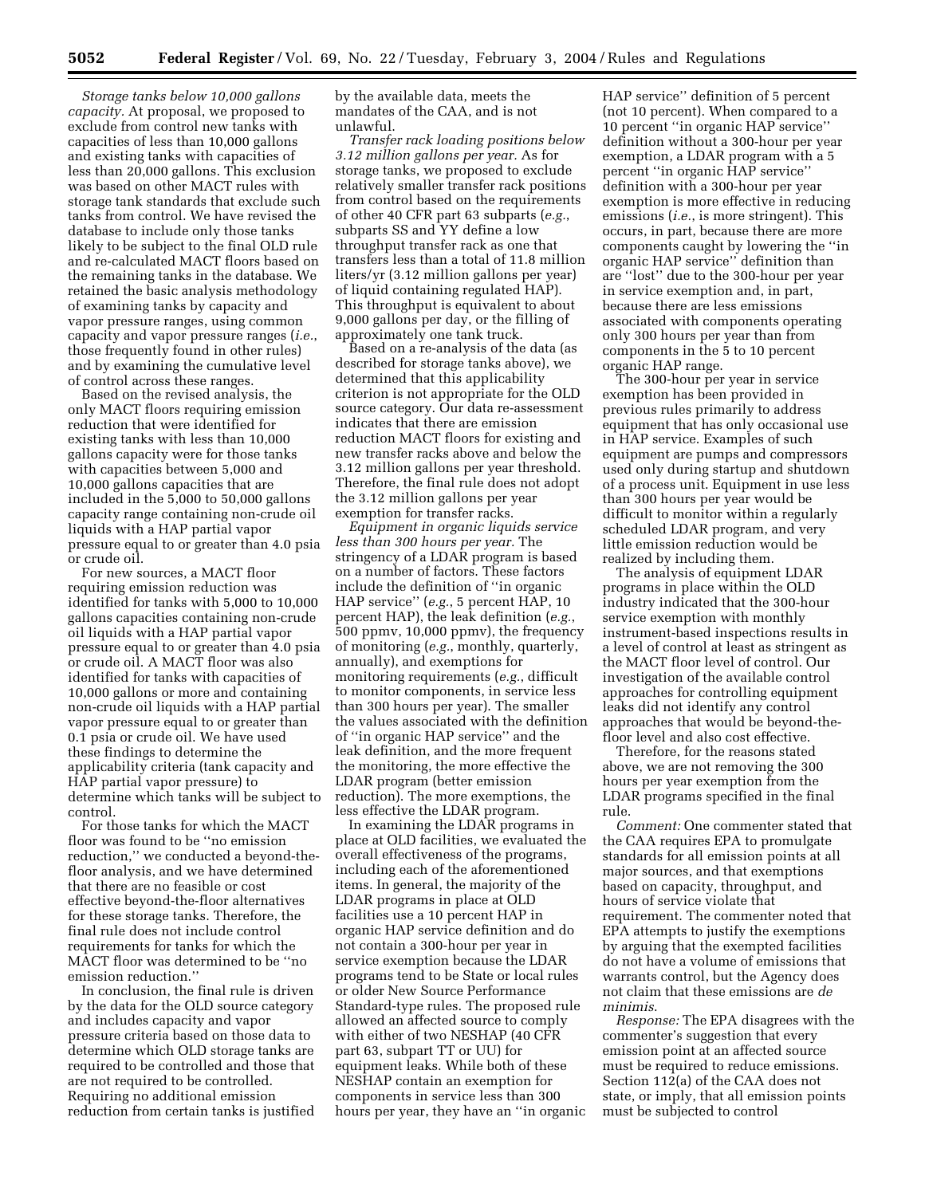*Storage tanks below 10,000 gallons capacity.* At proposal, we proposed to exclude from control new tanks with capacities of less than 10,000 gallons and existing tanks with capacities of less than 20,000 gallons. This exclusion was based on other MACT rules with storage tank standards that exclude such tanks from control. We have revised the database to include only those tanks likely to be subject to the final OLD rule and re-calculated MACT floors based on the remaining tanks in the database. We retained the basic analysis methodology of examining tanks by capacity and vapor pressure ranges, using common capacity and vapor pressure ranges (*i.e.*, those frequently found in other rules) and by examining the cumulative level of control across these ranges.

Based on the revised analysis, the only MACT floors requiring emission reduction that were identified for existing tanks with less than 10,000 gallons capacity were for those tanks with capacities between 5,000 and 10,000 gallons capacities that are included in the 5,000 to 50,000 gallons capacity range containing non-crude oil liquids with a HAP partial vapor pressure equal to or greater than 4.0 psia or crude oil.

For new sources, a MACT floor requiring emission reduction was identified for tanks with 5,000 to 10,000 gallons capacities containing non-crude oil liquids with a HAP partial vapor pressure equal to or greater than 4.0 psia or crude oil. A MACT floor was also identified for tanks with capacities of 10,000 gallons or more and containing non-crude oil liquids with a HAP partial vapor pressure equal to or greater than 0.1 psia or crude oil. We have used these findings to determine the applicability criteria (tank capacity and HAP partial vapor pressure) to determine which tanks will be subject to control.

For those tanks for which the MACT floor was found to be ''no emission reduction,'' we conducted a beyond-the-floor analysis, and we have determined that there are no feasible or cost effective beyond-the-floor alternatives for these storage tanks. Therefore, the final rule does not include control requirements for tanks for which the MACT floor was determined to be ''no emission reduction.''

In conclusion, the final rule is driven by the data for the OLD source category and includes capacity and vapor pressure criteria based on those data to determine which OLD storage tanks are required to be controlled and those that are not required to be controlled. Requiring no additional emission reduction from certain tanks is justified by the available data, meets the mandates of the CAA, and is not unlawful.

*Transfer rack loading positions below 3.12 million gallons per year.* As for storage tanks, we proposed to exclude relatively smaller transfer rack positions from control based on the requirements of other 40 CFR part 63 subparts (*e.g.*, subparts SS and YY define a low throughput transfer rack as one that transfers less than a total of 11.8 million liters/yr (3.12 million gallons per year) of liquid containing regulated HAP). This throughput is equivalent to about 9,000 gallons per day, or the filling of approximately one tank truck.

Based on a re-analysis of the data (as described for storage tanks above), we determined that this applicability criterion is not appropriate for the OLD source category. Our data re-assessment indicates that there are emission reduction MACT floors for existing and new transfer racks above and below the 3.12 million gallons per year threshold. Therefore, the final rule does not adopt the 3.12 million gallons per year exemption for transfer racks.

*Equipment in organic liquids service less than 300 hours per year.* The stringency of a LDAR program is based on a number of factors. These factors include the definition of ''in organic HAP service'' (*e.g.*, 5 percent HAP, 10 percent HAP), the leak definition (*e.g.*, 500 ppmv, 10,000 ppmv), the frequency of monitoring (*e.g.*, monthly, quarterly, annually), and exemptions for monitoring requirements (*e.g.*, difficult to monitor components, in service less than 300 hours per year). The smaller the values associated with the definition of ''in organic HAP service'' and the leak definition, and the more frequent the monitoring, the more effective the LDAR program (better emission reduction). The more exemptions, the less effective the LDAR program.

In examining the LDAR programs in place at OLD facilities, we evaluated the overall effectiveness of the programs, including each of the aforementioned items. In general, the majority of the LDAR programs in place at OLD facilities use a 10 percent HAP in organic HAP service definition and do not contain a 300-hour per year in service exemption because the LDAR programs tend to be State or local rules or older New Source Performance Standard-type rules. The proposed rule allowed an affected source to comply with either of two NESHAP (40 CFR part 63, subpart TT or UU) for equipment leaks. While both of these NESHAP contain an exemption for components in service less than 300 hours per year, they have an ''in organic HAP service'' definition of 5 percent (not 10 percent). When compared to a 10 percent ''in organic HAP service'' definition without a 300-hour per year exemption, a LDAR program with a 5 percent ''in organic HAP service'' definition with a 300-hour per year exemption is more effective in reducing emissions (*i.e.*, is more stringent). This occurs, in part, because there are more components caught by lowering the ''in organic HAP service'' definition than are ''lost'' due to the 300-hour per year in service exemption and, in part, because there are less emissions associated with components operating only 300 hours per year than from components in the 5 to 10 percent organic HAP range.

The 300-hour per year in service exemption has been provided in previous rules primarily to address equipment that has only occasional use in HAP service. Examples of such equipment are pumps and compressors used only during startup and shutdown of a process unit. Equipment in use less than 300 hours per year would be difficult to monitor within a regularly scheduled LDAR program, and very little emission reduction would be realized by including them.

The analysis of equipment LDAR programs in place within the OLD industry indicated that the 300-hour service exemption with monthly instrument-based inspections results in a level of control at least as stringent as the MACT floor level of control. Our investigation of the available control approaches for controlling equipment leaks did not identify any control approaches that would be beyond-the-floor level and also cost effective.

Therefore, for the reasons stated above, we are not removing the 300 hours per year exemption from the LDAR programs specified in the final rule.

*Comment:* One commenter stated that the CAA requires EPA to promulgate standards for all emission points at all major sources, and that exemptions based on capacity, throughput, and hours of service violate that requirement. The commenter noted that EPA attempts to justify the exemptions by arguing that the exempted facilities do not have a volume of emissions that warrants control, but the Agency does not claim that these emissions are *de minimis*.

*Response:* The EPA disagrees with the commenter's suggestion that every emission point at an affected source must be required to reduce emissions. Section 112(a) of the CAA does not state, or imply, that all emission points must be subjected to control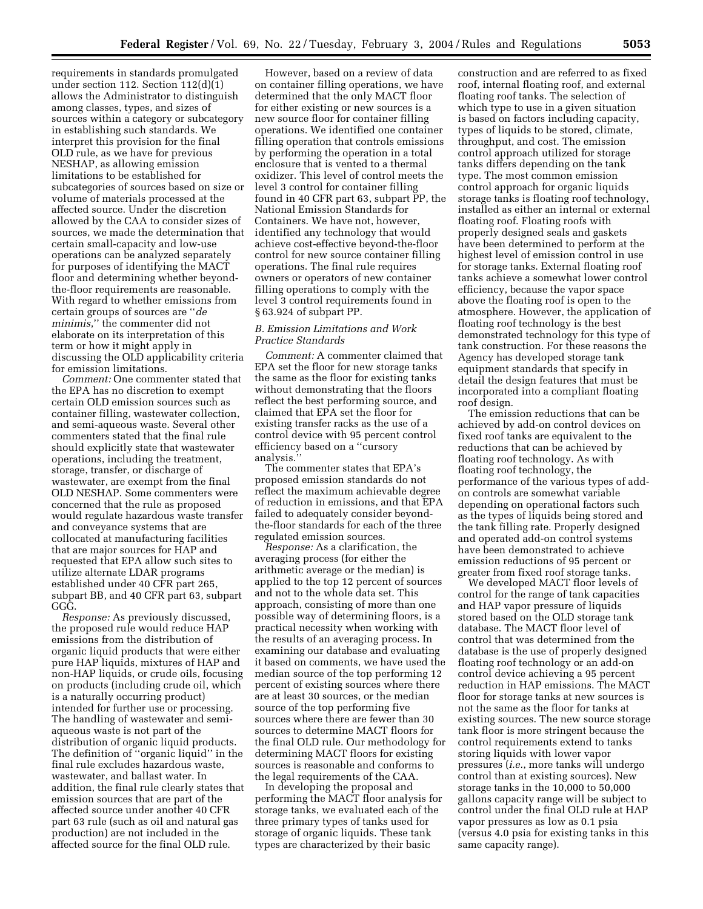requirements in standards promulgated under section 112. Section 112(d)(1) allows the Administrator to distinguish among classes, types, and sizes of sources within a category or subcategory in establishing such standards. We interpret this provision for the final OLD rule, as we have for previous NESHAP, as allowing emission limitations to be established for subcategories of sources based on size or volume of materials processed at the affected source. Under the discretion allowed by the CAA to consider sizes of sources, we made the determination that certain small-capacity and low-use operations can be analyzed separately for purposes of identifying the MACT floor and determining whether beyond-the-floor requirements are reasonable. With regard to whether emissions from certain groups of sources are ''*de minimis*,'' the commenter did not elaborate on its interpretation of this term or how it might apply in discussing the OLD applicability criteria for emission limitations.

*Comment:* One commenter stated that the EPA has no discretion to exempt certain OLD emission sources such as container filling, wastewater collection, and semi-aqueous waste. Several other commenters stated that the final rule should explicitly state that wastewater operations, including the treatment, storage, transfer, or discharge of wastewater, are exempt from the final OLD NESHAP. Some commenters were concerned that the rule as proposed would regulate hazardous waste transfer and conveyance systems that are collocated at manufacturing facilities that are major sources for HAP and requested that EPA allow such sites to utilize alternate LDAR programs established under 40 CFR part 265, subpart BB, and 40 CFR part 63, subpart GGG.

*Response:* As previously discussed, the proposed rule would reduce HAP emissions from the distribution of organic liquid products that were either pure HAP liquids, mixtures of HAP and non-HAP liquids, or crude oils, focusing on products (including crude oil, which is a naturally occurring product) intended for further use or processing. The handling of wastewater and semi-aqueous waste is not part of the distribution of organic liquid products. The definition of ''organic liquid'' in the final rule excludes hazardous waste, wastewater, and ballast water. In addition, the final rule clearly states that emission sources that are part of the affected source under another 40 CFR part 63 rule (such as oil and natural gas production) are not included in the affected source for the final OLD rule.

However, based on a review of data on container filling operations, we have determined that the only MACT floor for either existing or new sources is a new source floor for container filling operations. We identified one container filling operation that controls emissions by performing the operation in a total enclosure that is vented to a thermal oxidizer. This level of control meets the level 3 control for container filling found in 40 CFR part 63, subpart PP, the National Emission Standards for Containers. We have not, however, identified any technology that would achieve cost-effective beyond-the-floor control for new source container filling operations. The final rule requires owners or operators of new container filling operations to comply with the level 3 control requirements found in § 63.924 of subpart PP.

### *B. Emission Limitations and Work Practice Standards*

*Comment:* A commenter claimed that EPA set the floor for new storage tanks the same as the floor for existing tanks without demonstrating that the floors reflect the best performing source, and claimed that EPA set the floor for existing transfer racks as the use of a control device with 95 percent control efficiency based on a ''cursory analysis.''

The commenter states that EPA's proposed emission standards do not reflect the maximum achievable degree of reduction in emissions, and that EPA failed to adequately consider beyond-the-floor standards for each of the three regulated emission sources.

*Response:* As a clarification, the averaging process (for either the arithmetic average or the median) is applied to the top 12 percent of sources and not to the whole data set. This approach, consisting of more than one possible way of determining floors, is a practical necessity when working with the results of an averaging process. In examining our database and evaluating it based on comments, we have used the median source of the top performing 12 percent of existing sources where there are at least 30 sources, or the median source of the top performing five sources where there are fewer than 30 sources to determine MACT floors for the final OLD rule. Our methodology for determining MACT floors for existing sources is reasonable and conforms to the legal requirements of the CAA.

In developing the proposal and performing the MACT floor analysis for storage tanks, we evaluated each of the three primary types of tanks used for storage of organic liquids. These tank types are characterized by their basic construction and are referred to as fixed roof, internal floating roof, and external floating roof tanks. The selection of which type to use in a given situation is based on factors including capacity, types of liquids to be stored, climate, throughput, and cost. The emission control approach utilized for storage tanks differs depending on the tank type. The most common emission control approach for organic liquids storage tanks is floating roof technology, installed as either an internal or external floating roof. Floating roofs with properly designed seals and gaskets have been determined to perform at the highest level of emission control in use for storage tanks. External floating roof tanks achieve a somewhat lower control efficiency, because the vapor space above the floating roof is open to the atmosphere. However, the application of floating roof technology is the best demonstrated technology for this type of tank construction. For these reasons the Agency has developed storage tank equipment standards that specify in detail the design features that must be incorporated into a compliant floating roof design.

The emission reductions that can be achieved by add-on control devices on fixed roof tanks are equivalent to the reductions that can be achieved by floating roof technology. As with floating roof technology, the performance of the various types of add-on controls are somewhat variable depending on operational factors such as the types of liquids being stored and the tank filling rate. Properly designed and operated add-on control systems have been demonstrated to achieve emission reductions of 95 percent or greater from fixed roof storage tanks.

We developed MACT floor levels of control for the range of tank capacities and HAP vapor pressure of liquids stored based on the OLD storage tank database. The MACT floor level of control that was determined from the database is the use of properly designed floating roof technology or an add-on control device achieving a 95 percent reduction in HAP emissions. The MACT floor for storage tanks at new sources is not the same as the floor for tanks at existing sources. The new source storage tank floor is more stringent because the control requirements extend to tanks storing liquids with lower vapor pressures (*i.e.*, more tanks will undergo control than at existing sources). New storage tanks in the 10,000 to 50,000 gallons capacity range will be subject to control under the final OLD rule at HAP vapor pressures as low as 0.1 psia (versus 4.0 psia for existing tanks in this same capacity range).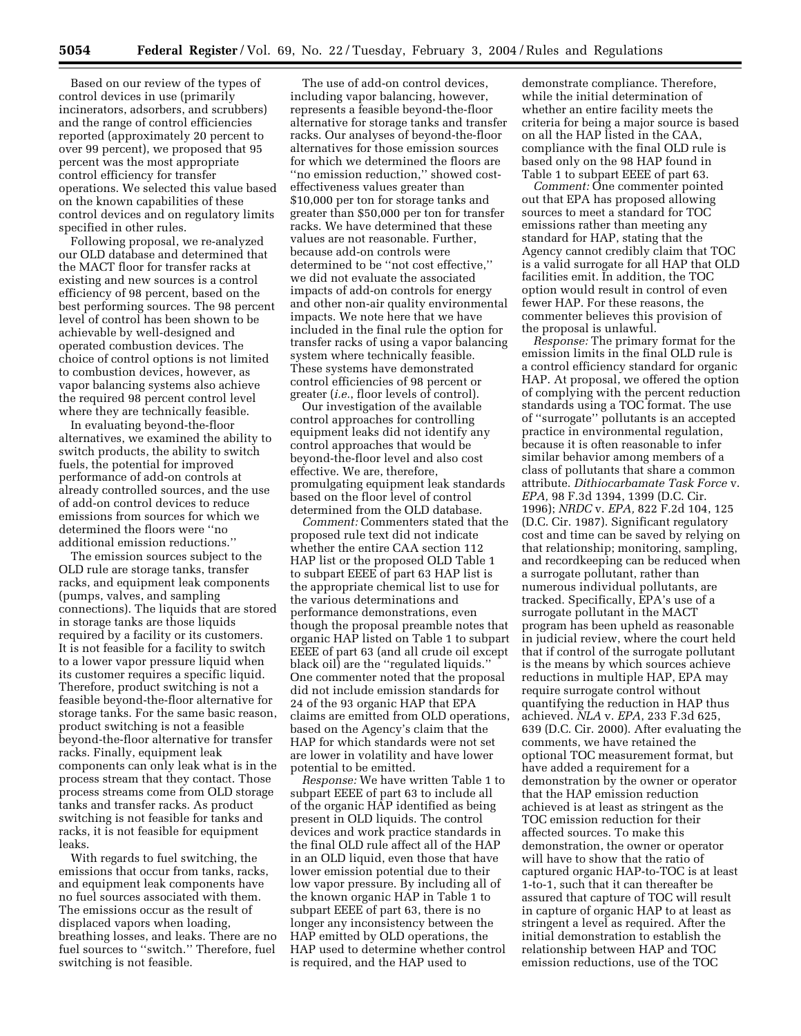Based on our review of the types of control devices in use (primarily incinerators, adsorbers, and scrubbers) and the range of control efficiencies reported (approximately 20 percent to over 99 percent), we proposed that 95 percent was the most appropriate control efficiency for transfer operations. We selected this value based on the known capabilities of these control devices and on regulatory limits specified in other rules.

Following proposal, we re-analyzed our OLD database and determined that the MACT floor for transfer racks at existing and new sources is a control efficiency of 98 percent, based on the best performing sources. The 98 percent level of control has been shown to be achievable by well-designed and operated combustion devices. The choice of control options is not limited to combustion devices, however, as vapor balancing systems also achieve the required 98 percent control level where they are technically feasible.

In evaluating beyond-the-floor alternatives, we examined the ability to switch products, the ability to switch fuels, the potential for improved performance of add-on controls at already controlled sources, and the use of add-on control devices to reduce emissions from sources for which we determined the floors were ''no additional emission reductions.''

The emission sources subject to the OLD rule are storage tanks, transfer racks, and equipment leak components (pumps, valves, and sampling connections). The liquids that are stored in storage tanks are those liquids required by a facility or its customers. It is not feasible for a facility to switch to a lower vapor pressure liquid when its customer requires a specific liquid. Therefore, product switching is not a feasible beyond-the-floor alternative for storage tanks. For the same basic reason, product switching is not a feasible beyond-the-floor alternative for transfer racks. Finally, equipment leak components can only leak what is in the process stream that they contact. Those process streams come from OLD storage tanks and transfer racks. As product switching is not feasible for tanks and racks, it is not feasible for equipment leaks.

With regards to fuel switching, the emissions that occur from tanks, racks, and equipment leak components have no fuel sources associated with them. The emissions occur as the result of displaced vapors when loading, breathing losses, and leaks. There are no fuel sources to ''switch.'' Therefore, fuel switching is not feasible.

The use of add-on control devices, including vapor balancing, however, represents a feasible beyond-the-floor alternative for storage tanks and transfer racks. Our analyses of beyond-the-floor alternatives for those emission sources for which we determined the floors are ''no emission reduction,'' showed cost-effectiveness values greater than $10,000 per ton for storage tanks and greater than $50,000 per ton for transfer racks. We have determined that these values are not reasonable. Further, because add-on controls were determined to be ''not cost effective,'' we did not evaluate the associated impacts of add-on controls for energy and other non-air quality environmental impacts. We note here that we have included in the final rule the option for transfer racks of using a vapor balancing system where technically feasible. These systems have demonstrated control efficiencies of 98 percent or greater (*i.e.*, floor levels of control).

Our investigation of the available control approaches for controlling equipment leaks did not identify any control approaches that would be beyond-the-floor level and also cost effective. We are, therefore, promulgating equipment leak standards based on the floor level of control determined from the OLD database.

*Comment:* Commenters stated that the proposed rule text did not indicate whether the entire CAA section 112 HAP list or the proposed OLD Table 1 to subpart EEEE of part 63 HAP list is the appropriate chemical list to use for the various determinations and performance demonstrations, even though the proposal preamble notes that organic HAP listed on Table 1 to subpart EEEE of part 63 (and all crude oil except black oil) are the ''regulated liquids.'' One commenter noted that the proposal did not include emission standards for 24 of the 93 organic HAP that EPA claims are emitted from OLD operations, based on the Agency's claim that the HAP for which standards were not set are lower in volatility and have lower potential to be emitted.

*Response:* We have written Table 1 to subpart EEEE of part 63 to include all of the organic HAP identified as being present in OLD liquids. The control devices and work practice standards in the final OLD rule affect all of the HAP in an OLD liquid, even those that have lower emission potential due to their low vapor pressure. By including all of the known organic HAP in Table 1 to subpart EEEE of part 63, there is no longer any inconsistency between the HAP emitted by OLD operations, the HAP used to determine whether control is required, and the HAP used to demonstrate compliance. Therefore, while the initial determination of whether an entire facility meets the criteria for being a major source is based on all the HAP listed in the CAA, compliance with the final OLD rule is based only on the 98 HAP found in Table 1 to subpart EEEE of part 63.

*Comment:* One commenter pointed out that EPA has proposed allowing sources to meet a standard for TOC emissions rather than meeting any standard for HAP, stating that the Agency cannot credibly claim that TOC is a valid surrogate for all HAP that OLD facilities emit. In addition, the TOC option would result in control of even fewer HAP. For these reasons, the commenter believes this provision of the proposal is unlawful.

*Response:* The primary format for the emission limits in the final OLD rule is a control efficiency standard for organic HAP. At proposal, we offered the option of complying with the percent reduction standards using a TOC format. The use of ''surrogate'' pollutants is an accepted practice in environmental regulation, because it is often reasonable to infer similar behavior among members of a class of pollutants that share a common attribute. *Dithiocarbamate Task Force* v. *EPA,* 98 F.3d 1394, 1399 (D.C. Cir. 1996); *NRDC* v. *EPA,* 822 F.2d 104, 125 (D.C. Cir. 1987). Significant regulatory cost and time can be saved by relying on that relationship; monitoring, sampling, and recordkeeping can be reduced when a surrogate pollutant, rather than numerous individual pollutants, are tracked. Specifically, EPA's use of a surrogate pollutant in the MACT program has been upheld as reasonable in judicial review, where the court held that if control of the surrogate pollutant is the means by which sources achieve reductions in multiple HAP, EPA may require surrogate control without quantifying the reduction in HAP thus achieved. *NLA* v. *EPA*, 233 F.3d 625, 639 (D.C. Cir. 2000). After evaluating the comments, we have retained the optional TOC measurement format, but have added a requirement for a demonstration by the owner or operator that the HAP emission reduction achieved is at least as stringent as the TOC emission reduction for their affected sources. To make this demonstration, the owner or operator will have to show that the ratio of captured organic HAP-to-TOC is at least 1-to-1, such that it can thereafter be assured that capture of TOC will result in capture of organic HAP to at least as stringent a level as required. After the initial demonstration to establish the relationship between HAP and TOC emission reductions, use of the TOC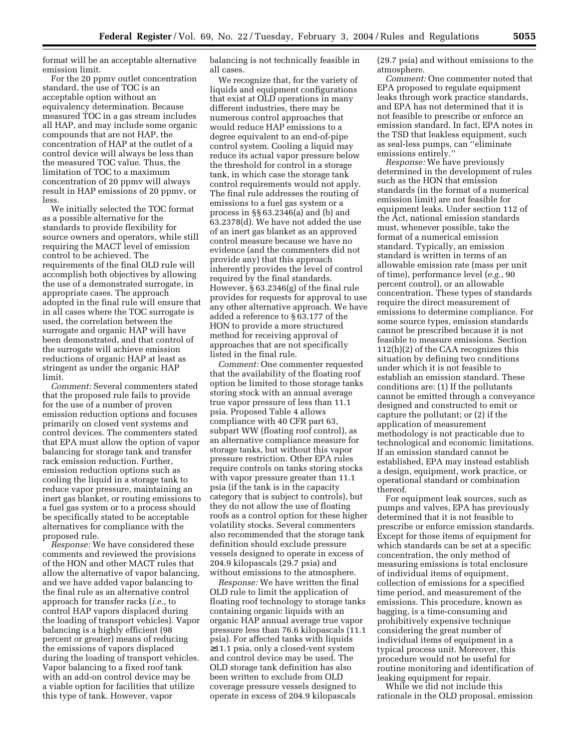format will be an acceptable alternative emission limit.

For the 20 ppmv outlet concentration standard, the use of TOC is an acceptable option without an equivalency determination. Because measured TOC in a gas stream includes all HAP, and may include some organic compounds that are not HAP, the concentration of HAP at the outlet of a control device will always be less than the measured TOC value. Thus, the limitation of TOC to a maximum concentration of 20 ppmv will always result in HAP emissions of 20 ppmv, or less.

We initially selected the TOC format as a possible alternative for the standards to provide flexibility for source owners and operators, while still requiring the MACT level of emission control to be achieved. The requirements of the final OLD rule will accomplish both objectives by allowing the use of a demonstrated surrogate, in appropriate cases. The approach adopted in the final rule will ensure that in all cases where the TOC surrogate is used, the correlation between the surrogate and organic HAP will have been demonstrated, and that control of the surrogate will achieve emission reductions of organic HAP at least as stringent as under the organic HAP limit.

*Comment:* Several commenters stated that the proposed rule fails to provide for the use of a number of proven emission reduction options and focuses primarily on closed vent systems and control devices. The commenters stated that EPA must allow the option of vapor balancing for storage tank and transfer rack emission reduction. Further, emission reduction options such as cooling the liquid in a storage tank to reduce vapor pressure, maintaining an inert gas blanket, or routing emissions to a fuel gas system or to a process should be specifically stated to be acceptable alternatives for compliance with the proposed rule.

*Response:* We have considered these comments and reviewed the provisions of the HON and other MACT rules that allow the alternative of vapor balancing, and we have added vapor balancing to the final rule as an alternative control approach for transfer racks (*i.e.*, to control HAP vapors displaced during the loading of transport vehicles). Vapor balancing is a highly efficient (98 percent or greater) means of reducing the emissions of vapors displaced during the loading of transport vehicles. Vapor balancing to a fixed roof tank with an add-on control device may be a viable option for facilities that utilize this type of tank. However, vapor balancing is not technically feasible in all cases.

We recognize that, for the variety of liquids and equipment configurations that exist at OLD operations in many different industries, there may be numerous control approaches that would reduce HAP emissions to a degree equivalent to an end-of-pipe control system. Cooling a liquid may reduce its actual vapor pressure below the threshold for control in a storage tank, in which case the storage tank control requirements would not apply. The final rule addresses the routing of emissions to a fuel gas system or a process in §§ 63.2346(a) and (b) and 63.2378(d). We have not added the use of an inert gas blanket as an approved control measure because we have no evidence (and the commenters did not provide any) that this approach inherently provides the level of control required by the final standards. However, § 63.2346(g) of the final rule provides for requests for approval to use any other alternative approach. We have added a reference to § 63.177 of the HON to provide a more structured method for receiving approval of approaches that are not specifically listed in the final rule.

*Comment:* One commenter requested that the availability of the floating roof option be limited to those storage tanks storing stock with an annual average true vapor pressure of less than 11.1 psia. Proposed Table 4 allows compliance with 40 CFR part 63, subpart WW (floating roof control), as an alternative compliance measure for storage tanks, but without this vapor pressure restriction. Other EPA rules require controls on tanks storing stocks with vapor pressure greater than 11.1 psia (if the tank is in the capacity category that is subject to controls), but they do not allow the use of floating roofs as a control option for these higher volatility stocks. Several commenters also recommended that the storage tank definition should exclude pressure vessels designed to operate in excess of 204.9 kilopascals (29.7 psia) and without emissions to the atmosphere.

*Response:* We have written the final OLD rule to limit the application of floating roof technology to storage tanks containing organic liquids with an organic HAP annual average true vapor pressure less than 76.6 kilopascals (11.1 psia). For affected tanks with liquids ≥11.1 psia, only a closed-vent system and control device may be used. The OLD storage tank definition has also been written to exclude from OLD coverage pressure vessels designed to operate in excess of 204.9 kilopascals (29.7 psia) and without emissions to the atmosphere.

*Comment:* One commenter noted that EPA proposed to regulate equipment leaks through work practice standards, and EPA has not determined that it is not feasible to prescribe or enforce an emission standard. In fact, EPA notes in the TSD that leakless equipment, such as seal-less pumps, can "eliminate emissions entirely."

*Response:* We have previously determined in the development of rules such as the HON that emission standards (in the format of a numerical emission limit) are not feasible for equipment leaks. Under section 112 of the Act, national emission standards must, whenever possible, take the format of a numerical emission standard. Typically, an emission standard is written in terms of an allowable emission rate (mass per unit of time), performance level (*e.g.*, 90 percent control), or an allowable concentration. These types of standards require the direct measurement of emissions to determine compliance. For some source types, emission standards cannot be prescribed because it is not feasible to measure emissions. Section 112(h)(2) of the CAA recognizes this situation by defining two conditions under which it is not feasible to establish an emission standard. These conditions are: (1) If the pollutants cannot be emitted through a conveyance designed and constructed to emit or capture the pollutant; or (2) if the application of measurement methodology is not practicable due to technological and economic limitations. If an emission standard cannot be established, EPA may instead establish a design, equipment, work practice, or operational standard or combination thereof.

For equipment leak sources, such as pumps and valves, EPA has previously determined that it is not feasible to prescribe or enforce emission standards. Except for those items of equipment for which standards can be set at a specific concentration, the only method of measuring emissions is total enclosure of individual items of equipment, collection of emissions for a specified time period, and measurement of the emissions. This procedure, known as bagging, is a time-consuming and prohibitively expensive technique considering the great number of individual items of equipment in a typical process unit. Moreover, this procedure would not be useful for routine monitoring and identification of leaking equipment for repair.

While we did not include this rationale in the OLD proposal, emission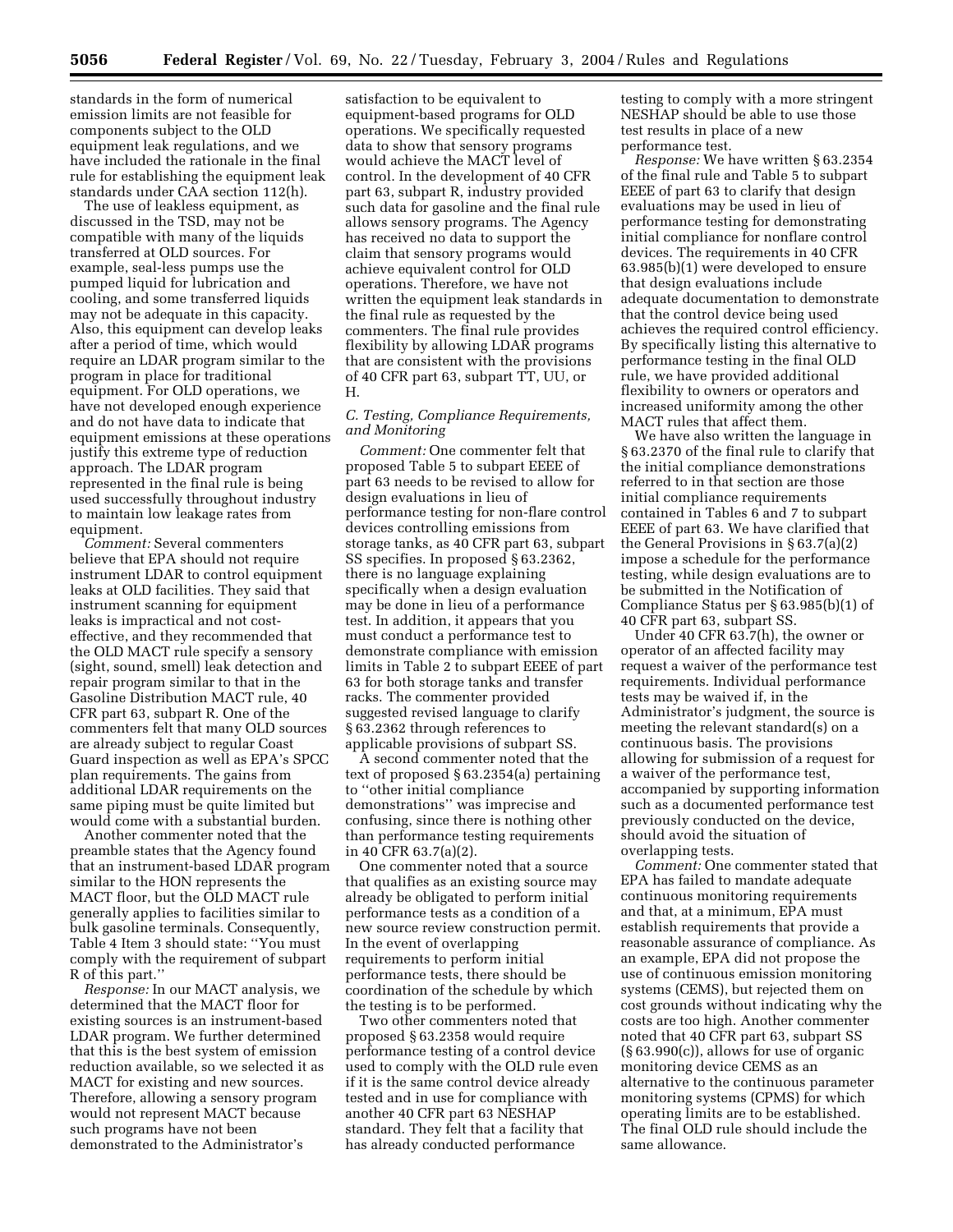standards in the form of numerical emission limits are not feasible for components subject to the OLD equipment leak regulations, and we have included the rationale in the final rule for establishing the equipment leak standards under CAA section 112(h).

The use of leakless equipment, as discussed in the TSD, may not be compatible with many of the liquids transferred at OLD sources. For example, seal-less pumps use the pumped liquid for lubrication and cooling, and some transferred liquids may not be adequate in this capacity. Also, this equipment can develop leaks after a period of time, which would require an LDAR program similar to the program in place for traditional equipment. For OLD operations, we have not developed enough experience and do not have data to indicate that equipment emissions at these operations justify this extreme type of reduction approach. The LDAR program represented in the final rule is being used successfully throughout industry to maintain low leakage rates from equipment.

*Comment:* Several commenters believe that EPA should not require instrument LDAR to control equipment leaks at OLD facilities. They said that instrument scanning for equipment leaks is impractical and not cost-effective, and they recommended that the OLD MACT rule specify a sensory (sight, sound, smell) leak detection and repair program similar to that in the Gasoline Distribution MACT rule, 40 CFR part 63, subpart R. One of the commenters felt that many OLD sources are already subject to regular Coast Guard inspection as well as EPA's SPCC plan requirements. The gains from additional LDAR requirements on the same piping must be quite limited but would come with a substantial burden.

Another commenter noted that the preamble states that the Agency found that an instrument-based LDAR program similar to the HON represents the MACT floor, but the OLD MACT rule generally applies to facilities similar to bulk gasoline terminals. Consequently, Table 4 Item 3 should state: ''You must comply with the requirement of subpart R of this part.''

*Response:* In our MACT analysis, we determined that the MACT floor for existing sources is an instrument-based LDAR program. We further determined that this is the best system of emission reduction available, so we selected it as MACT for existing and new sources. Therefore, allowing a sensory program would not represent MACT because such programs have not been demonstrated to the Administrator's satisfaction to be equivalent to equipment-based programs for OLD operations. We specifically requested data to show that sensory programs would achieve the MACT level of control. In the development of 40 CFR part 63, subpart R, industry provided such data for gasoline and the final rule allows sensory programs. The Agency has received no data to support the claim that sensory programs would achieve equivalent control for OLD operations. Therefore, we have not written the equipment leak standards in the final rule as requested by the commenters. The final rule provides flexibility by allowing LDAR programs that are consistent with the provisions of 40 CFR part 63, subpart TT, UU, or H.

### C. Testing, Compliance Requirements, and Monitoring

*Comment:* One commenter felt that proposed Table 5 to subpart EEEE of part 63 needs to be revised to allow for design evaluations in lieu of performance testing for non-flare control devices controlling emissions from storage tanks, as 40 CFR part 63, subpart SS specifies. In proposed § 63.2362, there is no language explaining specifically when a design evaluation may be done in lieu of a performance test. In addition, it appears that you must conduct a performance test to demonstrate compliance with emission limits in Table 2 to subpart EEEE of part 63 for both storage tanks and transfer racks. The commenter provided suggested revised language to clarify § 63.2362 through references to applicable provisions of subpart SS.

A second commenter noted that the text of proposed § 63.2354(a) pertaining to ''other initial compliance demonstrations'' was imprecise and confusing, since there is nothing other than performance testing requirements in 40 CFR 63.7(a)(2).

One commenter noted that a source that qualifies as an existing source may already be obligated to perform initial performance tests as a condition of a new source review construction permit. In the event of overlapping requirements to perform initial performance tests, there should be coordination of the schedule by which the testing is to be performed.

Two other commenters noted that proposed § 63.2358 would require performance testing of a control device used to comply with the OLD rule even if it is the same control device already tested and in use for compliance with another 40 CFR part 63 NESHAP standard. They felt that a facility that has already conducted performance testing to comply with a more stringent NESHAP should be able to use those test results in place of a new performance test.

*Response:* We have written § 63.2354 of the final rule and Table 5 to subpart EEEE of part 63 to clarify that design evaluations may be used in lieu of performance testing for demonstrating initial compliance for nonflare control devices. The requirements in 40 CFR 63.985(b)(1) were developed to ensure that design evaluations include adequate documentation to demonstrate that the control device being used achieves the required control efficiency. By specifically listing this alternative to performance testing in the final OLD rule, we have provided additional flexibility to owners or operators and increased uniformity among the other MACT rules that affect them.

We have also written the language in § 63.2370 of the final rule to clarify that the initial compliance demonstrations referred to in that section are those initial compliance requirements contained in Tables 6 and 7 to subpart EEEE of part 63. We have clarified that the General Provisions in § 63.7(a)(2) impose a schedule for the performance testing, while design evaluations are to be submitted in the Notification of Compliance Status per § 63.985(b)(1) of 40 CFR part 63, subpart SS.

Under 40 CFR 63.7(h), the owner or operator of an affected facility may request a waiver of the performance test requirements. Individual performance tests may be waived if, in the Administrator's judgment, the source is meeting the relevant standard(s) on a continuous basis. The provisions allowing for submission of a request for a waiver of the performance test, accompanied by supporting information such as a documented performance test previously conducted on the device, should avoid the situation of overlapping tests.

*Comment:* One commenter stated that EPA has failed to mandate adequate continuous monitoring requirements and that, at a minimum, EPA must establish requirements that provide a reasonable assurance of compliance. As an example, EPA did not propose the use of continuous emission monitoring systems (CEMS), but rejected them on cost grounds without indicating why the costs are too high. Another commenter noted that 40 CFR part 63, subpart SS (§ 63.990(c)), allows for use of organic monitoring device CEMS as an alternative to the continuous parameter monitoring systems (CPMS) for which operating limits are to be established. The final OLD rule should include the same allowance.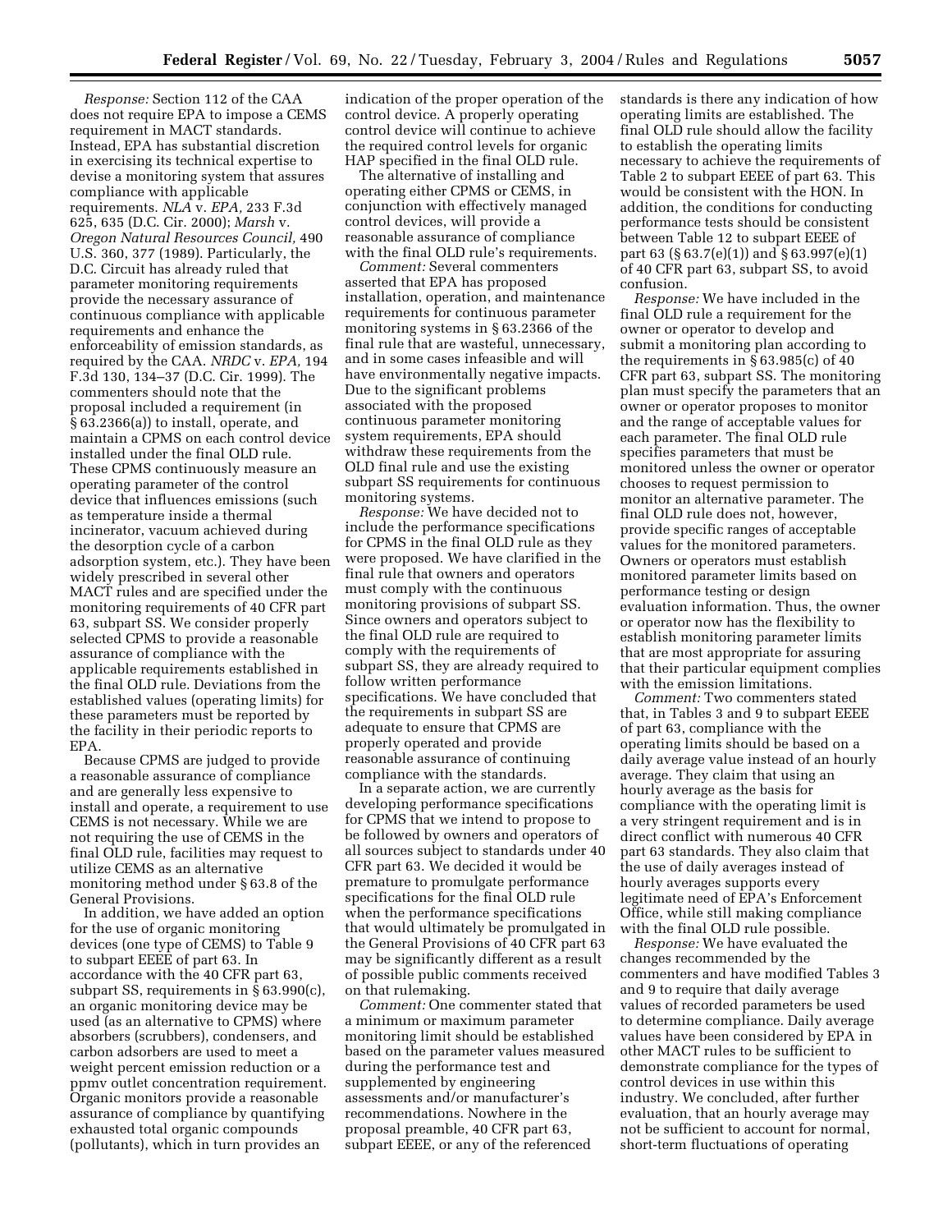*Response:* Section 112 of the CAA does not require EPA to impose a CEMS requirement in MACT standards. Instead, EPA has substantial discretion in exercising its technical expertise to devise a monitoring system that assures compliance with applicable requirements. *NLA* v. *EPA,* 233 F.3d 625, 635 (D.C. Cir. 2000); *Marsh* v. *Oregon Natural Resources Council,* 490 U.S. 360, 377 (1989). Particularly, the D.C. Circuit has already ruled that parameter monitoring requirements provide the necessary assurance of continuous compliance with applicable requirements and enhance the enforceability of emission standards, as required by the CAA. *NRDC* v. *EPA,* 194 F.3d 130, 134–37 (D.C. Cir. 1999). The commenters should note that the proposal included a requirement (in § 63.2366(a)) to install, operate, and maintain a CPMS on each control device installed under the final OLD rule. These CPMS continuously measure an operating parameter of the control device that influences emissions (such as temperature inside a thermal incinerator, vacuum achieved during the desorption cycle of a carbon adsorption system, etc.). They have been widely prescribed in several other MACT rules and are specified under the monitoring requirements of 40 CFR part 63, subpart SS. We consider properly selected CPMS to provide a reasonable assurance of compliance with the applicable requirements established in the final OLD rule. Deviations from the established values (operating limits) for these parameters must be reported by the facility in their periodic reports to EPA.

Because CPMS are judged to provide a reasonable assurance of compliance and are generally less expensive to install and operate, a requirement to use CEMS is not necessary. While we are not requiring the use of CEMS in the final OLD rule, facilities may request to utilize CEMS as an alternative monitoring method under § 63.8 of the General Provisions.

In addition, we have added an option for the use of organic monitoring devices (one type of CEMS) to Table 9 to subpart EEEE of part 63. In accordance with the 40 CFR part 63, subpart SS, requirements in § 63.990(c), an organic monitoring device may be used (as an alternative to CPMS) where absorbers (scrubbers), condensers, and carbon adsorbers are used to meet a weight percent emission reduction or a ppmv outlet concentration requirement. Organic monitors provide a reasonable assurance of compliance by quantifying exhausted total organic compounds (pollutants), which in turn provides an indication of the proper operation of the control device. A properly operating control device will continue to achieve the required control levels for organic HAP specified in the final OLD rule.

The alternative of installing and operating either CPMS or CEMS, in conjunction with effectively managed control devices, will provide a reasonable assurance of compliance with the final OLD rule's requirements.

*Comment:* Several commenters asserted that EPA has proposed installation, operation, and maintenance requirements for continuous parameter monitoring systems in § 63.2366 of the final rule that are wasteful, unnecessary, and in some cases infeasible and will have environmentally negative impacts. Due to the significant problems associated with the proposed continuous parameter monitoring system requirements, EPA should withdraw these requirements from the OLD final rule and use the existing subpart SS requirements for continuous monitoring systems.

*Response:* We have decided not to include the performance specifications for CPMS in the final OLD rule as they were proposed. We have clarified in the final rule that owners and operators must comply with the continuous monitoring provisions of subpart SS. Since owners and operators subject to the final OLD rule are required to comply with the requirements of subpart SS, they are already required to follow written performance specifications. We have concluded that the requirements in subpart SS are adequate to ensure that CPMS are properly operated and provide reasonable assurance of continuing compliance with the standards.

In a separate action, we are currently developing performance specifications for CPMS that we intend to propose to be followed by owners and operators of all sources subject to standards under 40 CFR part 63. We decided it would be premature to promulgate performance specifications for the final OLD rule when the performance specifications that would ultimately be promulgated in the General Provisions of 40 CFR part 63 may be significantly different as a result of possible public comments received on that rulemaking.

*Comment:* One commenter stated that a minimum or maximum parameter monitoring limit should be established based on the parameter values measured during the performance test and supplemented by engineering assessments and/or manufacturer's recommendations. Nowhere in the proposal preamble, 40 CFR part 63, subpart EEEE, or any of the referenced standards is there any indication of how operating limits are established. The final OLD rule should allow the facility to establish the operating limits necessary to achieve the requirements of Table 2 to subpart EEEE of part 63. This would be consistent with the HON. In addition, the conditions for conducting performance tests should be consistent between Table 12 to subpart EEEE of part 63 (§ 63.7(e)(1)) and § 63.997(e)(1) of 40 CFR part 63, subpart SS, to avoid confusion.

*Response:* We have included in the final OLD rule a requirement for the owner or operator to develop and submit a monitoring plan according to the requirements in § 63.985(c) of 40 CFR part 63, subpart SS. The monitoring plan must specify the parameters that an owner or operator proposes to monitor and the range of acceptable values for each parameter. The final OLD rule specifies parameters that must be monitored unless the owner or operator chooses to request permission to monitor an alternative parameter. The final OLD rule does not, however, provide specific ranges of acceptable values for the monitored parameters. Owners or operators must establish monitored parameter limits based on performance testing or design evaluation information. Thus, the owner or operator now has the flexibility to establish monitoring parameter limits that are most appropriate for assuring that their particular equipment complies with the emission limitations.

*Comment:* Two commenters stated that, in Tables 3 and 9 to subpart EEEE of part 63, compliance with the operating limits should be based on a daily average value instead of an hourly average. They claim that using an hourly average as the basis for compliance with the operating limit is a very stringent requirement and is in direct conflict with numerous 40 CFR part 63 standards. They also claim that the use of daily averages instead of hourly averages supports every legitimate need of EPA's Enforcement Office, while still making compliance with the final OLD rule possible.

*Response:* We have evaluated the changes recommended by the commenters and have modified Tables 3 and 9 to require that daily average values of recorded parameters be used to determine compliance. Daily average values have been considered by EPA in other MACT rules to be sufficient to demonstrate compliance for the types of control devices in use within this industry. We concluded, after further evaluation, that an hourly average may not be sufficient to account for normal, short-term fluctuations of operating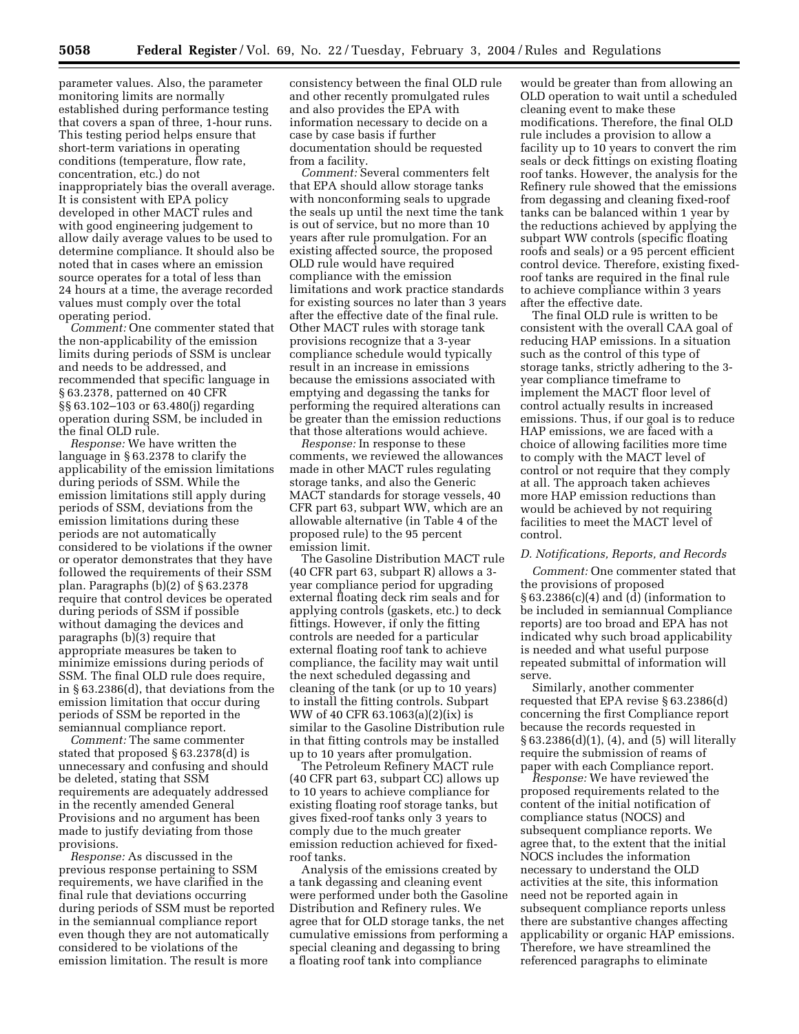parameter values. Also, the parameter monitoring limits are normally established during performance testing that covers a span of three, 1-hour runs. This testing period helps ensure that short-term variations in operating conditions (temperature, flow rate, concentration, etc.) do not inappropriately bias the overall average. It is consistent with EPA policy developed in other MACT rules and with good engineering judgement to allow daily average values to be used to determine compliance. It should also be noted that in cases where an emission source operates for a total of less than 24 hours at a time, the average recorded values must comply over the total operating period.

*Comment:* One commenter stated that the non-applicability of the emission limits during periods of SSM is unclear and needs to be addressed, and recommended that specific language in § 63.2378, patterned on 40 CFR §§ 63.102–103 or 63.480(j) regarding operation during SSM, be included in the final OLD rule.

*Response:* We have written the language in § 63.2378 to clarify the applicability of the emission limitations during periods of SSM. While the emission limitations still apply during periods of SSM, deviations from the emission limitations during these periods are not automatically considered to be violations if the owner or operator demonstrates that they have followed the requirements of their SSM plan. Paragraphs (b)(2) of § 63.2378 require that control devices be operated during periods of SSM if possible without damaging the devices and paragraphs (b)(3) require that appropriate measures be taken to minimize emissions during periods of SSM. The final OLD rule does require, in § 63.2386(d), that deviations from the emission limitation that occur during periods of SSM be reported in the semiannual compliance report.

*Comment:* The same commenter stated that proposed § 63.2378(d) is unnecessary and confusing and should be deleted, stating that SSM requirements are adequately addressed in the recently amended General Provisions and no argument has been made to justify deviating from those provisions.

*Response:* As discussed in the previous response pertaining to SSM requirements, we have clarified in the final rule that deviations occurring during periods of SSM must be reported in the semiannual compliance report even though they are not automatically considered to be violations of the emission limitation. The result is more consistency between the final OLD rule and other recently promulgated rules and also provides the EPA with information necessary to decide on a case by case basis if further documentation should be requested from a facility.

*Comment:* Several commenters felt that EPA should allow storage tanks with nonconforming seals to upgrade the seals up until the next time the tank is out of service, but no more than 10 years after rule promulgation. For an existing affected source, the proposed OLD rule would have required compliance with the emission limitations and work practice standards for existing sources no later than 3 years after the effective date of the final rule. Other MACT rules with storage tank provisions recognize that a 3-year compliance schedule would typically result in an increase in emissions because the emissions associated with emptying and degassing the tanks for performing the required alterations can be greater than the emission reductions that those alterations would achieve.

*Response:* In response to these comments, we reviewed the allowances made in other MACT rules regulating storage tanks, and also the Generic MACT standards for storage vessels, 40 CFR part 63, subpart WW, which are an allowable alternative (in Table 4 of the proposed rule) to the 95 percent emission limit.

The Gasoline Distribution MACT rule (40 CFR part 63, subpart R) allows a 3-year compliance period for upgrading external floating deck rim seals and for applying controls (gaskets, etc.) to deck fittings. However, if only the fitting controls are needed for a particular external floating roof tank to achieve compliance, the facility may wait until the next scheduled degassing and cleaning of the tank (or up to 10 years) to install the fitting controls. Subpart WW of 40 CFR 63.1063(a)(2)(ix) is similar to the Gasoline Distribution rule in that fitting controls may be installed up to 10 years after promulgation.

The Petroleum Refinery MACT rule (40 CFR part 63, subpart CC) allows up to 10 years to achieve compliance for existing floating roof storage tanks, but gives fixed-roof tanks only 3 years to comply due to the much greater emission reduction achieved for fixed-roof tanks.

Analysis of the emissions created by a tank degassing and cleaning event were performed under both the Gasoline Distribution and Refinery rules. We agree that for OLD storage tanks, the net cumulative emissions from performing a special cleaning and degassing to bring a floating roof tank into compliance would be greater than from allowing an OLD operation to wait until a scheduled cleaning event to make these modifications. Therefore, the final OLD rule includes a provision to allow a facility up to 10 years to convert the rim seals or deck fittings on existing floating roof tanks. However, the analysis for the Refinery rule showed that the emissions from degassing and cleaning fixed-roof tanks can be balanced within 1 year by the reductions achieved by applying the subpart WW controls (specific floating roofs and seals) or a 95 percent efficient control device. Therefore, existing fixed-roof tanks are required in the final rule to achieve compliance within 3 years after the effective date.

The final OLD rule is written to be consistent with the overall CAA goal of reducing HAP emissions. In a situation such as the control of this type of storage tanks, strictly adhering to the 3-year compliance timeframe to implement the MACT floor level of control actually results in increased emissions. Thus, if our goal is to reduce HAP emissions, we are faced with a choice of allowing facilities more time to comply with the MACT level of control or not require that they comply at all. The approach taken achieves more HAP emission reductions than would be achieved by not requiring facilities to meet the MACT level of control.

### *D. Notifications, Reports, and Records*

*Comment:* One commenter stated that the provisions of proposed § 63.2386(c)(4) and (d) (information to be included in semiannual Compliance reports) are too broad and EPA has not indicated why such broad applicability is needed and what useful purpose repeated submittal of information will serve.

Similarly, another commenter requested that EPA revise § 63.2386(d) concerning the first Compliance report because the records requested in § 63.2386(d)(1), (4), and (5) will literally require the submission of reams of paper with each Compliance report.

*Response:* We have reviewed the proposed requirements related to the content of the initial notification of compliance status (NOCS) and subsequent compliance reports. We agree that, to the extent that the initial NOCS includes the information necessary to understand the OLD activities at the site, this information need not be reported again in subsequent compliance reports unless there are substantive changes affecting applicability or organic HAP emissions. Therefore, we have streamlined the referenced paragraphs to eliminate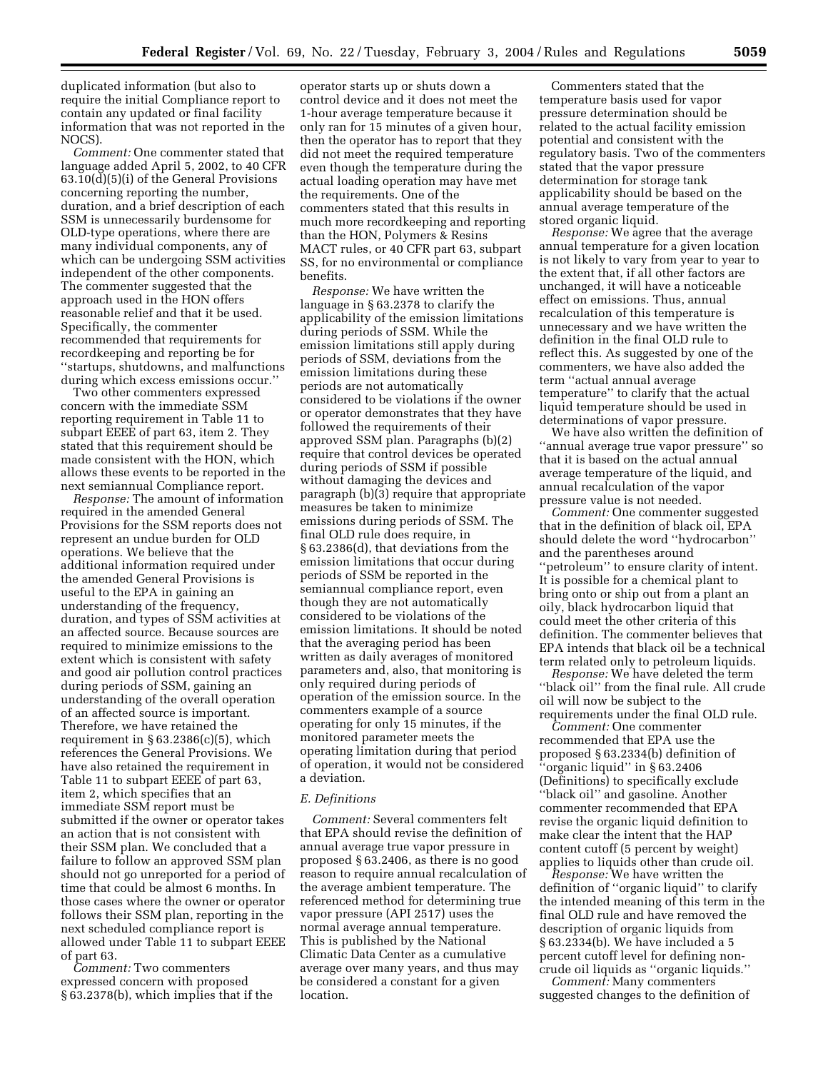duplicated information (but also to require the initial Compliance report to contain any updated or final facility information that was not reported in the NOCS).

*Comment:* One commenter stated that language added April 5, 2002, to 40 CFR 63.10(d)(5)(i) of the General Provisions concerning reporting the number, duration, and a brief description of each SSM is unnecessarily burdensome for OLD-type operations, where there are many individual components, any of which can be undergoing SSM activities independent of the other components. The commenter suggested that the approach used in the HON offers reasonable relief and that it be used. Specifically, the commenter recommended that requirements for recordkeeping and reporting be for ''startups, shutdowns, and malfunctions during which excess emissions occur.''

Two other commenters expressed concern with the immediate SSM reporting requirement in Table 11 to subpart EEEE of part 63, item 2. They stated that this requirement should be made consistent with the HON, which allows these events to be reported in the next semiannual Compliance report.

*Response:* The amount of information required in the amended General Provisions for the SSM reports does not represent an undue burden for OLD operations. We believe that the additional information required under the amended General Provisions is useful to the EPA in gaining an understanding of the frequency, duration, and types of SSM activities at an affected source. Because sources are required to minimize emissions to the extent which is consistent with safety and good air pollution control practices during periods of SSM, gaining an understanding of the overall operation of an affected source is important. Therefore, we have retained the requirement in § 63.2386(c)(5), which references the General Provisions. We have also retained the requirement in Table 11 to subpart EEEE of part 63, item 2, which specifies that an immediate SSM report must be submitted if the owner or operator takes an action that is not consistent with their SSM plan. We concluded that a failure to follow an approved SSM plan should not go unreported for a period of time that could be almost 6 months. In those cases where the owner or operator follows their SSM plan, reporting in the next scheduled compliance report is allowed under Table 11 to subpart EEEE of part 63.

*Comment:* Two commenters expressed concern with proposed § 63.2378(b), which implies that if the operator starts up or shuts down a control device and it does not meet the 1-hour average temperature because it only ran for 15 minutes of a given hour, then the operator has to report that they did not meet the required temperature even though the temperature during the actual loading operation may have met the requirements. One of the commenters stated that this results in much more recordkeeping and reporting than the HON, Polymers & Resins MACT rules, or 40 CFR part 63, subpart SS, for no environmental or compliance benefits.

*Response:* We have written the language in § 63.2378 to clarify the applicability of the emission limitations during periods of SSM. While the emission limitations still apply during periods of SSM, deviations from the emission limitations during these periods are not automatically considered to be violations if the owner or operator demonstrates that they have followed the requirements of their approved SSM plan. Paragraphs (b)(2) require that control devices be operated during periods of SSM if possible without damaging the devices and paragraph (b)(3) require that appropriate measures be taken to minimize emissions during periods of SSM. The final OLD rule does require, in § 63.2386(d), that deviations from the emission limitations that occur during periods of SSM be reported in the semiannual compliance report, even though they are not automatically considered to be violations of the emission limitations. It should be noted that the averaging period has been written as daily averages of monitored parameters and, also, that monitoring is only required during periods of operation of the emission source. In the commenters example of a source operating for only 15 minutes, if the monitored parameter meets the operating limitation during that period of operation, it would not be considered a deviation.

### *E. Definitions*

*Comment:* Several commenters felt that EPA should revise the definition of annual average true vapor pressure in proposed § 63.2406, as there is no good reason to require annual recalculation of the average ambient temperature. The referenced method for determining true vapor pressure (API 2517) uses the normal average annual temperature. This is published by the National Climatic Data Center as a cumulative average over many years, and thus may be considered a constant for a given location.

Commenters stated that the temperature basis used for vapor pressure determination should be related to the actual facility emission potential and consistent with the regulatory basis. Two of the commenters stated that the vapor pressure determination for storage tank applicability should be based on the annual average temperature of the stored organic liquid.

*Response:* We agree that the average annual temperature for a given location is not likely to vary from year to year to the extent that, if all other factors are unchanged, it will have a noticeable effect on emissions. Thus, annual recalculation of this temperature is unnecessary and we have written the definition in the final OLD rule to reflect this. As suggested by one of the commenters, we have also added the term ''actual annual average temperature'' to clarify that the actual liquid temperature should be used in determinations of vapor pressure.

We have also written the definition of ''annual average true vapor pressure'' so that it is based on the actual annual average temperature of the liquid, and annual recalculation of the vapor pressure value is not needed.

*Comment:* One commenter suggested that in the definition of black oil, EPA should delete the word ''hydrocarbon'' and the parentheses around ''petroleum'' to ensure clarity of intent. It is possible for a chemical plant to bring onto or ship out from a plant an oily, black hydrocarbon liquid that could meet the other criteria of this definition. The commenter believes that EPA intends that black oil be a technical term related only to petroleum liquids.

*Response:* We have deleted the term ''black oil'' from the final rule. All crude oil will now be subject to the requirements under the final OLD rule.

*Comment:* One commenter recommended that EPA use the proposed § 63.2334(b) definition of ''organic liquid'' in § 63.2406 (Definitions) to specifically exclude ''black oil'' and gasoline. Another commenter recommended that EPA revise the organic liquid definition to make clear the intent that the HAP content cutoff (5 percent by weight) applies to liquids other than crude oil.

*Response:* We have written the definition of ''organic liquid'' to clarify the intended meaning of this term in the final OLD rule and have removed the description of organic liquids from § 63.2334(b). We have included a 5 percent cutoff level for defining non-crude oil liquids as ''organic liquids.''

*Comment:* Many commenters suggested changes to the definition of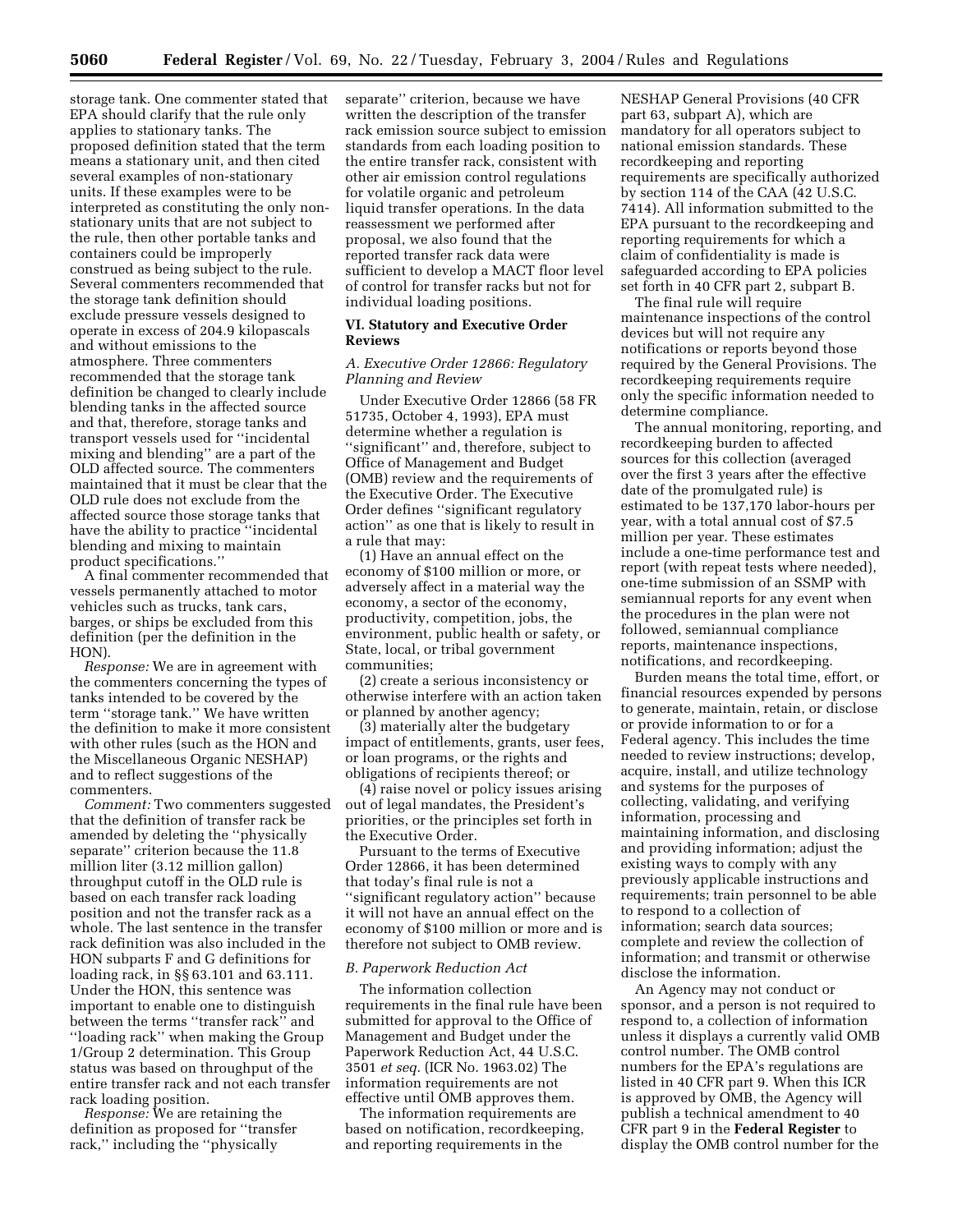storage tank. One commenter stated that EPA should clarify that the rule only applies to stationary tanks. The proposed definition stated that the term means a stationary unit, and then cited several examples of non-stationary units. If these examples were to be interpreted as constituting the only non-stationary units that are not subject to the rule, then other portable tanks and containers could be improperly construed as being subject to the rule. Several commenters recommended that the storage tank definition should exclude pressure vessels designed to operate in excess of 204.9 kilopascals and without emissions to the atmosphere. Three commenters recommended that the storage tank definition be changed to clearly include blending tanks in the affected source and that, therefore, storage tanks and transport vessels used for ''incidental mixing and blending'' are a part of the OLD affected source. The commenters maintained that it must be clear that the OLD rule does not exclude from the affected source those storage tanks that have the ability to practice ''incidental blending and mixing to maintain product specifications.''

A final commenter recommended that vessels permanently attached to motor vehicles such as trucks, tank cars, barges, or ships be excluded from this definition (per the definition in the HON).

*Response:* We are in agreement with the commenters concerning the types of tanks intended to be covered by the term ''storage tank.'' We have written the definition to make it more consistent with other rules (such as the HON and the Miscellaneous Organic NESHAP) and to reflect suggestions of the commenters.

*Comment:* Two commenters suggested that the definition of transfer rack be amended by deleting the ''physically separate'' criterion because the 11.8 million liter (3.12 million gallon) throughput cutoff in the OLD rule is based on each transfer rack loading position and not the transfer rack as a whole. The last sentence in the transfer rack definition was also included in the HON subparts F and G definitions for loading rack, in §§ 63.101 and 63.111. Under the HON, this sentence was important to enable one to distinguish between the terms ''transfer rack'' and ''loading rack'' when making the Group 1/Group 2 determination. This Group status was based on throughput of the entire transfer rack and not each transfer rack loading position.

*Response:* We are retaining the definition as proposed for ''transfer rack,'' including the ''physically separate'' criterion, because we have written the description of the transfer rack emission source subject to emission standards from each loading position to the entire transfer rack, consistent with other air emission control regulations for volatile organic and petroleum liquid transfer operations. In the data reassessment we performed after proposal, we also found that the reported transfer rack data were sufficient to develop a MACT floor level of control for transfer racks but not for individual loading positions.

## VI. Statutory and Executive Order Reviews

### *A. Executive Order 12866: Regulatory Planning and Review*

Under Executive Order 12866 (58 FR 51735, October 4, 1993), EPA must determine whether a regulation is ''significant'' and, therefore, subject to Office of Management and Budget (OMB) review and the requirements of the Executive Order. The Executive Order defines ''significant regulatory action'' as one that is likely to result in a rule that may:

(1) Have an annual effect on the economy of $100 million or more, or adversely affect in a material way the economy, a sector of the economy, productivity, competition, jobs, the environment, public health or safety, or State, local, or tribal government communities;

(2) create a serious inconsistency or otherwise interfere with an action taken or planned by another agency;

(3) materially alter the budgetary impact of entitlements, grants, user fees, or loan programs, or the rights and obligations of recipients thereof; or

(4) raise novel or policy issues arising out of legal mandates, the President's priorities, or the principles set forth in the Executive Order.

Pursuant to the terms of Executive Order 12866, it has been determined that today's final rule is not a ''significant regulatory action'' because it will not have an annual effect on the economy of $100 million or more and is therefore not subject to OMB review.

### *B. Paperwork Reduction Act*

The information collection requirements in the final rule have been submitted for approval to the Office of Management and Budget under the Paperwork Reduction Act, 44 U.S.C. 3501 *et seq.* (ICR No. 1963.02) The information requirements are not effective until OMB approves them.

The information requirements are based on notification, recordkeeping, and reporting requirements in the NESHAP General Provisions (40 CFR part 63, subpart A), which are mandatory for all operators subject to national emission standards. These recordkeeping and reporting requirements are specifically authorized by section 114 of the CAA (42 U.S.C. 7414). All information submitted to the EPA pursuant to the recordkeeping and reporting requirements for which a claim of confidentiality is made is safeguarded according to EPA policies set forth in 40 CFR part 2, subpart B.

The final rule will require maintenance inspections of the control devices but will not require any notifications or reports beyond those required by the General Provisions. The recordkeeping requirements require only the specific information needed to determine compliance.

The annual monitoring, reporting, and recordkeeping burden to affected sources for this collection (averaged over the first 3 years after the effective date of the promulgated rule) is estimated to be 137,170 labor-hours per year, with a total annual cost of $7.5 million per year. These estimates include a one-time performance test and report (with repeat tests where needed), one-time submission of an SSMP with semiannual reports for any event when the procedures in the plan were not followed, semiannual compliance reports, maintenance inspections, notifications, and recordkeeping.

Burden means the total time, effort, or financial resources expended by persons to generate, maintain, retain, or disclose or provide information to or for a Federal agency. This includes the time needed to review instructions; develop, acquire, install, and utilize technology and systems for the purposes of collecting, validating, and verifying information, processing and maintaining information, and disclosing and providing information; adjust the existing ways to comply with any previously applicable instructions and requirements; train personnel to be able to respond to a collection of information; search data sources; complete and review the collection of information; and transmit or otherwise disclose the information.

An Agency may not conduct or sponsor, and a person is not required to respond to, a collection of information unless it displays a currently valid OMB control number. The OMB control numbers for the EPA's regulations are listed in 40 CFR part 9. When this ICR is approved by OMB, the Agency will publish a technical amendment to 40 CFR part 9 in the **Federal Register** to display the OMB control number for the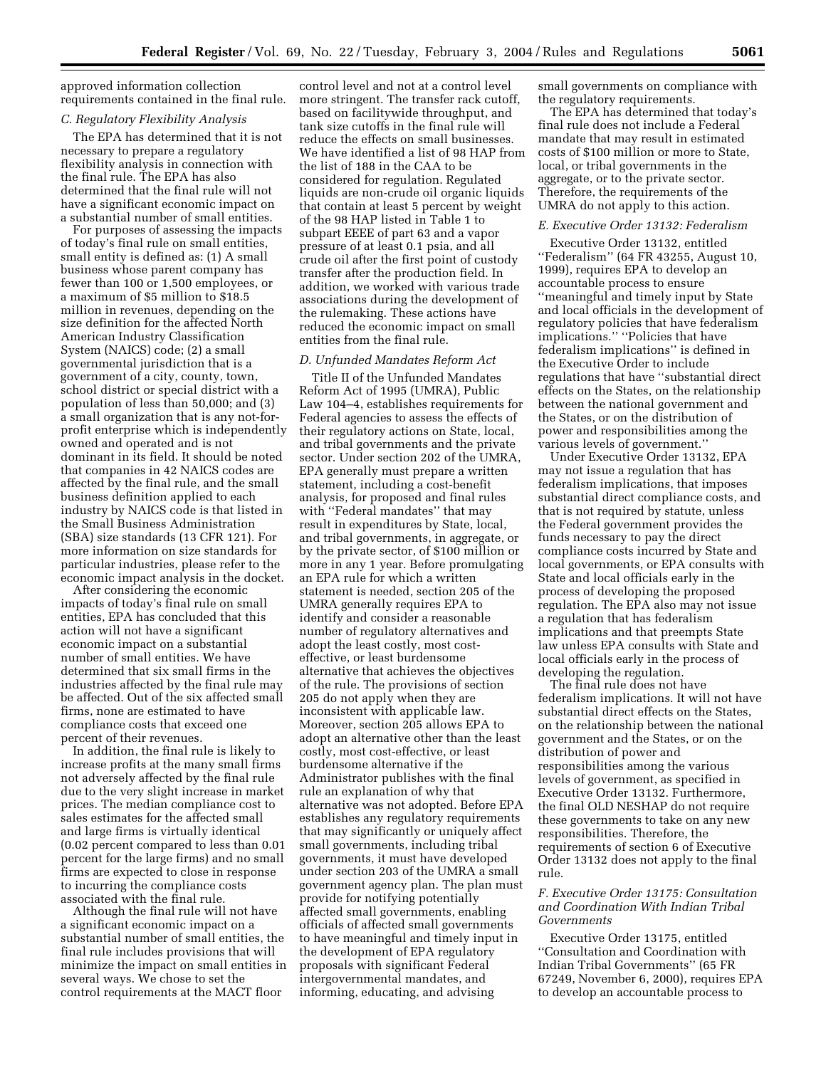approved information collection requirements contained in the final rule.

### C. Regulatory Flexibility Analysis

The EPA has determined that it is not necessary to prepare a regulatory flexibility analysis in connection with the final rule. The EPA has also determined that the final rule will not have a significant economic impact on a substantial number of small entities.

For purposes of assessing the impacts of today's final rule on small entities, small entity is defined as: (1) A small business whose parent company has fewer than 100 or 1,500 employees, or a maximum of $5 million to $18.5 million in revenues, depending on the size definition for the affected North American Industry Classification System (NAICS) code; (2) a small governmental jurisdiction that is a government of a city, county, town, school district or special district with a population of less than 50,000; and (3) a small organization that is any not-for-profit enterprise which is independently owned and operated and is not dominant in its field. It should be noted that companies in 42 NAICS codes are affected by the final rule, and the small business definition applied to each industry by NAICS code is that listed in the Small Business Administration (SBA) size standards (13 CFR 121). For more information on size standards for particular industries, please refer to the economic impact analysis in the docket.

After considering the economic impacts of today's final rule on small entities, EPA has concluded that this action will not have a significant economic impact on a substantial number of small entities. We have determined that six small firms in the industries affected by the final rule may be affected. Out of the six affected small firms, none are estimated to have compliance costs that exceed one percent of their revenues.

In addition, the final rule is likely to increase profits at the many small firms not adversely affected by the final rule due to the very slight increase in market prices. The median compliance cost to sales estimates for the affected small and large firms is virtually identical (0.02 percent compared to less than 0.01 percent for the large firms) and no small firms are expected to close in response to incurring the compliance costs associated with the final rule.

Although the final rule will not have a significant economic impact on a substantial number of small entities, the final rule includes provisions that will minimize the impact on small entities in several ways. We chose to set the control requirements at the MACT floor control level and not at a control level more stringent. The transfer rack cutoff, based on facilitywide throughput, and tank size cutoffs in the final rule will reduce the effects on small businesses. We have identified a list of 98 HAP from the list of 188 in the CAA to be considered for regulation. Regulated liquids are non-crude oil organic liquids that contain at least 5 percent by weight of the 98 HAP listed in Table 1 to subpart EEEE of part 63 and a vapor pressure of at least 0.1 psia, and all crude oil after the first point of custody transfer after the production field. In addition, we worked with various trade associations during the development of the rulemaking. These actions have reduced the economic impact on small entities from the final rule.

### D. Unfunded Mandates Reform Act

Title II of the Unfunded Mandates Reform Act of 1995 (UMRA), Public Law 104–4, establishes requirements for Federal agencies to assess the effects of their regulatory actions on State, local, and tribal governments and the private sector. Under section 202 of the UMRA, EPA generally must prepare a written statement, including a cost-benefit analysis, for proposed and final rules with ''Federal mandates'' that may result in expenditures by State, local, and tribal governments, in aggregate, or by the private sector, of $100 million or more in any 1 year. Before promulgating an EPA rule for which a written statement is needed, section 205 of the UMRA generally requires EPA to identify and consider a reasonable number of regulatory alternatives and adopt the least costly, most cost-effective, or least burdensome alternative that achieves the objectives of the rule. The provisions of section 205 do not apply when they are inconsistent with applicable law. Moreover, section 205 allows EPA to adopt an alternative other than the least costly, most cost-effective, or least burdensome alternative if the Administrator publishes with the final rule an explanation of why that alternative was not adopted. Before EPA establishes any regulatory requirements that may significantly or uniquely affect small governments, including tribal governments, it must have developed under section 203 of the UMRA a small government agency plan. The plan must provide for notifying potentially affected small governments, enabling officials of affected small governments to have meaningful and timely input in the development of EPA regulatory proposals with significant Federal intergovernmental mandates, and informing, educating, and advising small governments on compliance with the regulatory requirements.

The EPA has determined that today's final rule does not include a Federal mandate that may result in estimated costs of $100 million or more to State, local, or tribal governments in the aggregate, or to the private sector. Therefore, the requirements of the UMRA do not apply to this action.

### E. Executive Order 13132: Federalism

Executive Order 13132, entitled ''Federalism'' (64 FR 43255, August 10, 1999), requires EPA to develop an accountable process to ensure ''meaningful and timely input by State and local officials in the development of regulatory policies that have federalism implications.'' ''Policies that have federalism implications'' is defined in the Executive Order to include regulations that have ''substantial direct effects on the States, on the relationship between the national government and the States, or on the distribution of power and responsibilities among the various levels of government.''

Under Executive Order 13132, EPA may not issue a regulation that has federalism implications, that imposes substantial direct compliance costs, and that is not required by statute, unless the Federal government provides the funds necessary to pay the direct compliance costs incurred by State and local governments, or EPA consults with State and local officials early in the process of developing the proposed regulation. The EPA also may not issue a regulation that has federalism implications and that preempts State law unless EPA consults with State and local officials early in the process of developing the regulation.

The final rule does not have federalism implications. It will not have substantial direct effects on the States, on the relationship between the national government and the States, or on the distribution of power and responsibilities among the various levels of government, as specified in Executive Order 13132. Furthermore, the final OLD NESHAP do not require these governments to take on any new responsibilities. Therefore, the requirements of section 6 of Executive Order 13132 does not apply to the final rule.

### F. Executive Order 13175: Consultation and Coordination With Indian Tribal Governments

Executive Order 13175, entitled ''Consultation and Coordination with Indian Tribal Governments'' (65 FR 67249, November 6, 2000), requires EPA to develop an accountable process to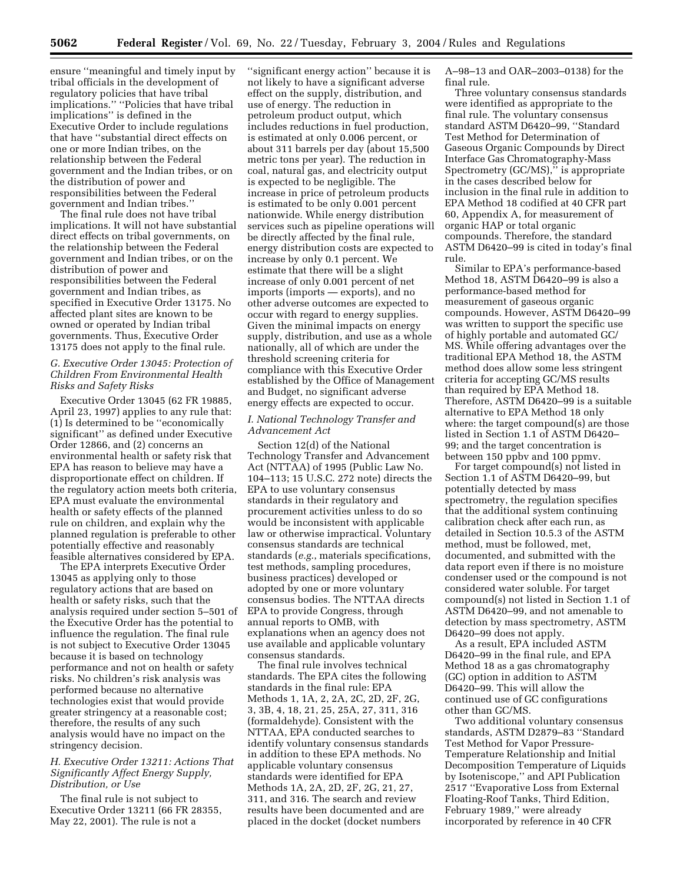ensure ''meaningful and timely input by tribal officials in the development of regulatory policies that have tribal implications.'' ''Policies that have tribal implications'' is defined in the Executive Order to include regulations that have ''substantial direct effects on one or more Indian tribes, on the relationship between the Federal government and the Indian tribes, or on the distribution of power and responsibilities between the Federal government and Indian tribes.''

The final rule does not have tribal implications. It will not have substantial direct effects on tribal governments, on the relationship between the Federal government and Indian tribes, or on the distribution of power and responsibilities between the Federal government and Indian tribes, as specified in Executive Order 13175. No affected plant sites are known to be owned or operated by Indian tribal governments. Thus, Executive Order 13175 does not apply to the final rule.

### *G. Executive Order 13045: Protection of Children From Environmental Health Risks and Safety Risks*

Executive Order 13045 (62 FR 19885, April 23, 1997) applies to any rule that: (1) Is determined to be ''economically significant'' as defined under Executive Order 12866, and (2) concerns an environmental health or safety risk that EPA has reason to believe may have a disproportionate effect on children. If the regulatory action meets both criteria, EPA must evaluate the environmental health or safety effects of the planned rule on children, and explain why the planned regulation is preferable to other potentially effective and reasonably feasible alternatives considered by EPA.

The EPA interprets Executive Order 13045 as applying only to those regulatory actions that are based on health or safety risks, such that the analysis required under section 5–501 of the Executive Order has the potential to influence the regulation. The final rule is not subject to Executive Order 13045 because it is based on technology performance and not on health or safety risks. No children's risk analysis was performed because no alternative technologies exist that would provide greater stringency at a reasonable cost; therefore, the results of any such analysis would have no impact on the stringency decision.

### *H. Executive Order 13211: Actions That Significantly Affect Energy Supply, Distribution, or Use*

The final rule is not subject to Executive Order 13211 (66 FR 28355, May 22, 2001). The rule is not a ''significant energy action'' because it is not likely to have a significant adverse effect on the supply, distribution, and use of energy. The reduction in petroleum product output, which includes reductions in fuel production, is estimated at only 0.006 percent, or about 311 barrels per day (about 15,500 metric tons per year). The reduction in coal, natural gas, and electricity output is expected to be negligible. The increase in price of petroleum products is estimated to be only 0.001 percent nationwide. While energy distribution services such as pipeline operations will be directly affected by the final rule, energy distribution costs are expected to increase by only 0.1 percent. We estimate that there will be a slight increase of only 0.001 percent of net imports (imports — exports), and no other adverse outcomes are expected to occur with regard to energy supplies. Given the minimal impacts on energy supply, distribution, and use as a whole nationally, all of which are under the threshold screening criteria for compliance with this Executive Order established by the Office of Management and Budget, no significant adverse energy effects are expected to occur.

### *I. National Technology Transfer and Advancement Act*

Section 12(d) of the National Technology Transfer and Advancement Act (NTTAA) of 1995 (Public Law No. 104–113; 15 U.S.C. 272 note) directs the EPA to use voluntary consensus standards in their regulatory and procurement activities unless to do so would be inconsistent with applicable law or otherwise impractical. Voluntary consensus standards are technical standards (*e.g.*, materials specifications, test methods, sampling procedures, business practices) developed or adopted by one or more voluntary consensus bodies. The NTTAA directs EPA to provide Congress, through annual reports to OMB, with explanations when an agency does not use available and applicable voluntary consensus standards.

The final rule involves technical standards. The EPA cites the following standards in the final rule: EPA Methods 1, 1A, 2, 2A, 2C, 2D, 2F, 2G, 3, 3B, 4, 18, 21, 25, 25A, 27, 311, 316 (formaldehyde). Consistent with the NTTAA, EPA conducted searches to identify voluntary consensus standards in addition to these EPA methods. No applicable voluntary consensus standards were identified for EPA Methods 1A, 2A, 2D, 2F, 2G, 21, 27, 311, and 316. The search and review results have been documented and are placed in the docket (docket numbers A–98–13 and OAR–2003–0138) for the final rule.

Three voluntary consensus standards were identified as appropriate to the final rule. The voluntary consensus standard ASTM D6420–99, ''Standard Test Method for Determination of Gaseous Organic Compounds by Direct Interface Gas Chromatography-Mass Spectrometry (GC/MS),'' is appropriate in the cases described below for inclusion in the final rule in addition to EPA Method 18 codified at 40 CFR part 60, Appendix A, for measurement of organic HAP or total organic compounds. Therefore, the standard ASTM D6420–99 is cited in today's final rule.

Similar to EPA's performance-based Method 18, ASTM D6420–99 is also a performance-based method for measurement of gaseous organic compounds. However, ASTM D6420–99 was written to support the specific use of highly portable and automated GC/MS. While offering advantages over the traditional EPA Method 18, the ASTM method does allow some less stringent criteria for accepting GC/MS results than required by EPA Method 18. Therefore, ASTM D6420–99 is a suitable alternative to EPA Method 18 only where: the target compound(s) are those listed in Section 1.1 of ASTM D6420–99; and the target concentration is between 150 ppbv and 100 ppmv.

For target compound(s) not listed in Section 1.1 of ASTM D6420–99, but potentially detected by mass spectrometry, the regulation specifies that the additional system continuing calibration check after each run, as detailed in Section 10.5.3 of the ASTM method, must be followed, met, documented, and submitted with the data report even if there is no moisture condenser used or the compound is not considered water soluble. For target compound(s) not listed in Section 1.1 of ASTM D6420–99, and not amenable to detection by mass spectrometry, ASTM D6420–99 does not apply.

As a result, EPA included ASTM D6420–99 in the final rule, and EPA Method 18 as a gas chromatography (GC) option in addition to ASTM D6420–99. This will allow the continued use of GC configurations other than GC/MS.

Two additional voluntary consensus standards, ASTM D2879–83 ''Standard Test Method for Vapor Pressure-Temperature Relationship and Initial Decomposition Temperature of Liquids by Isoteniscope,'' and API Publication 2517 ''Evaporative Loss from External Floating-Roof Tanks, Third Edition, February 1989,'' were already incorporated by reference in 40 CFR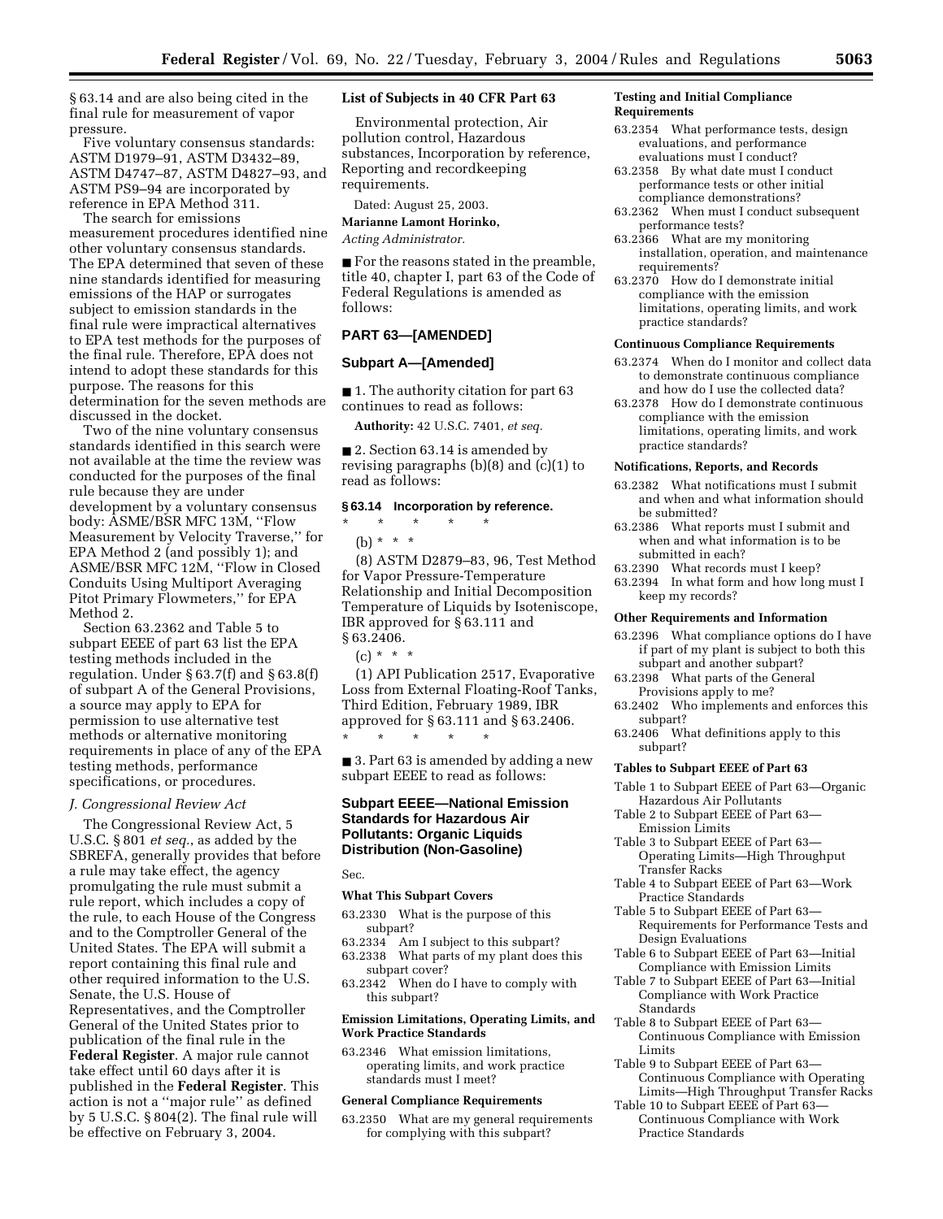§ 63.14 and are also being cited in the final rule for measurement of vapor pressure.

Five voluntary consensus standards: ASTM D1979–91, ASTM D3432–89, ASTM D4747–87, ASTM D4827–93, and ASTM PS9–94 are incorporated by reference in EPA Method 311.

The search for emissions measurement procedures identified nine other voluntary consensus standards. The EPA determined that seven of these nine standards identified for measuring emissions of the HAP or surrogates subject to emission standards in the final rule were impractical alternatives to EPA test methods for the purposes of the final rule. Therefore, EPA does not intend to adopt these standards for this purpose. The reasons for this determination for the seven methods are discussed in the docket.

Two of the nine voluntary consensus standards identified in this search were not available at the time the review was conducted for the purposes of the final rule because they are under development by a voluntary consensus body: ASME/BSR MFC 13M, ''Flow Measurement by Velocity Traverse,'' for EPA Method 2 (and possibly 1); and ASME/BSR MFC 12M, ''Flow in Closed Conduits Using Multiport Averaging Pitot Primary Flowmeters,'' for EPA Method 2.

Section 63.2362 and Table 5 to subpart EEEE of part 63 list the EPA testing methods included in the regulation. Under § 63.7(f) and § 63.8(f) of subpart A of the General Provisions, a source may apply to EPA for permission to use alternative test methods or alternative monitoring requirements in place of any of the EPA testing methods, performance specifications, or procedures.

*J. Congressional Review Act*

The Congressional Review Act, 5 U.S.C. § 801 *et seq.*, as added by the SBREFA, generally provides that before a rule may take effect, the agency promulgating the rule must submit a rule report, which includes a copy of the rule, to each House of the Congress and to the Comptroller General of the United States. The EPA will submit a report containing this final rule and other required information to the U.S. Senate, the U.S. House of Representatives, and the Comptroller General of the United States prior to publication of the final rule in the **Federal Register**. A major rule cannot take effect until 60 days after it is published in the **Federal Register**. This action is not a ''major rule'' as defined by 5 U.S.C. § 804(2). The final rule will be effective on February 3, 2004.

**List of Subjects in 40 CFR Part 63**

Environmental protection, Air pollution control, Hazardous substances, Incorporation by reference, Reporting and recordkeeping requirements.

Dated: August 25, 2003.

**Marianne Lamont Horinko,**

*Acting Administrator.*

■ For the reasons stated in the preamble, title 40, chapter I, part 63 of the Code of Federal Regulations is amended as follows:

## PART 63—[AMENDED]

## Subpart A—[Amended]

■ 1. The authority citation for part 63 continues to read as follows:

**Authority:** 42 U.S.C. 7401, *et seq.*

■ 2. Section 63.14 is amended by revising paragraphs (b)(8) and (c)(1) to read as follows:

### § 63.14 Incorporation by reference.

\* \* \* \* \*

(b) \* \* \*

(8) ASTM D2879–83, 96, Test Method for Vapor Pressure-Temperature Relationship and Initial Decomposition Temperature of Liquids by Isoteniscope, IBR approved for § 63.111 and § 63.2406.

(c) \* \* \*

(1) API Publication 2517, Evaporative Loss from External Floating-Roof Tanks, Third Edition, February 1989, IBR approved for § 63.111 and § 63.2406.

\* \* \* \* \*

■ 3. Part 63 is amended by adding a new subpart EEEE to read as follows:

## Subpart EEEE—National Emission Standards for Hazardous Air Pollutants: Organic Liquids Distribution (Non-Gasoline)

Sec.

**What This Subpart Covers**

63.2330 What is the purpose of this subpart?
63.2334 Am I subject to this subpart?
63.2338 What parts of my plant does this subpart cover?
63.2342 When do I have to comply with this subpart?

**Emission Limitations, Operating Limits, and Work Practice Standards**

63.2346 What emission limitations, operating limits, and work practice standards must I meet?

**General Compliance Requirements**

63.2350 What are my general requirements for complying with this subpart?

**Testing and Initial Compliance Requirements**

63.2354 What performance tests, design evaluations, and performance evaluations must I conduct?
63.2358 By what date must I conduct performance tests or other initial compliance demonstrations?
63.2362 When must I conduct subsequent performance tests?
63.2366 What are my monitoring installation, operation, and maintenance requirements?
63.2370 How do I demonstrate initial compliance with the emission limitations, operating limits, and work practice standards?

**Continuous Compliance Requirements**

63.2374 When do I monitor and collect data to demonstrate continuous compliance and how do I use the collected data?
63.2378 How do I demonstrate continuous compliance with the emission limitations, operating limits, and work practice standards?

**Notifications, Reports, and Records**

63.2382 What notifications must I submit and when and what information should be submitted?
63.2386 What reports must I submit and when and what information is to be submitted in each?
63.2390 What records must I keep?
63.2394 In what form and how long must I keep my records?

**Other Requirements and Information**

63.2396 What compliance options do I have if part of my plant is subject to both this subpart and another subpart?
63.2398 What parts of the General Provisions apply to me?
63.2402 Who implements and enforces this subpart?
63.2406 What definitions apply to this subpart?

**Tables to Subpart EEEE of Part 63**

Table 1 to Subpart EEEE of Part 63—Organic Hazardous Air Pollutants
Table 2 to Subpart EEEE of Part 63—Emission Limits
Table 3 to Subpart EEEE of Part 63—Operating Limits—High Throughput Transfer Racks
Table 4 to Subpart EEEE of Part 63—Work Practice Standards
Table 5 to Subpart EEEE of Part 63—Requirements for Performance Tests and Design Evaluations
Table 6 to Subpart EEEE of Part 63—Initial Compliance with Emission Limits
Table 7 to Subpart EEEE of Part 63—Initial Compliance with Work Practice Standards
Table 8 to Subpart EEEE of Part 63—Continuous Compliance with Emission Limits
Table 9 to Subpart EEEE of Part 63—Continuous Compliance with Operating Limits—High Throughput Transfer Racks
Table 10 to Subpart EEEE of Part 63—Continuous Compliance with Work Practice Standards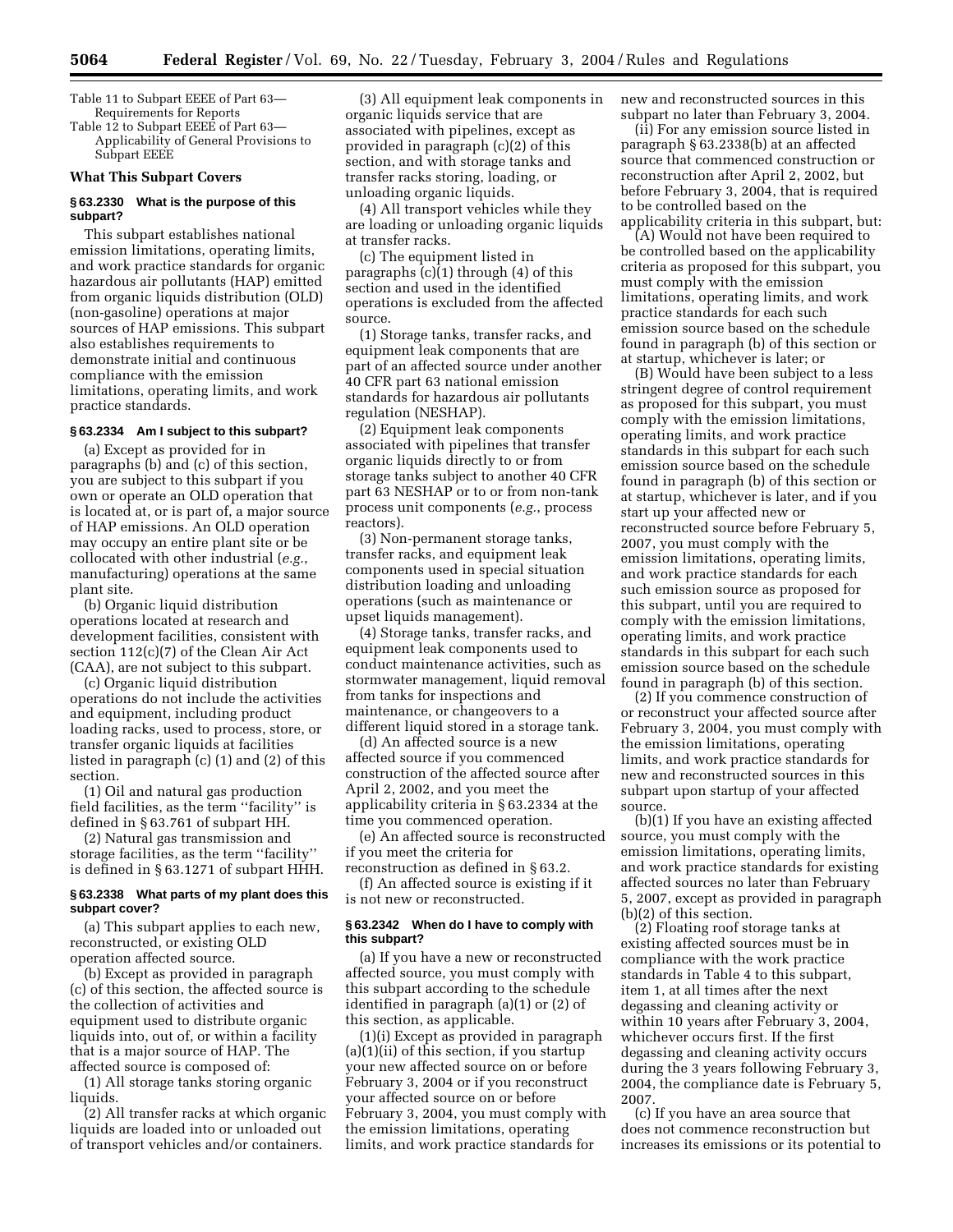Table 11 to Subpart EEEE of Part 63—Requirements for Reports

Table 12 to Subpart EEEE of Part 63—Applicability of General Provisions to Subpart EEEE

### What This Subpart Covers

#### § 63.2330 What is the purpose of this subpart?

This subpart establishes national emission limitations, operating limits, and work practice standards for organic hazardous air pollutants (HAP) emitted from organic liquids distribution (OLD) (non-gasoline) operations at major sources of HAP emissions. This subpart also establishes requirements to demonstrate initial and continuous compliance with the emission limitations, operating limits, and work practice standards.

#### § 63.2334 Am I subject to this subpart?

(a) Except as provided for in paragraphs (b) and (c) of this section, you are subject to this subpart if you own or operate an OLD operation that is located at, or is part of, a major source of HAP emissions. An OLD operation may occupy an entire plant site or be collocated with other industrial (*e.g.*, manufacturing) operations at the same plant site.

(b) Organic liquid distribution operations located at research and development facilities, consistent with section 112(c)(7) of the Clean Air Act (CAA), are not subject to this subpart.

(c) Organic liquid distribution operations do not include the activities and equipment, including product loading racks, used to process, store, or transfer organic liquids at facilities listed in paragraph (c) (1) and (2) of this section.

(1) Oil and natural gas production field facilities, as the term ''facility'' is defined in § 63.761 of subpart HH.

(2) Natural gas transmission and storage facilities, as the term ''facility'' is defined in § 63.1271 of subpart HHH.

#### § 63.2338 What parts of my plant does this subpart cover?

(a) This subpart applies to each new, reconstructed, or existing OLD operation affected source.

(b) Except as provided in paragraph (c) of this section, the affected source is the collection of activities and equipment used to distribute organic liquids into, out of, or within a facility that is a major source of HAP. The affected source is composed of:

(1) All storage tanks storing organic liquids.

(2) All transfer racks at which organic liquids are loaded into or unloaded out of transport vehicles and/or containers.

(3) All equipment leak components in organic liquids service that are associated with pipelines, except as provided in paragraph (c)(2) of this section, and with storage tanks and transfer racks storing, loading, or unloading organic liquids.

(4) All transport vehicles while they are loading or unloading organic liquids at transfer racks.

(c) The equipment listed in paragraphs (c)(1) through (4) of this section and used in the identified operations is excluded from the affected source.

(1) Storage tanks, transfer racks, and equipment leak components that are part of an affected source under another 40 CFR part 63 national emission standards for hazardous air pollutants regulation (NESHAP).

(2) Equipment leak components associated with pipelines that transfer organic liquids directly to or from storage tanks subject to another 40 CFR part 63 NESHAP or to or from non-tank process unit components (*e.g.*, process reactors).

(3) Non-permanent storage tanks, transfer racks, and equipment leak components used in special situation distribution loading and unloading operations (such as maintenance or upset liquids management).

(4) Storage tanks, transfer racks, and equipment leak components used to conduct maintenance activities, such as stormwater management, liquid removal from tanks for inspections and maintenance, or changeovers to a different liquid stored in a storage tank.

(d) An affected source is a new affected source if you commenced construction of the affected source after April 2, 2002, and you meet the applicability criteria in § 63.2334 at the time you commenced operation.

(e) An affected source is reconstructed if you meet the criteria for reconstruction as defined in § 63.2.

(f) An affected source is existing if it is not new or reconstructed.

#### § 63.2342 When do I have to comply with this subpart?

(a) If you have a new or reconstructed affected source, you must comply with this subpart according to the schedule identified in paragraph (a)(1) or (2) of this section, as applicable.

(1)(i) Except as provided in paragraph (a)(1)(ii) of this section, if you startup your new affected source on or before February 3, 2004 or if you reconstruct your affected source on or before February 3, 2004, you must comply with the emission limitations, operating limits, and work practice standards for new and reconstructed sources in this subpart no later than February 3, 2004.

(ii) For any emission source listed in paragraph § 63.2338(b) at an affected source that commenced construction or reconstruction after April 2, 2002, but before February 3, 2004, that is required to be controlled based on the applicability criteria in this subpart, but:

(A) Would not have been required to be controlled based on the applicability criteria as proposed for this subpart, you must comply with the emission limitations, operating limits, and work practice standards for each such emission source based on the schedule found in paragraph (b) of this section or at startup, whichever is later; or

(B) Would have been subject to a less stringent degree of control requirement as proposed for this subpart, you must comply with the emission limitations, operating limits, and work practice standards in this subpart for each such emission source based on the schedule found in paragraph (b) of this section or at startup, whichever is later, and if you start up your affected new or reconstructed source before February 5, 2007, you must comply with the emission limitations, operating limits, and work practice standards for each such emission source as proposed for this subpart, until you are required to comply with the emission limitations, operating limits, and work practice standards in this subpart for each such emission source based on the schedule found in paragraph (b) of this section.

(2) If you commence construction of or reconstruct your affected source after February 3, 2004, you must comply with the emission limitations, operating limits, and work practice standards for new and reconstructed sources in this subpart upon startup of your affected source.

(b)(1) If you have an existing affected source, you must comply with the emission limitations, operating limits, and work practice standards for existing affected sources no later than February 5, 2007, except as provided in paragraph (b)(2) of this section.

(2) Floating roof storage tanks at existing affected sources must be in compliance with the work practice standards in Table 4 to this subpart, item 1, at all times after the next degassing and cleaning activity or within 10 years after February 3, 2004, whichever occurs first. If the first degassing and cleaning activity occurs during the 3 years following February 3, 2004, the compliance date is February 5, 2007.

(c) If you have an area source that does not commence reconstruction but increases its emissions or its potential to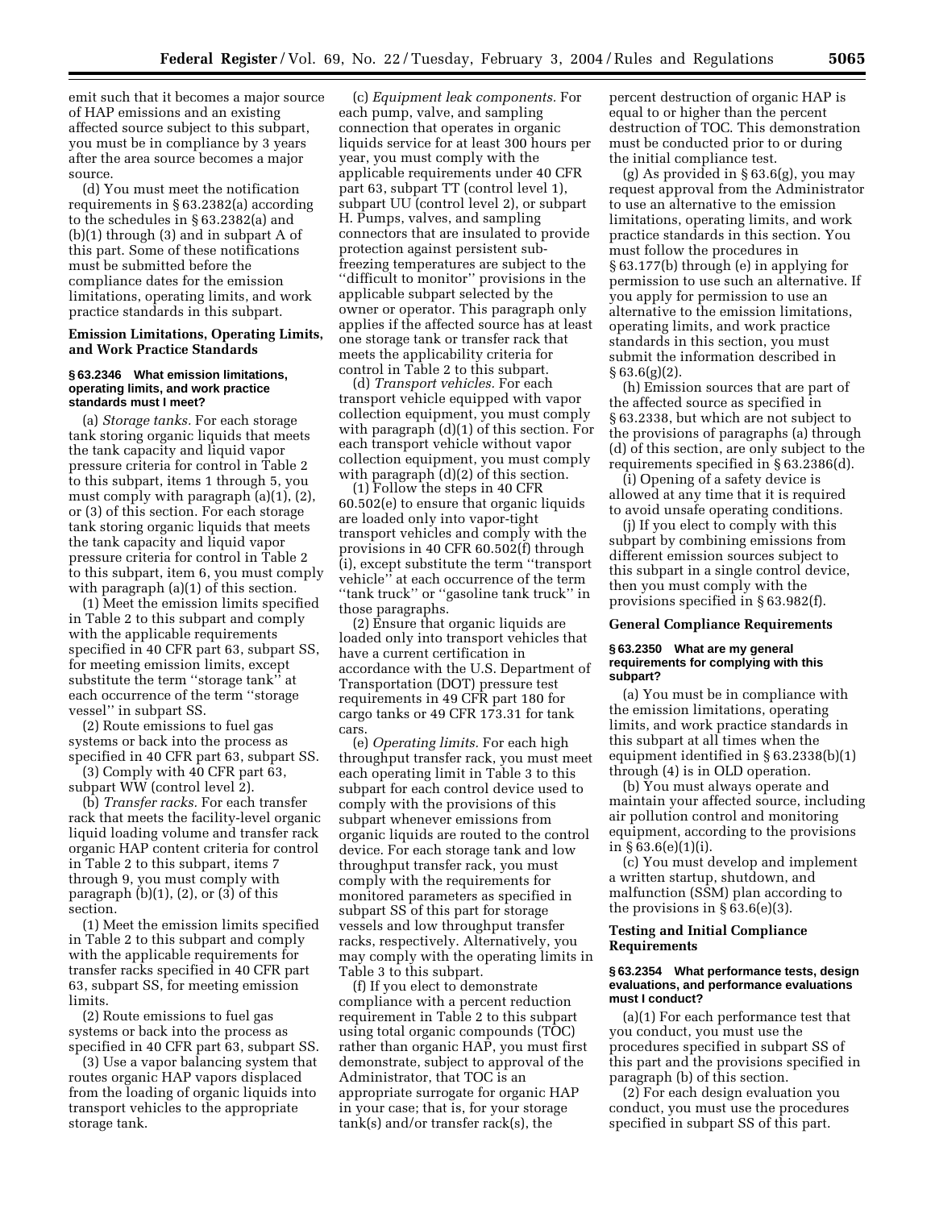emit such that it becomes a major source of HAP emissions and an existing affected source subject to this subpart, you must be in compliance by 3 years after the area source becomes a major source.

(d) You must meet the notification requirements in § 63.2382(a) according to the schedules in § 63.2382(a) and (b)(1) through (3) and in subpart A of this part. Some of these notifications must be submitted before the compliance dates for the emission limitations, operating limits, and work practice standards in this subpart.

## Emission Limitations, Operating Limits, and Work Practice Standards

### § 63.2346 What emission limitations, operating limits, and work practice standards must I meet?

(a) *Storage tanks.* For each storage tank storing organic liquids that meets the tank capacity and liquid vapor pressure criteria for control in Table 2 to this subpart, items 1 through 5, you must comply with paragraph (a)(1), (2), or (3) of this section. For each storage tank storing organic liquids that meets the tank capacity and liquid vapor pressure criteria for control in Table 2 to this subpart, item 6, you must comply with paragraph (a)(1) of this section.

(1) Meet the emission limits specified in Table 2 to this subpart and comply with the applicable requirements specified in 40 CFR part 63, subpart SS, for meeting emission limits, except substitute the term ''storage tank'' at each occurrence of the term ''storage vessel'' in subpart SS.

(2) Route emissions to fuel gas systems or back into the process as specified in 40 CFR part 63, subpart SS.

(3) Comply with 40 CFR part 63, subpart WW (control level 2).

(b) *Transfer racks.* For each transfer rack that meets the facility-level organic liquid loading volume and transfer rack organic HAP content criteria for control in Table 2 to this subpart, items 7 through 9, you must comply with paragraph (b)(1), (2), or (3) of this section.

(1) Meet the emission limits specified in Table 2 to this subpart and comply with the applicable requirements for transfer racks specified in 40 CFR part 63, subpart SS, for meeting emission limits.

(2) Route emissions to fuel gas systems or back into the process as specified in 40 CFR part 63, subpart SS.

(3) Use a vapor balancing system that routes organic HAP vapors displaced from the loading of organic liquids into transport vehicles to the appropriate storage tank.

(c) *Equipment leak components.* For each pump, valve, and sampling connection that operates in organic liquids service for at least 300 hours per year, you must comply with the applicable requirements under 40 CFR part 63, subpart TT (control level 1), subpart UU (control level 2), or subpart H. Pumps, valves, and sampling connectors that are insulated to provide protection against persistent sub-freezing temperatures are subject to the ''difficult to monitor'' provisions in the applicable subpart selected by the owner or operator. This paragraph only applies if the affected source has at least one storage tank or transfer rack that meets the applicability criteria for control in Table 2 to this subpart.

(d) *Transport vehicles.* For each transport vehicle equipped with vapor collection equipment, you must comply with paragraph (d)(1) of this section. For each transport vehicle without vapor collection equipment, you must comply with paragraph (d)(2) of this section.

(1) Follow the steps in 40 CFR 60.502(e) to ensure that organic liquids are loaded only into vapor-tight transport vehicles and comply with the provisions in 40 CFR 60.502(f) through (i), except substitute the term ''transport vehicle'' at each occurrence of the term ''tank truck'' or ''gasoline tank truck'' in those paragraphs.

(2) Ensure that organic liquids are loaded only into transport vehicles that have a current certification in accordance with the U.S. Department of Transportation (DOT) pressure test requirements in 49 CFR part 180 for cargo tanks or 49 CFR 173.31 for tank cars.

(e) *Operating limits.* For each high throughput transfer rack, you must meet each operating limit in Table 3 to this subpart for each control device used to comply with the provisions of this subpart whenever emissions from organic liquids are routed to the control device. For each storage tank and low throughput transfer rack, you must comply with the requirements for monitored parameters as specified in subpart SS of this part for storage vessels and low throughput transfer racks, respectively. Alternatively, you may comply with the operating limits in Table 3 to this subpart.

(f) If you elect to demonstrate compliance with a percent reduction requirement in Table 2 to this subpart using total organic compounds (TOC) rather than organic HAP, you must first demonstrate, subject to approval of the Administrator, that TOC is an appropriate surrogate for organic HAP in your case; that is, for your storage tank(s) and/or transfer rack(s), the percent destruction of organic HAP is equal to or higher than the percent destruction of TOC. This demonstration must be conducted prior to or during the initial compliance test.

(g) As provided in § 63.6(g), you may request approval from the Administrator to use an alternative to the emission limitations, operating limits, and work practice standards in this section. You must follow the procedures in § 63.177(b) through (e) in applying for permission to use such an alternative. If you apply for permission to use an alternative to the emission limitations, operating limits, and work practice standards in this section, you must submit the information described in § 63.6(g)(2).

(h) Emission sources that are part of the affected source as specified in § 63.2338, but which are not subject to the provisions of paragraphs (a) through (d) of this section, are only subject to the requirements specified in § 63.2386(d).

(i) Opening of a safety device is allowed at any time that it is required to avoid unsafe operating conditions.

(j) If you elect to comply with this subpart by combining emissions from different emission sources subject to this subpart in a single control device, then you must comply with the provisions specified in § 63.982(f).

## General Compliance Requirements

### § 63.2350 What are my general requirements for complying with this subpart?

(a) You must be in compliance with the emission limitations, operating limits, and work practice standards in this subpart at all times when the equipment identified in § 63.2338(b)(1) through (4) is in OLD operation.

(b) You must always operate and maintain your affected source, including air pollution control and monitoring equipment, according to the provisions in § 63.6(e)(1)(i).

(c) You must develop and implement a written startup, shutdown, and malfunction (SSM) plan according to the provisions in § 63.6(e)(3).

## Testing and Initial Compliance Requirements

### § 63.2354 What performance tests, design evaluations, and performance evaluations must I conduct?

(a)(1) For each performance test that you conduct, you must use the procedures specified in subpart SS of this part and the provisions specified in paragraph (b) of this section.

(2) For each design evaluation you conduct, you must use the procedures specified in subpart SS of this part.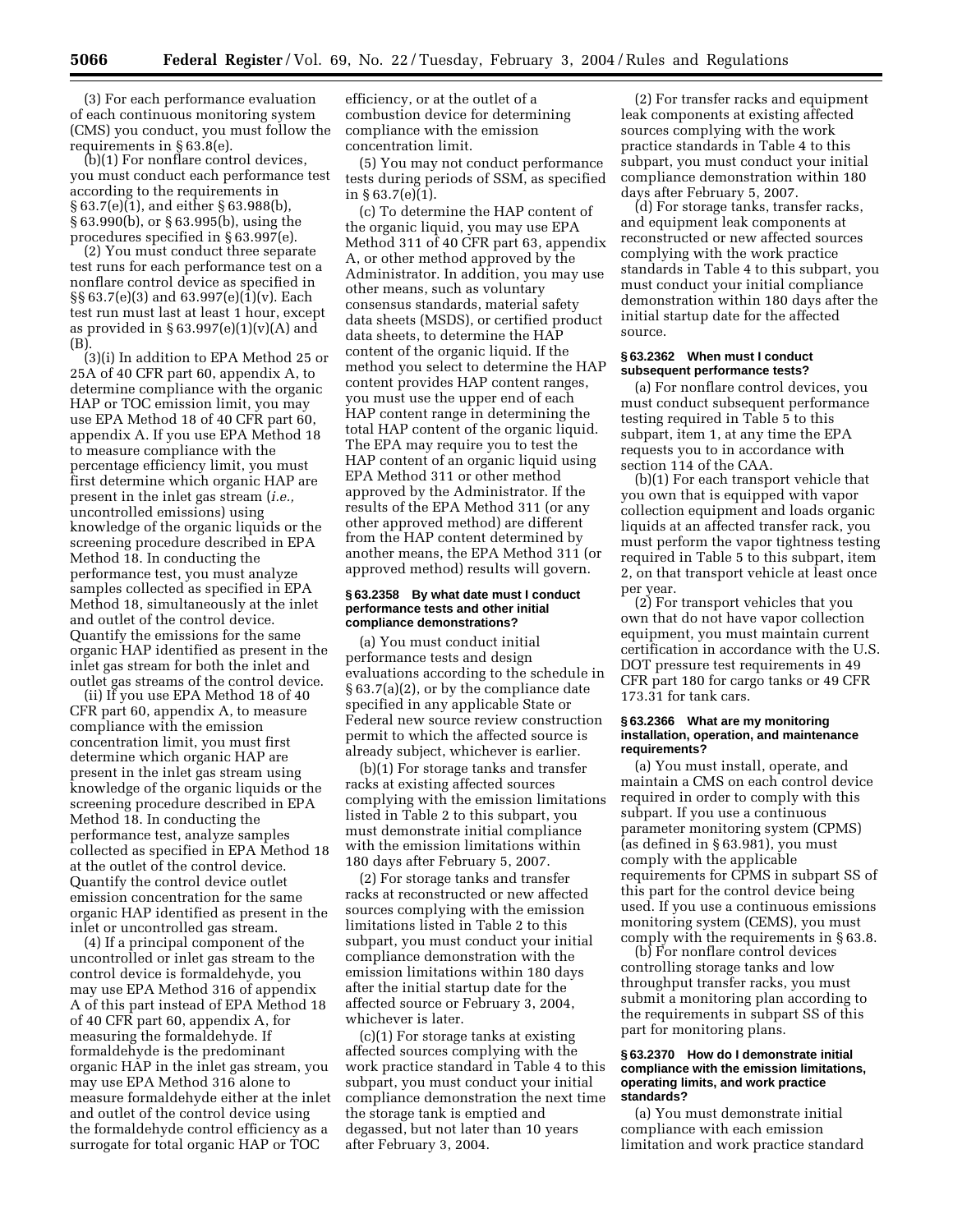(3) For each performance evaluation of each continuous monitoring system (CMS) you conduct, you must follow the requirements in § 63.8(e).

(b)(1) For nonflare control devices, you must conduct each performance test according to the requirements in § 63.7(e)(1), and either § 63.988(b), § 63.990(b), or § 63.995(b), using the procedures specified in § 63.997(e).

(2) You must conduct three separate test runs for each performance test on a nonflare control device as specified in §§ 63.7(e)(3) and 63.997(e)(1)(v). Each test run must last at least 1 hour, except as provided in § 63.997(e)(1)(v)(A) and (B).

(3)(i) In addition to EPA Method 25 or 25A of 40 CFR part 60, appendix A, to determine compliance with the organic HAP or TOC emission limit, you may use EPA Method 18 of 40 CFR part 60, appendix A. If you use EPA Method 18 to measure compliance with the percentage efficiency limit, you must first determine which organic HAP are present in the inlet gas stream (*i.e.,* uncontrolled emissions) using knowledge of the organic liquids or the screening procedure described in EPA Method 18. In conducting the performance test, you must analyze samples collected as specified in EPA Method 18, simultaneously at the inlet and outlet of the control device. Quantify the emissions for the same organic HAP identified as present in the inlet gas stream for both the inlet and outlet gas streams of the control device.

(ii) If you use EPA Method 18 of 40 CFR part 60, appendix A, to measure compliance with the emission concentration limit, you must first determine which organic HAP are present in the inlet gas stream using knowledge of the organic liquids or the screening procedure described in EPA Method 18. In conducting the performance test, analyze samples collected as specified in EPA Method 18 at the outlet of the control device. Quantify the control device outlet emission concentration for the same organic HAP identified as present in the inlet or uncontrolled gas stream.

(4) If a principal component of the uncontrolled or inlet gas stream to the control device is formaldehyde, you may use EPA Method 316 of appendix A of this part instead of EPA Method 18 of 40 CFR part 60, appendix A, for measuring the formaldehyde. If formaldehyde is the predominant organic HAP in the inlet gas stream, you may use EPA Method 316 alone to measure formaldehyde either at the inlet and outlet of the control device using the formaldehyde control efficiency as a surrogate for total organic HAP or TOC efficiency, or at the outlet of a combustion device for determining compliance with the emission concentration limit.

(5) You may not conduct performance tests during periods of SSM, as specified in § 63.7(e)(1).

(c) To determine the HAP content of the organic liquid, you may use EPA Method 311 of 40 CFR part 63, appendix A, or other method approved by the Administrator. In addition, you may use other means, such as voluntary consensus standards, material safety data sheets (MSDS), or certified product data sheets, to determine the HAP content of the organic liquid. If the method you select to determine the HAP content provides HAP content ranges, you must use the upper end of each HAP content range in determining the total HAP content of the organic liquid. The EPA may require you to test the HAP content of an organic liquid using EPA Method 311 or other method approved by the Administrator. If the results of the EPA Method 311 (or any other approved method) are different from the HAP content determined by another means, the EPA Method 311 (or approved method) results will govern.

### § 63.2358 By what date must I conduct performance tests and other initial compliance demonstrations?

(a) You must conduct initial performance tests and design evaluations according to the schedule in § 63.7(a)(2), or by the compliance date specified in any applicable State or Federal new source review construction permit to which the affected source is already subject, whichever is earlier.

(b)(1) For storage tanks and transfer racks at existing affected sources complying with the emission limitations listed in Table 2 to this subpart, you must demonstrate initial compliance with the emission limitations within 180 days after February 5, 2007.

(2) For storage tanks and transfer racks at reconstructed or new affected sources complying with the emission limitations listed in Table 2 to this subpart, you must conduct your initial compliance demonstration with the emission limitations within 180 days after the initial startup date for the affected source or February 3, 2004, whichever is later.

(c)(1) For storage tanks at existing affected sources complying with the work practice standard in Table 4 to this subpart, you must conduct your initial compliance demonstration the next time the storage tank is emptied and degassed, but not later than 10 years after February 3, 2004.

(2) For transfer racks and equipment leak components at existing affected sources complying with the work practice standards in Table 4 to this subpart, you must conduct your initial compliance demonstration within 180 days after February 5, 2007.

(d) For storage tanks, transfer racks, and equipment leak components at reconstructed or new affected sources complying with the work practice standards in Table 4 to this subpart, you must conduct your initial compliance demonstration within 180 days after the initial startup date for the affected source.

### § 63.2362 When must I conduct subsequent performance tests?

(a) For nonflare control devices, you must conduct subsequent performance testing required in Table 5 to this subpart, item 1, at any time the EPA requests you to in accordance with section 114 of the CAA.

(b)(1) For each transport vehicle that you own that is equipped with vapor collection equipment and loads organic liquids at an affected transfer rack, you must perform the vapor tightness testing required in Table 5 to this subpart, item 2, on that transport vehicle at least once per year.

(2) For transport vehicles that you own that do not have vapor collection equipment, you must maintain current certification in accordance with the U.S. DOT pressure test requirements in 49 CFR part 180 for cargo tanks or 49 CFR 173.31 for tank cars.

### § 63.2366 What are my monitoring installation, operation, and maintenance requirements?

(a) You must install, operate, and maintain a CMS on each control device required in order to comply with this subpart. If you use a continuous parameter monitoring system (CPMS) (as defined in § 63.981), you must comply with the applicable requirements for CPMS in subpart SS of this part for the control device being used. If you use a continuous emissions monitoring system (CEMS), you must comply with the requirements in § 63.8.

(b) For nonflare control devices controlling storage tanks and low throughput transfer racks, you must submit a monitoring plan according to the requirements in subpart SS of this part for monitoring plans.

### § 63.2370 How do I demonstrate initial compliance with the emission limitations, operating limits, and work practice standards?

(a) You must demonstrate initial compliance with each emission limitation and work practice standard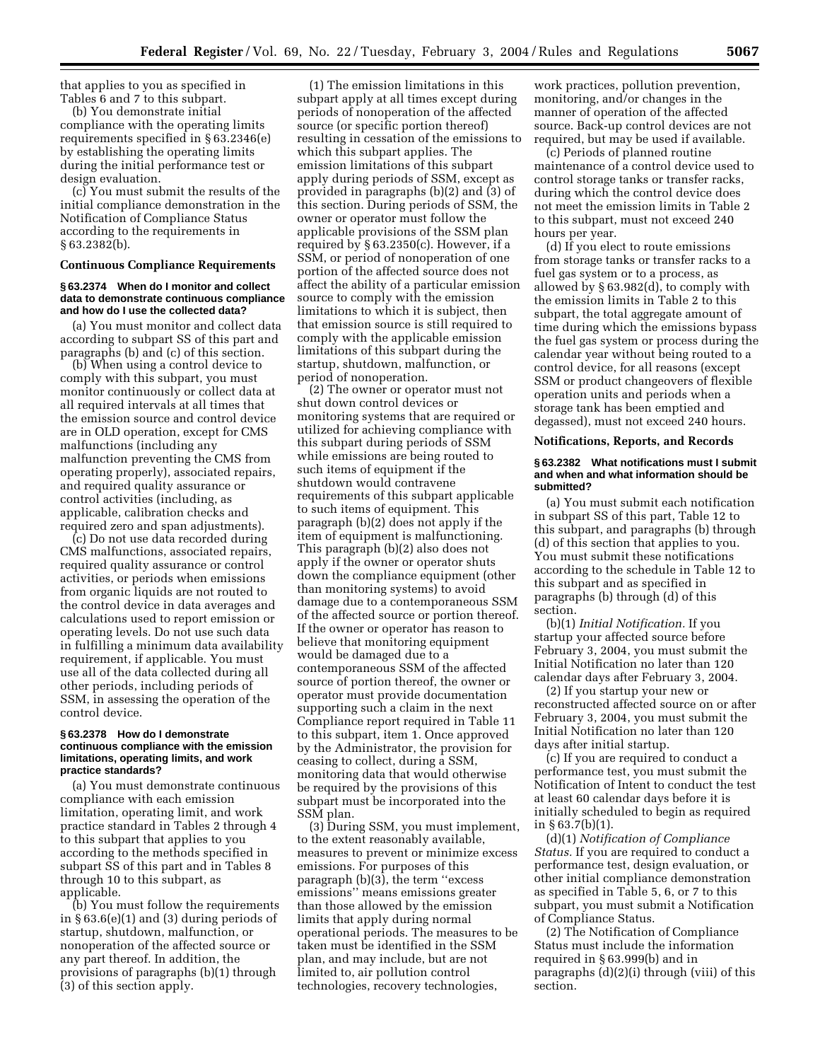that applies to you as specified in Tables 6 and 7 to this subpart.

(b) You demonstrate initial compliance with the operating limits requirements specified in § 63.2346(e) by establishing the operating limits during the initial performance test or design evaluation.

(c) You must submit the results of the initial compliance demonstration in the Notification of Compliance Status according to the requirements in § 63.2382(b).

**Continuous Compliance Requirements**

**§ 63.2374 When do I monitor and collect data to demonstrate continuous compliance and how do I use the collected data?**

(a) You must monitor and collect data according to subpart SS of this part and paragraphs (b) and (c) of this section.

(b) When using a control device to comply with this subpart, you must monitor continuously or collect data at all required intervals at all times that the emission source and control device are in OLD operation, except for CMS malfunctions (including any malfunction preventing the CMS from operating properly), associated repairs, and required quality assurance or control activities (including, as applicable, calibration checks and required zero and span adjustments).

(c) Do not use data recorded during CMS malfunctions, associated repairs, required quality assurance or control activities, or periods when emissions from organic liquids are not routed to the control device in data averages and calculations used to report emission or operating levels. Do not use such data in fulfilling a minimum data availability requirement, if applicable. You must use all of the data collected during all other periods, including periods of SSM, in assessing the operation of the control device.

**§ 63.2378 How do I demonstrate continuous compliance with the emission limitations, operating limits, and work practice standards?**

(a) You must demonstrate continuous compliance with each emission limitation, operating limit, and work practice standard in Tables 2 through 4 to this subpart that applies to you according to the methods specified in subpart SS of this part and in Tables 8 through 10 to this subpart, as applicable.

(b) You must follow the requirements in § 63.6(e)(1) and (3) during periods of startup, shutdown, malfunction, or nonoperation of the affected source or any part thereof. In addition, the provisions of paragraphs (b)(1) through (3) of this section apply.

(1) The emission limitations in this subpart apply at all times except during periods of nonoperation of the affected source (or specific portion thereof) resulting in cessation of the emissions to which this subpart applies. The emission limitations of this subpart apply during periods of SSM, except as provided in paragraphs (b)(2) and (3) of this section. During periods of SSM, the owner or operator must follow the applicable provisions of the SSM plan required by § 63.2350(c). However, if a SSM, or period of nonoperation of one portion of the affected source does not affect the ability of a particular emission source to comply with the emission limitations to which it is subject, then that emission source is still required to comply with the applicable emission limitations of this subpart during the startup, shutdown, malfunction, or period of nonoperation.

(2) The owner or operator must not shut down control devices or monitoring systems that are required or utilized for achieving compliance with this subpart during periods of SSM while emissions are being routed to such items of equipment if the shutdown would contravene requirements of this subpart applicable to such items of equipment. This paragraph (b)(2) does not apply if the item of equipment is malfunctioning. This paragraph (b)(2) also does not apply if the owner or operator shuts down the compliance equipment (other than monitoring systems) to avoid damage due to a contemporaneous SSM of the affected source or portion thereof. If the owner or operator has reason to believe that monitoring equipment would be damaged due to a contemporaneous SSM of the affected source of portion thereof, the owner or operator must provide documentation supporting such a claim in the next Compliance report required in Table 11 to this subpart, item 1. Once approved by the Administrator, the provision for ceasing to collect, during a SSM, monitoring data that would otherwise be required by the provisions of this subpart must be incorporated into the SSM plan.

(3) During SSM, you must implement, to the extent reasonably available, measures to prevent or minimize excess emissions. For purposes of this paragraph (b)(3), the term "excess emissions" means emissions greater than those allowed by the emission limits that apply during normal operational periods. The measures to be taken must be identified in the SSM plan, and may include, but are not limited to, air pollution control technologies, recovery technologies, work practices, pollution prevention, monitoring, and/or changes in the manner of operation of the affected source. Back-up control devices are not required, but may be used if available.

(c) Periods of planned routine maintenance of a control device used to control storage tanks or transfer racks, during which the control device does not meet the emission limits in Table 2 to this subpart, must not exceed 240 hours per year.

(d) If you elect to route emissions from storage tanks or transfer racks to a fuel gas system or to a process, as allowed by § 63.982(d), to comply with the emission limits in Table 2 to this subpart, the total aggregate amount of time during which the emissions bypass the fuel gas system or process during the calendar year without being routed to a control device, for all reasons (except SSM or product changeovers of flexible operation units and periods when a storage tank has been emptied and degassed), must not exceed 240 hours.

**Notifications, Reports, and Records**

**§ 63.2382 What notifications must I submit and when and what information should be submitted?**

(a) You must submit each notification in subpart SS of this part, Table 12 to this subpart, and paragraphs (b) through (d) of this section that applies to you. You must submit these notifications according to the schedule in Table 12 to this subpart and as specified in paragraphs (b) through (d) of this section.

(b)(1) *Initial Notification.* If you startup your affected source before February 3, 2004, you must submit the Initial Notification no later than 120 calendar days after February 3, 2004.

(2) If you startup your new or reconstructed affected source on or after February 3, 2004, you must submit the Initial Notification no later than 120 days after initial startup.

(c) If you are required to conduct a performance test, you must submit the Notification of Intent to conduct the test at least 60 calendar days before it is initially scheduled to begin as required in § 63.7(b)(1).

(d)(1) *Notification of Compliance Status.* If you are required to conduct a performance test, design evaluation, or other initial compliance demonstration as specified in Table 5, 6, or 7 to this subpart, you must submit a Notification of Compliance Status.

(2) The Notification of Compliance Status must include the information required in § 63.999(b) and in paragraphs (d)(2)(i) through (viii) of this section.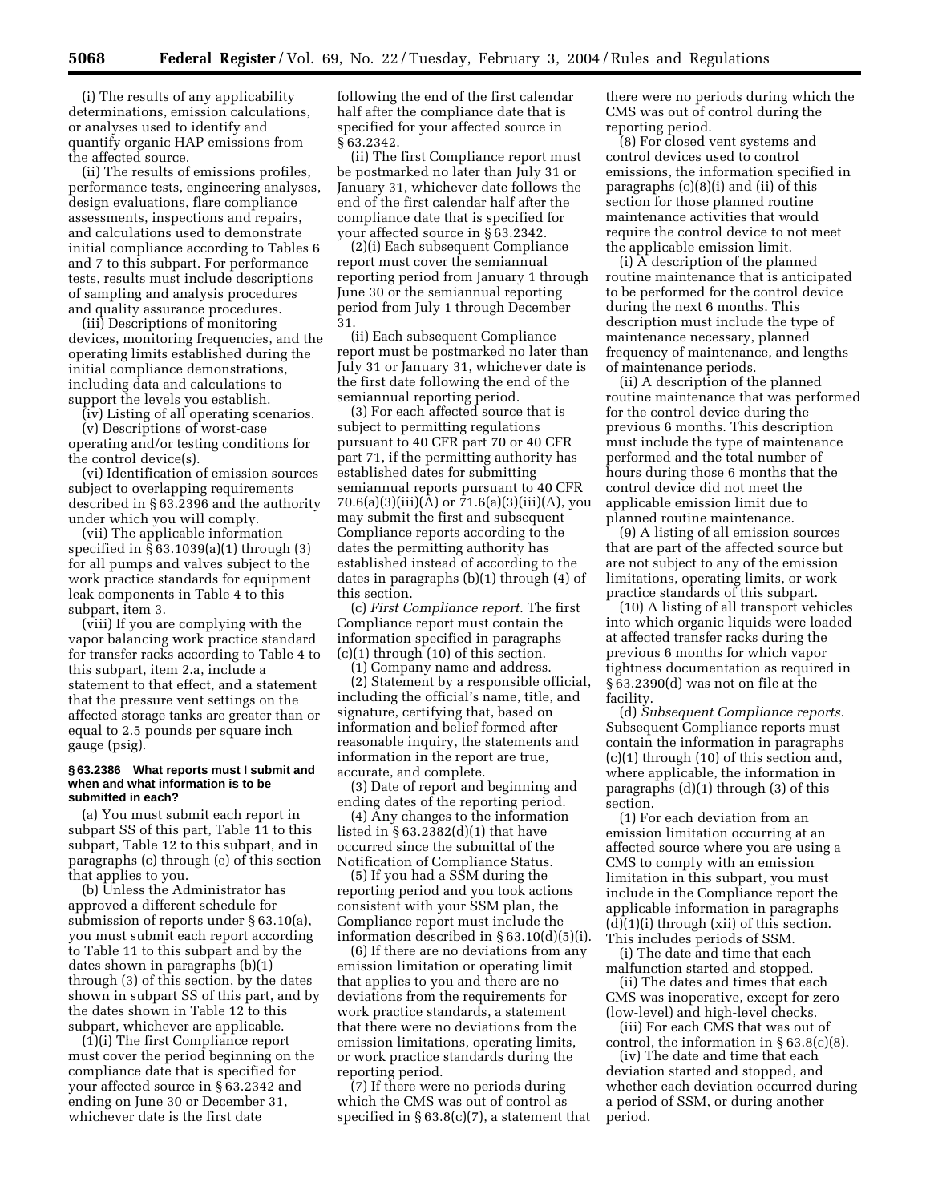(i) The results of any applicability determinations, emission calculations, or analyses used to identify and quantify organic HAP emissions from the affected source.

(ii) The results of emissions profiles, performance tests, engineering analyses, design evaluations, flare compliance assessments, inspections and repairs, and calculations used to demonstrate initial compliance according to Tables 6 and 7 to this subpart. For performance tests, results must include descriptions of sampling and analysis procedures and quality assurance procedures.

(iii) Descriptions of monitoring devices, monitoring frequencies, and the operating limits established during the initial compliance demonstrations, including data and calculations to support the levels you establish.

(iv) Listing of all operating scenarios.

(v) Descriptions of worst-case operating and/or testing conditions for the control device(s).

(vi) Identification of emission sources subject to overlapping requirements described in § 63.2396 and the authority under which you will comply.

(vii) The applicable information specified in § 63.1039(a)(1) through (3) for all pumps and valves subject to the work practice standards for equipment leak components in Table 4 to this subpart, item 3.

(viii) If you are complying with the vapor balancing work practice standard for transfer racks according to Table 4 to this subpart, item 2.a, include a statement to that effect, and a statement that the pressure vent settings on the affected storage tanks are greater than or equal to 2.5 pounds per square inch gauge (psig).

#### § 63.2386 What reports must I submit and when and what information is to be submitted in each?

(a) You must submit each report in subpart SS of this part, Table 11 to this subpart, Table 12 to this subpart, and in paragraphs (c) through (e) of this section that applies to you.

(b) Unless the Administrator has approved a different schedule for submission of reports under § 63.10(a), you must submit each report according to Table 11 to this subpart and by the dates shown in paragraphs (b)(1) through (3) of this section, by the dates shown in subpart SS of this part, and by the dates shown in Table 12 to this subpart, whichever are applicable.

(1)(i) The first Compliance report must cover the period beginning on the compliance date that is specified for your affected source in § 63.2342 and ending on June 30 or December 31, whichever date is the first date following the end of the first calendar half after the compliance date that is specified for your affected source in § 63.2342.

(ii) The first Compliance report must be postmarked no later than July 31 or January 31, whichever date follows the end of the first calendar half after the compliance date that is specified for your affected source in § 63.2342.

(2)(i) Each subsequent Compliance report must cover the semiannual reporting period from January 1 through June 30 or the semiannual reporting period from July 1 through December 31.

(ii) Each subsequent Compliance report must be postmarked no later than July 31 or January 31, whichever date is the first date following the end of the semiannual reporting period.

(3) For each affected source that is subject to permitting regulations pursuant to 40 CFR part 70 or 40 CFR part 71, if the permitting authority has established dates for submitting semiannual reports pursuant to 40 CFR 70.6(a)(3)(iii)(A) or 71.6(a)(3)(iii)(A), you may submit the first and subsequent Compliance reports according to the dates the permitting authority has established instead of according to the dates in paragraphs (b)(1) through (4) of this section.

(c) *First Compliance report.* The first Compliance report must contain the information specified in paragraphs (c)(1) through (10) of this section.

(1) Company name and address.

(2) Statement by a responsible official, including the official's name, title, and signature, certifying that, based on information and belief formed after reasonable inquiry, the statements and information in the report are true, accurate, and complete.

(3) Date of report and beginning and ending dates of the reporting period.

(4) Any changes to the information listed in § 63.2382(d)(1) that have occurred since the submittal of the Notification of Compliance Status.

(5) If you had a SSM during the reporting period and you took actions consistent with your SSM plan, the Compliance report must include the information described in § 63.10(d)(5)(i).

(6) If there are no deviations from any emission limitation or operating limit that applies to you and there are no deviations from the requirements for work practice standards, a statement that there were no deviations from the emission limitations, operating limits, or work practice standards during the reporting period.

(7) If there were no periods during which the CMS was out of control as specified in § 63.8(c)(7), a statement that there were no periods during which the CMS was out of control during the reporting period.

(8) For closed vent systems and control devices used to control emissions, the information specified in paragraphs (c)(8)(i) and (ii) of this section for those planned routine maintenance activities that would require the control device to not meet the applicable emission limit.

(i) A description of the planned routine maintenance that is anticipated to be performed for the control device during the next 6 months. This description must include the type of maintenance necessary, planned frequency of maintenance, and lengths of maintenance periods.

(ii) A description of the planned routine maintenance that was performed for the control device during the previous 6 months. This description must include the type of maintenance performed and the total number of hours during those 6 months that the control device did not meet the applicable emission limit due to planned routine maintenance.

(9) A listing of all emission sources that are part of the affected source but are not subject to any of the emission limitations, operating limits, or work practice standards of this subpart.

(10) A listing of all transport vehicles into which organic liquids were loaded at affected transfer racks during the previous 6 months for which vapor tightness documentation as required in § 63.2390(d) was not on file at the facility.

(d) *Subsequent Compliance reports.* Subsequent Compliance reports must contain the information in paragraphs (c)(1) through (10) of this section and, where applicable, the information in paragraphs (d)(1) through (3) of this section.

(1) For each deviation from an emission limitation occurring at an affected source where you are using a CMS to comply with an emission limitation in this subpart, you must include in the Compliance report the applicable information in paragraphs (d)(1)(i) through (xii) of this section. This includes periods of SSM.

(i) The date and time that each malfunction started and stopped.

(ii) The dates and times that each CMS was inoperative, except for zero (low-level) and high-level checks.

(iii) For each CMS that was out of control, the information in § 63.8(c)(8).

(iv) The date and time that each deviation started and stopped, and whether each deviation occurred during a period of SSM, or during another period.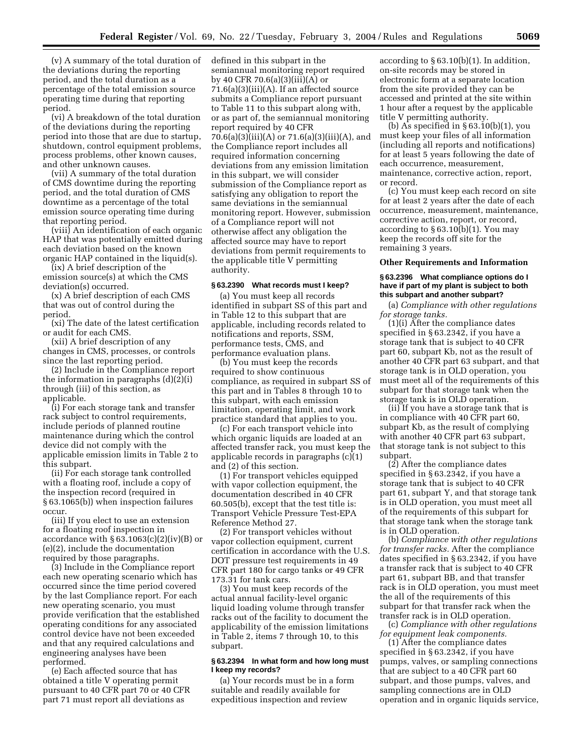(v) A summary of the total duration of the deviations during the reporting period, and the total duration as a percentage of the total emission source operating time during that reporting period.

(vi) A breakdown of the total duration of the deviations during the reporting period into those that are due to startup, shutdown, control equipment problems, process problems, other known causes, and other unknown causes.

(vii) A summary of the total duration of CMS downtime during the reporting period, and the total duration of CMS downtime as a percentage of the total emission source operating time during that reporting period.

(viii) An identification of each organic HAP that was potentially emitted during each deviation based on the known organic HAP contained in the liquid(s).

(ix) A brief description of the emission source(s) at which the CMS deviation(s) occurred.

(x) A brief description of each CMS that was out of control during the period.

(xi) The date of the latest certification or audit for each CMS.

(xii) A brief description of any changes in CMS, processes, or controls since the last reporting period.

(2) Include in the Compliance report the information in paragraphs (d)(2)(i) through (iii) of this section, as applicable.

(i) For each storage tank and transfer rack subject to control requirements, include periods of planned routine maintenance during which the control device did not comply with the applicable emission limits in Table 2 to this subpart.

(ii) For each storage tank controlled with a floating roof, include a copy of the inspection record (required in § 63.1065(b)) when inspection failures occur.

(iii) If you elect to use an extension for a floating roof inspection in accordance with § 63.1063(c)(2)(iv)(B) or (e)(2), include the documentation required by those paragraphs.

(3) Include in the Compliance report each new operating scenario which has occurred since the time period covered by the last Compliance report. For each new operating scenario, you must provide verification that the established operating conditions for any associated control device have not been exceeded and that any required calculations and engineering analyses have been performed.

(e) Each affected source that has obtained a title V operating permit pursuant to 40 CFR part 70 or 40 CFR part 71 must report all deviations as defined in this subpart in the semiannual monitoring report required by 40 CFR 70.6(a)(3)(iii)(A) or 71.6(a)(3)(iii)(A). If an affected source submits a Compliance report pursuant to Table 11 to this subpart along with, or as part of, the semiannual monitoring report required by 40 CFR 70.6(a)(3)(iii)(A) or 71.6(a)(3)(iii)(A), and the Compliance report includes all required information concerning deviations from any emission limitation in this subpart, we will consider submission of the Compliance report as satisfying any obligation to report the same deviations in the semiannual monitoring report. However, submission of a Compliance report will not otherwise affect any obligation the affected source may have to report deviations from permit requirements to the applicable title V permitting authority.

### § 63.2390 What records must I keep?

(a) You must keep all records identified in subpart SS of this part and in Table 12 to this subpart that are applicable, including records related to notifications and reports, SSM, performance tests, CMS, and performance evaluation plans.

(b) You must keep the records required to show continuous compliance, as required in subpart SS of this part and in Tables 8 through 10 to this subpart, with each emission limitation, operating limit, and work practice standard that applies to you.

(c) For each transport vehicle into which organic liquids are loaded at an affected transfer rack, you must keep the applicable records in paragraphs (c)(1) and (2) of this section.

(1) For transport vehicles equipped with vapor collection equipment, the documentation described in 40 CFR 60.505(b), except that the test title is: Transport Vehicle Pressure Test-EPA Reference Method 27.

(2) For transport vehicles without vapor collection equipment, current certification in accordance with the U.S. DOT pressure test requirements in 49 CFR part 180 for cargo tanks or 49 CFR 173.31 for tank cars.

(3) You must keep records of the actual annual facility-level organic liquid loading volume through transfer racks out of the facility to document the applicability of the emission limitations in Table 2, items 7 through 10, to this subpart.

### § 63.2394 In what form and how long must I keep my records?

(a) Your records must be in a form suitable and readily available for expeditious inspection and review according to § 63.10(b)(1). In addition, on-site records may be stored in electronic form at a separate location from the site provided they can be accessed and printed at the site within 1 hour after a request by the applicable title V permitting authority.

(b) As specified in § 63.10(b)(1), you must keep your files of all information (including all reports and notifications) for at least 5 years following the date of each occurrence, measurement, maintenance, corrective action, report, or record.

(c) You must keep each record on site for at least 2 years after the date of each occurrence, measurement, maintenance, corrective action, report, or record, according to § 63.10(b)(1). You may keep the records off site for the remaining 3 years.

## Other Requirements and Information

### § 63.2396 What compliance options do I have if part of my plant is subject to both this subpart and another subpart?

(a) *Compliance with other regulations for storage tanks.*

(1)(i) After the compliance dates specified in § 63.2342, if you have a storage tank that is subject to 40 CFR part 60, subpart Kb, not as the result of another 40 CFR part 63 subpart, and that storage tank is in OLD operation, you must meet all of the requirements of this subpart for that storage tank when the storage tank is in OLD operation.

(ii) If you have a storage tank that is in compliance with 40 CFR part 60, subpart Kb, as the result of complying with another 40 CFR part 63 subpart, that storage tank is not subject to this subpart.

(2) After the compliance dates specified in § 63.2342, if you have a storage tank that is subject to 40 CFR part 61, subpart Y, and that storage tank is in OLD operation, you must meet all of the requirements of this subpart for that storage tank when the storage tank is in OLD operation.

(b) *Compliance with other regulations for transfer racks.* After the compliance dates specified in § 63.2342, if you have a transfer rack that is subject to 40 CFR part 61, subpart BB, and that transfer rack is in OLD operation, you must meet the all of the requirements of this subpart for that transfer rack when the transfer rack is in OLD operation.

(c) *Compliance with other regulations for equipment leak components.*

(1) After the compliance dates specified in § 63.2342, if you have pumps, valves, or sampling connections that are subject to a 40 CFR part 60 subpart, and those pumps, valves, and sampling connections are in OLD operation and in organic liquids service,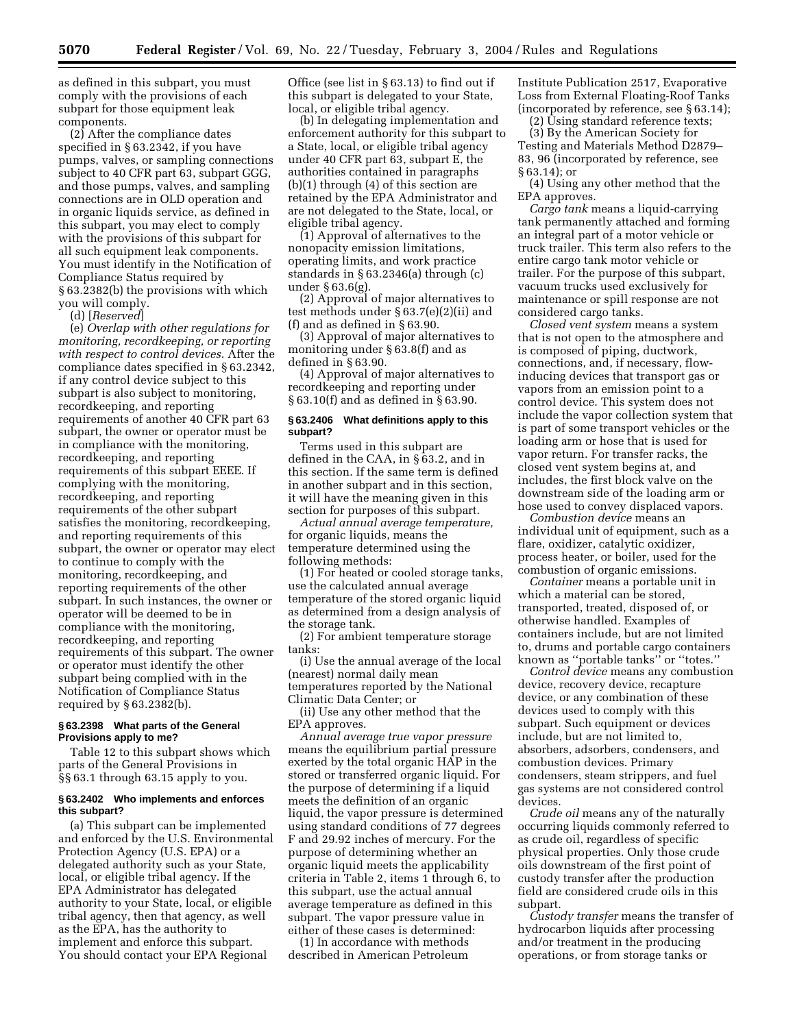as defined in this subpart, you must comply with the provisions of each subpart for those equipment leak components.

(2) After the compliance dates specified in § 63.2342, if you have pumps, valves, or sampling connections subject to 40 CFR part 63, subpart GGG, and those pumps, valves, and sampling connections are in OLD operation and in organic liquids service, as defined in this subpart, you may elect to comply with the provisions of this subpart for all such equipment leak components. You must identify in the Notification of Compliance Status required by § 63.2382(b) the provisions with which you will comply.

(d) [*Reserved*]

(e) *Overlap with other regulations for monitoring, recordkeeping, or reporting with respect to control devices.* After the compliance dates specified in § 63.2342, if any control device subject to this subpart is also subject to monitoring, recordkeeping, and reporting requirements of another 40 CFR part 63 subpart, the owner or operator must be in compliance with the monitoring, recordkeeping, and reporting requirements of this subpart EEEE. If complying with the monitoring, recordkeeping, and reporting requirements of the other subpart satisfies the monitoring, recordkeeping, and reporting requirements of this subpart, the owner or operator may elect to continue to comply with the monitoring, recordkeeping, and reporting requirements of the other subpart. In such instances, the owner or operator will be deemed to be in compliance with the monitoring, recordkeeping, and reporting requirements of this subpart. The owner or operator must identify the other subpart being complied with in the Notification of Compliance Status required by § 63.2382(b).

### § 63.2398 What parts of the General Provisions apply to me?

Table 12 to this subpart shows which parts of the General Provisions in §§ 63.1 through 63.15 apply to you.

### § 63.2402 Who implements and enforces this subpart?

(a) This subpart can be implemented and enforced by the U.S. Environmental Protection Agency (U.S. EPA) or a delegated authority such as your State, local, or eligible tribal agency. If the EPA Administrator has delegated authority to your State, local, or eligible tribal agency, then that agency, as well as the EPA, has the authority to implement and enforce this subpart. You should contact your EPA Regional Office (see list in § 63.13) to find out if this subpart is delegated to your State, local, or eligible tribal agency.

(b) In delegating implementation and enforcement authority for this subpart to a State, local, or eligible tribal agency under 40 CFR part 63, subpart E, the authorities contained in paragraphs (b)(1) through (4) of this section are retained by the EPA Administrator and are not delegated to the State, local, or eligible tribal agency.

(1) Approval of alternatives to the nonopacity emission limitations, operating limits, and work practice standards in § 63.2346(a) through (c) under § 63.6(g).

(2) Approval of major alternatives to test methods under § 63.7(e)(2)(ii) and (f) and as defined in § 63.90.

(3) Approval of major alternatives to monitoring under § 63.8(f) and as defined in § 63.90.

(4) Approval of major alternatives to recordkeeping and reporting under § 63.10(f) and as defined in § 63.90.

### § 63.2406 What definitions apply to this subpart?

Terms used in this subpart are defined in the CAA, in § 63.2, and in this section. If the same term is defined in another subpart and in this section, it will have the meaning given in this section for purposes of this subpart.

*Actual annual average temperature,* for organic liquids, means the temperature determined using the following methods:

(1) For heated or cooled storage tanks, use the calculated annual average temperature of the stored organic liquid as determined from a design analysis of the storage tank.

(2) For ambient temperature storage tanks:

(i) Use the annual average of the local (nearest) normal daily mean temperatures reported by the National Climatic Data Center; or

(ii) Use any other method that the EPA approves.

*Annual average true vapor pressure* means the equilibrium partial pressure exerted by the total organic HAP in the stored or transferred organic liquid. For the purpose of determining if a liquid meets the definition of an organic liquid, the vapor pressure is determined using standard conditions of 77 degrees F and 29.92 inches of mercury. For the purpose of determining whether an organic liquid meets the applicability criteria in Table 2, items 1 through 6, to this subpart, use the actual annual average temperature as defined in this subpart. The vapor pressure value in either of these cases is determined:

(1) In accordance with methods described in American Petroleum Institute Publication 2517, Evaporative Loss from External Floating-Roof Tanks (incorporated by reference, see § 63.14);

(2) Using standard reference texts;

(3) By the American Society for Testing and Materials Method D2879–83, 96 (incorporated by reference, see § 63.14); or

(4) Using any other method that the EPA approves.

*Cargo tank* means a liquid-carrying tank permanently attached and forming an integral part of a motor vehicle or truck trailer. This term also refers to the entire cargo tank motor vehicle or trailer. For the purpose of this subpart, vacuum trucks used exclusively for maintenance or spill response are not considered cargo tanks.

*Closed vent system* means a system that is not open to the atmosphere and is composed of piping, ductwork, connections, and, if necessary, flow-inducing devices that transport gas or vapors from an emission point to a control device. This system does not include the vapor collection system that is part of some transport vehicles or the loading arm or hose that is used for vapor return. For transfer racks, the closed vent system begins at, and includes, the first block valve on the downstream side of the loading arm or hose used to convey displaced vapors.

*Combustion device* means an individual unit of equipment, such as a flare, oxidizer, catalytic oxidizer, process heater, or boiler, used for the combustion of organic emissions.

*Container* means a portable unit in which a material can be stored, transported, treated, disposed of, or otherwise handled. Examples of containers include, but are not limited to, drums and portable cargo containers known as ''portable tanks'' or ''totes.''

*Control device* means any combustion device, recovery device, recapture device, or any combination of these devices used to comply with this subpart. Such equipment or devices include, but are not limited to, absorbers, adsorbers, condensers, and combustion devices. Primary condensers, steam strippers, and fuel gas systems are not considered control devices.

*Crude oil* means any of the naturally occurring liquids commonly referred to as crude oil, regardless of specific physical properties. Only those crude oils downstream of the first point of custody transfer after the production field are considered crude oils in this subpart.

*Custody transfer* means the transfer of hydrocarbon liquids after processing and/or treatment in the producing operations, or from storage tanks or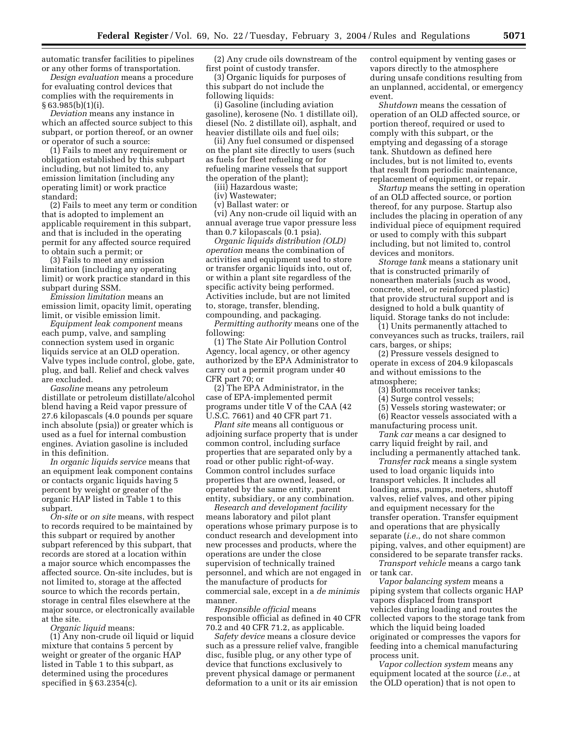automatic transfer facilities to pipelines or any other forms of transportation.

*Design evaluation* means a procedure for evaluating control devices that complies with the requirements in § 63.985(b)(1)(i).

*Deviation* means any instance in which an affected source subject to this subpart, or portion thereof, or an owner or operator of such a source:

(1) Fails to meet any requirement or obligation established by this subpart including, but not limited to, any emission limitation (including any operating limit) or work practice standard;

(2) Fails to meet any term or condition that is adopted to implement an applicable requirement in this subpart, and that is included in the operating permit for any affected source required to obtain such a permit; or

(3) Fails to meet any emission limitation (including any operating limit) or work practice standard in this subpart during SSM.

*Emission limitation* means an emission limit, opacity limit, operating limit, or visible emission limit.

*Equipment leak component* means each pump, valve, and sampling connection system used in organic liquids service at an OLD operation. Valve types include control, globe, gate, plug, and ball. Relief and check valves are excluded.

*Gasoline* means any petroleum distillate or petroleum distillate/alcohol blend having a Reid vapor pressure of 27.6 kilopascals (4.0 pounds per square inch absolute (psia)) or greater which is used as a fuel for internal combustion engines. Aviation gasoline is included in this definition.

*In organic liquids service* means that an equipment leak component contains or contacts organic liquids having 5 percent by weight or greater of the organic HAP listed in Table 1 to this subpart.

*On-site* or *on site* means, with respect to records required to be maintained by this subpart or required by another subpart referenced by this subpart, that records are stored at a location within a major source which encompasses the affected source. On-site includes, but is not limited to, storage at the affected source to which the records pertain, storage in central files elsewhere at the major source, or electronically available at the site.

*Organic liquid* means:

(1) Any non-crude oil liquid or liquid mixture that contains 5 percent by weight or greater of the organic HAP listed in Table 1 to this subpart, as determined using the procedures specified in § 63.2354(c).

(2) Any crude oils downstream of the first point of custody transfer.

(3) Organic liquids for purposes of this subpart do not include the following liquids:

(i) Gasoline (including aviation gasoline), kerosene (No. 1 distillate oil), diesel (No. 2 distillate oil), asphalt, and heavier distillate oils and fuel oils;

(ii) Any fuel consumed or dispensed on the plant site directly to users (such as fuels for fleet refueling or for refueling marine vessels that support the operation of the plant);

(iii) Hazardous waste;

(iv) Wastewater;

(v) Ballast water: or

(vi) Any non-crude oil liquid with an annual average true vapor pressure less than 0.7 kilopascals (0.1 psia).

*Organic liquids distribution (OLD) operation* means the combination of activities and equipment used to store or transfer organic liquids into, out of, or within a plant site regardless of the specific activity being performed. Activities include, but are not limited to, storage, transfer, blending, compounding, and packaging.

*Permitting authority* means one of the following:

(1) The State Air Pollution Control Agency, local agency, or other agency authorized by the EPA Administrator to carry out a permit program under 40 CFR part 70; or

(2) The EPA Administrator, in the case of EPA-implemented permit programs under title V of the CAA (42 U.S.C. 7661) and 40 CFR part 71.

*Plant site* means all contiguous or adjoining surface property that is under common control, including surface properties that are separated only by a road or other public right-of-way. Common control includes surface properties that are owned, leased, or operated by the same entity, parent entity, subsidiary, or any combination.

*Research and development facility* means laboratory and pilot plant operations whose primary purpose is to conduct research and development into new processes and products, where the operations are under the close supervision of technically trained personnel, and which are not engaged in the manufacture of products for commercial sale, except in a *de minimis* manner.

*Responsible official* means responsible official as defined in 40 CFR 70.2 and 40 CFR 71.2, as applicable.

*Safety device* means a closure device such as a pressure relief valve, frangible disc, fusible plug, or any other type of device that functions exclusively to prevent physical damage or permanent deformation to a unit or its air emission control equipment by venting gases or vapors directly to the atmosphere during unsafe conditions resulting from an unplanned, accidental, or emergency event.

*Shutdown* means the cessation of operation of an OLD affected source, or portion thereof, required or used to comply with this subpart, or the emptying and degassing of a storage tank. Shutdown as defined here includes, but is not limited to, events that result from periodic maintenance, replacement of equipment, or repair.

*Startup* means the setting in operation of an OLD affected source, or portion thereof, for any purpose. Startup also includes the placing in operation of any individual piece of equipment required or used to comply with this subpart including, but not limited to, control devices and monitors.

*Storage tank* means a stationary unit that is constructed primarily of nonearthen materials (such as wood, concrete, steel, or reinforced plastic) that provide structural support and is designed to hold a bulk quantity of liquid. Storage tanks do not include:

(1) Units permanently attached to conveyances such as trucks, trailers, rail cars, barges, or ships;

(2) Pressure vessels designed to operate in excess of 204.9 kilopascals and without emissions to the atmosphere;

(3) Bottoms receiver tanks;

(4) Surge control vessels;

(5) Vessels storing wastewater; or

(6) Reactor vessels associated with a manufacturing process unit.

*Tank car* means a car designed to carry liquid freight by rail, and including a permanently attached tank.

*Transfer rack* means a single system used to load organic liquids into transport vehicles. It includes all loading arms, pumps, meters, shutoff valves, relief valves, and other piping and equipment necessary for the transfer operation. Transfer equipment and operations that are physically separate (*i.e.*, do not share common piping, valves, and other equipment) are considered to be separate transfer racks.

*Transport vehicle* means a cargo tank or tank car.

*Vapor balancing system* means a piping system that collects organic HAP vapors displaced from transport vehicles during loading and routes the collected vapors to the storage tank from which the liquid being loaded originated or compresses the vapors for feeding into a chemical manufacturing process unit.

*Vapor collection system* means any equipment located at the source (*i.e.*, at the OLD operation) that is not open to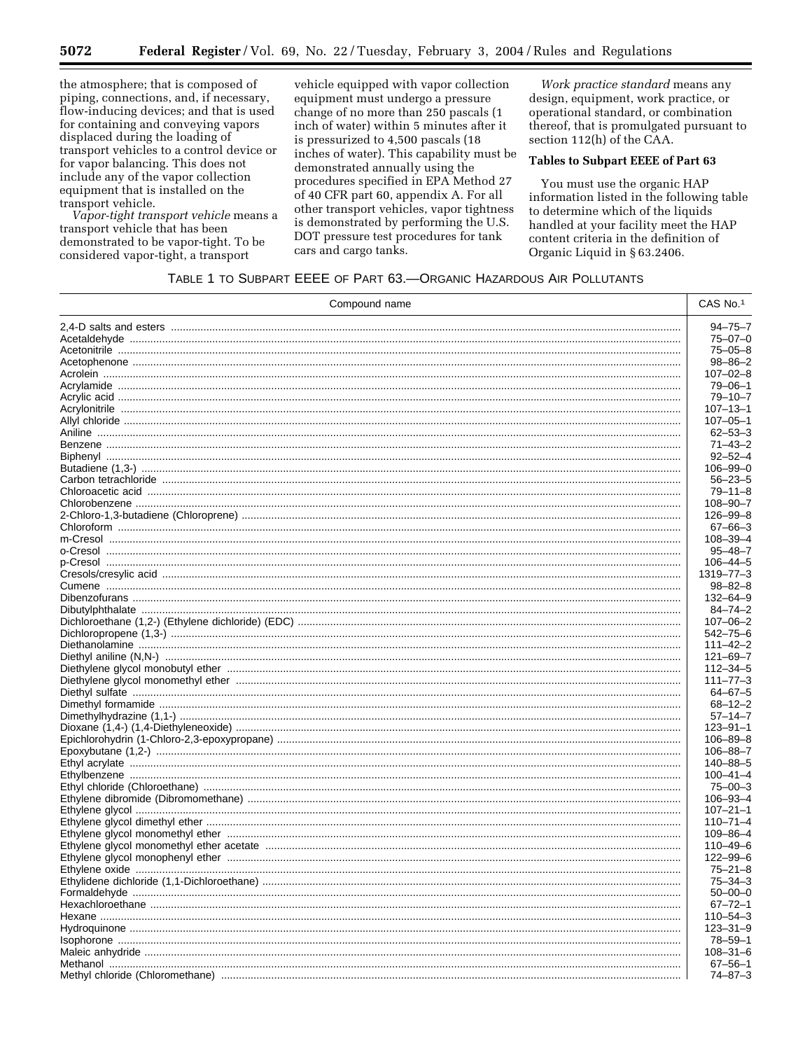the atmosphere; that is composed of piping, connections, and, if necessary, flow-inducing devices; and that is used for containing and conveying vapors displaced during the loading of transport vehicles to a control device or for vapor balancing. This does not include any of the vapor collection equipment that is installed on the transport vehicle.

*Vapor-tight transport vehicle* means a transport vehicle that has been demonstrated to be vapor-tight. To be considered vapor-tight, a transport vehicle equipped with vapor collection equipment must undergo a pressure change of no more than 250 pascals (1 inch of water) within 5 minutes after it is pressurized to 4,500 pascals (18 inches of water). This capability must be demonstrated annually using the procedures specified in EPA Method 27 of 40 CFR part 60, appendix A. For all other transport vehicles, vapor tightness is demonstrated by performing the U.S. DOT pressure test procedures for tank cars and cargo tanks.

*Work practice standard* means any design, equipment, work practice, or operational standard, or combination thereof, that is promulgated pursuant to section 112(h) of the CAA.

**Tables to Subpart EEEE of Part 63**

You must use the organic HAP information listed in the following table to determine which of the liquids handled at your facility meet the HAP content criteria in the definition of Organic Liquid in § 63.2406.

TABLE 1 TO SUBPART EEEE OF PART 63.—ORGANIC HAZARDOUS AIR POLLUTANTS

| Compound name | CAS No.[1] |
|---|---|
| 2,4-D salts and esters | 94–75–7 |
| Acetaldehyde | 75–07–0 |
| Acetonitrile | 75–05–8 |
| Acetophenone | 98–86–2 |
| Acrolein | 107–02–8 |
| Acrylamide | 79–06–1 |
| Acrylic acid | 79–10–7 |
| Acrylonitrile | 107–13–1 |
| Allyl chloride | 107–05–1 |
| Aniline | 62–53–3 |
| Benzene | 71–43–2 |
| Biphenyl | 92–52–4 |
| Butadiene (1,3-) | 106–99–0 |
| Carbon tetrachloride | 56–23–5 |
| Chloroacetic acid | 79–11–8 |
| Chlorobenzene | 108–90–7 |
| 2-Chloro-1,3-butadiene (Chloroprene) | 126–99–8 |
| Chloroform | 67–66–3 |
| m-Cresol | 108–39–4 |
| o-Cresol | 95–48–7 |
| p-Cresol | 106–44–5 |
| Cresols/cresylic acid | 1319–77–3 |
| Cumene | 98–82–8 |
| Dibenzofurans | 132–64–9 |
| Dibutylphthalate | 84–74–2 |
| Dichloroethane (1,2-) (Ethylene dichloride) (EDC) | 107–06–2 |
| Dichloropropene (1,3-) | 542–75–6 |
| Diethanolamine | 111–42–2 |
| Diethyl aniline (N,N-) | 121–69–7 |
| Diethylene glycol monobutyl ether | 112–34–5 |
| Diethylene glycol monomethyl ether | 111–77–3 |
| Diethyl sulfate | 64–67–5 |
| Dimethyl formamide | 68–12–2 |
| Dimethylhydrazine (1,1-) | 57–14–7 |
| Dioxane (1,4-) (1,4-Diethyleneoxide) | 123–91–1 |
| Epichlorohydrin (1-Chloro-2,3-epoxypropane) | 106–89–8 |
| Epoxybutane (1,2-) | 106–88–7 |
| Ethyl acrylate | 140–88–5 |
| Ethylbenzene | 100–41–4 |
| Ethyl chloride (Chloroethane) | 75–00–3 |
| Ethylene dibromide (Dibromomethane) | 106–93–4 |
| Ethylene glycol | 107–21–1 |
| Ethylene glycol dimethyl ether | 110–71–4 |
| Ethylene glycol monomethyl ether | 109–86–4 |
| Ethylene glycol monomethyl ether acetate | 110–49–6 |
| Ethylene glycol monophenyl ether | 122–99–6 |
| Ethylene oxide | 75–21–8 |
| Ethylidene dichloride (1,1-Dichloroethane) | 75–34–3 |
| Formaldehyde | 50–00–0 |
| Hexachloroethane | 67–72–1 |
| Hexane | 110–54–3 |
| Hydroquinone | 123–31–9 |
| Isophorone | 78–59–1 |
| Maleic anhydride | 108–31–6 |
| Methanol | 67–56–1 |
| Methyl chloride (Chloromethane) | 74–87–3 |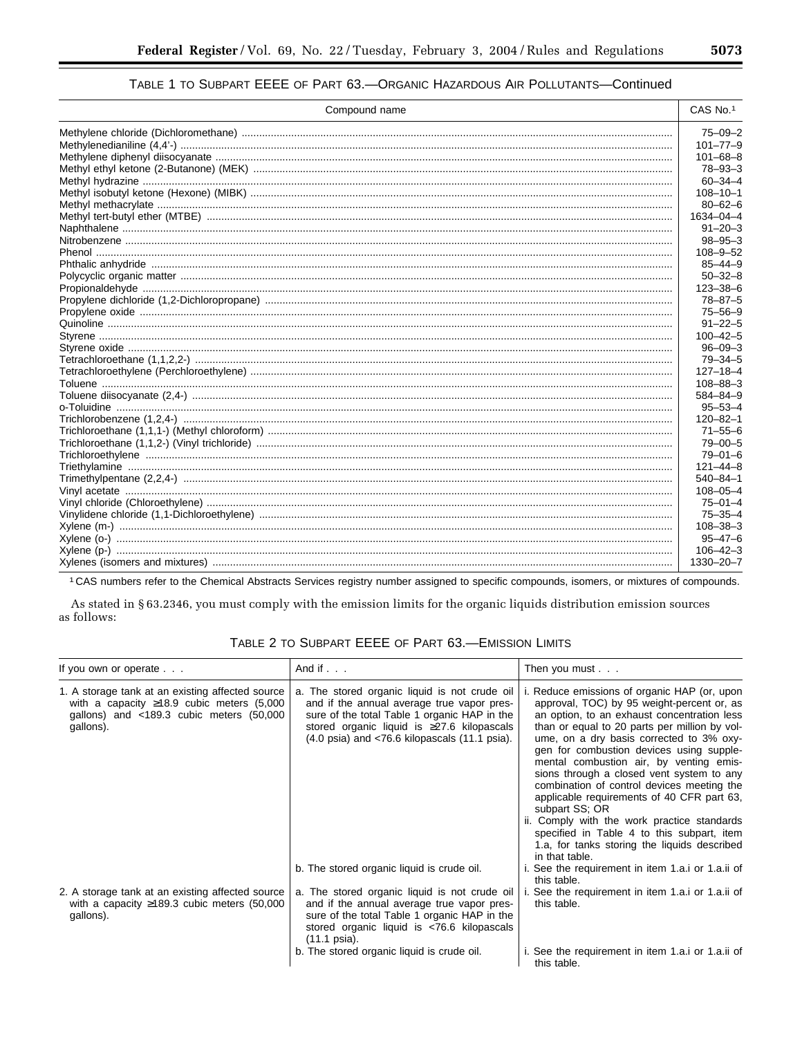TABLE 1 TO SUBPART EEEE OF PART 63.—ORGANIC HAZARDOUS AIR POLLUTANTS—Continued

| Compound name | CAS No.[1] |
| --- | --- |
| Methylene chloride (Dichloromethane) | 75–09–2 |
| Methylenedianiline (4,4'-) | 101–77–9 |
| Methylene diphenyl diisocyanate | 101–68–8 |
| Methyl ethyl ketone (2-Butanone) (MEK) | 78–93–3 |
| Methyl hydrazine | 60–34–4 |
| Methyl isobutyl ketone (Hexone) (MIBK) | 108–10–1 |
| Methyl methacrylate | 80–62–6 |
| Methyl tert-butyl ether (MTBE) | 1634–04–4 |
| Naphthalene | 91–20–3 |
| Nitrobenzene | 98–95–3 |
| Phenol | 108–9–52 |
| Phthalic anhydride | 85–44–9 |
| Polycyclic organic matter | 50–32–8 |
| Propionaldehyde | 123–38–6 |
| Propylene dichloride (1,2-Dichloropropane) | 78–87–5 |
| Propylene oxide | 75–56–9 |
| Quinoline | 91–22–5 |
| Styrene | 100–42–5 |
| Styrene oxide | 96–09–3 |
| Tetrachloroethane (1,1,2,2-) | 79–34–5 |
| Tetrachloroethylene (Perchloroethylene) | 127–18–4 |
| Toluene | 108–88–3 |
| Toluene diisocyanate (2,4-) | 584–84–9 |
| o-Toluidine | 95–53–4 |
| Trichlorobenzene (1,2,4-) | 120–82–1 |
| Trichloroethane (1,1,1-) (Methyl chloroform) | 71–55–6 |
| Trichloroethane (1,1,2-) (Vinyl trichloride) | 79–00–5 |
| Trichloroethylene | 79–01–6 |
| Triethylamine | 121–44–8 |
| Trimethylpentane (2,2,4-) | 540–84–1 |
| Vinyl acetate | 108–05–4 |
| Vinyl chloride (Chloroethylene) | 75–01–4 |
| Vinylidene chloride (1,1-Dichloroethylene) | 75–35–4 |
| Xylene (m-) | 108–38–3 |
| Xylene (o-) | 95–47–6 |
| Xylene (p-) | 106–42–3 |
| Xylenes (isomers and mixtures) | 1330–20–7 |

[1] CAS numbers refer to the Chemical Abstracts Services registry number assigned to specific compounds, isomers, or mixtures of compounds.

As stated in § 63.2346, you must comply with the emission limits for the organic liquids distribution emission sources as follows:

TABLE 2 TO SUBPART EEEE OF PART 63.—EMISSION LIMITS

| If you own or operate . . . | And if . . . | Then you must . . . |
| --- | --- | --- |
| 1. A storage tank at an existing affected source with a capacity ≥18.9 cubic meters (5,000 gallons) and <189.3 cubic meters (50,000 gallons). | a. The stored organic liquid is not crude oil and if the annual average true vapor pressure of the total Table 1 organic HAP in the stored organic liquid is ≥27.6 kilopascals (4.0 psia) and <76.6 kilopascals (11.1 psia). | i. Reduce emissions of organic HAP (or, upon approval, TOC) by 95 weight-percent or, as an option, to an exhaust concentration less than or equal to 20 parts per million by volume, on a dry basis corrected to 3% oxygen for combustion devices using supplemental combustion air, by venting emissions through a closed vent system to any combination of control devices meeting the applicable requirements of 40 CFR part 63, subpart SS; OR<br>ii. Comply with the work practice standards specified in Table 4 to this subpart, item 1.a, for tanks storing the liquids described in that table. |
| | b. The stored organic liquid is crude oil. | i. See the requirement in item 1.a.i or 1.a.ii of this table. |
| 2. A storage tank at an existing affected source with a capacity ≥189.3 cubic meters (50,000 gallons). | a. The stored organic liquid is not crude oil and if the annual average true vapor pressure of the total Table 1 organic HAP in the stored organic liquid is <76.6 kilopascals (11.1 psia). | i. See the requirement in item 1.a.i or 1.a.ii of this table. |
| | b. The stored organic liquid is crude oil. | i. See the requirement in item 1.a.i or 1.a.ii of this table. |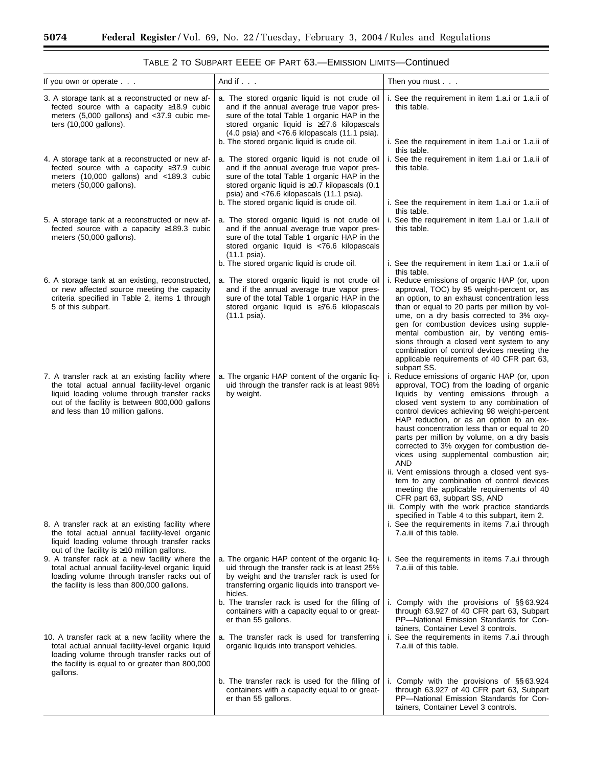TABLE 2 TO SUBPART EEEE OF PART 63.—EMISSION LIMITS—Continued

| If you own or operate . . . | And if . . . | Then you must . . . |
|---|---|---|
| 3. A storage tank at a reconstructed or new affected source with a capacity ≥18.9 cubic meters (5,000 gallons) and <37.9 cubic meters (10,000 gallons). | a. The stored organic liquid is not crude oil and if the annual average true vapor pressure of the total Table 1 organic HAP in the stored organic liquid is ≥27.6 kilopascals (4.0 psia) and <76.6 kilopascals (11.1 psia). | i. See the requirement in item 1.a.i or 1.a.ii of this table. |
| | b. The stored organic liquid is crude oil. | i. See the requirement in item 1.a.i or 1.a.ii of this table. |
| 4. A storage tank at a reconstructed or new affected source with a capacity ≥37.9 cubic meters (10,000 gallons) and <189.3 cubic meters (50,000 gallons). | a. The stored organic liquid is not crude oil and if the annual average true vapor pressure of the total Table 1 organic HAP in the stored organic liquid is ≥0.7 kilopascals (0.1 psia) and <76.6 kilopascals (11.1 psia). | i. See the requirement in item 1.a.i or 1.a.ii of this table. |
| | b. The stored organic liquid is crude oil. | i. See the requirement in item 1.a.i or 1.a.ii of this table. |
| 5. A storage tank at a reconstructed or new affected source with a capacity ≥189.3 cubic meters (50,000 gallons). | a. The stored organic liquid is not crude oil and if the annual average true vapor pressure of the total Table 1 organic HAP in the stored organic liquid is <76.6 kilopascals (11.1 psia). | i. See the requirement in item 1.a.i or 1.a.ii of this table. |
| | b. The stored organic liquid is crude oil. | i. See the requirement in item 1.a.i or 1.a.ii of this table. |
| 6. A storage tank at an existing, reconstructed, or new affected source meeting the capacity criteria specified in Table 2, items 1 through 5 of this subpart. | a. The stored organic liquid is not crude oil and if the annual average true vapor pressure of the total Table 1 organic HAP in the stored organic liquid is ≥76.6 kilopascals (11.1 psia). | i. Reduce emissions of organic HAP (or, upon approval, TOC) by 95 weight-percent or, as an option, to an exhaust concentration less than or equal to 20 parts per million by volume, on a dry basis corrected to 3% oxygen for combustion devices using supplemental combustion air, by venting emissions through a closed vent system to any combination of control devices meeting the applicable requirements of 40 CFR part 63, subpart SS. |
| 7. A transfer rack at an existing facility where the total actual annual facility-level organic liquid loading volume through transfer racks out of the facility is between 800,000 gallons and less than 10 million gallons. | a. The organic HAP content of the organic liquid through the transfer rack is at least 98% by weight. | i. Reduce emissions of organic HAP (or, upon approval, TOC) from the loading of organic liquids by venting emissions through a closed vent system to any combination of control devices achieving 98 weight-percent HAP reduction, or as an option to an exhaust concentration less than or equal to 20 parts per million by volume, on a dry basis corrected to 3% oxygen for combustion devices using supplemental combustion air; AND<br>ii. Vent emissions through a closed vent system to any combination of control devices meeting the applicable requirements of 40 CFR part 63, subpart SS, AND<br>iii. Comply with the work practice standards specified in Table 4 to this subpart, item 2. |
| 8. A transfer rack at an existing facility where the total actual annual facility-level organic liquid loading volume through transfer racks out of the facility is ≥10 million gallons. | | i. See the requirements in items 7.a.i through 7.a.iii of this table. |
| 9. A transfer rack at a new facility where the total actual annual facility-level organic liquid loading volume through transfer racks out of the facility is less than 800,000 gallons. | a. The organic HAP content of the organic liquid through the transfer rack is at least 25% by weight and the transfer rack is used for transferring organic liquids into transport vehicles. | i. See the requirements in items 7.a.i through 7.a.iii of this table. |
| | b. The transfer rack is used for the filling of containers with a capacity equal to or greater than 55 gallons. | i. Comply with the provisions of §§ 63.924 through 63.927 of 40 CFR part 63, Subpart PP—National Emission Standards for Containers, Container Level 3 controls. |
| 10. A transfer rack at a new facility where the total actual annual facility-level organic liquid loading volume through transfer racks out of the facility is equal to or greater than 800,000 gallons. | a. The transfer rack is used for transferring organic liquids into transport vehicles. | i. See the requirements in items 7.a.i through 7.a.iii of this table. |
| | b. The transfer rack is used for the filling of containers with a capacity equal to or greater than 55 gallons. | i. Comply with the provisions of §§ 63.924 through 63.927 of 40 CFR part 63, Subpart PP—National Emission Standards for Containers, Container Level 3 controls. |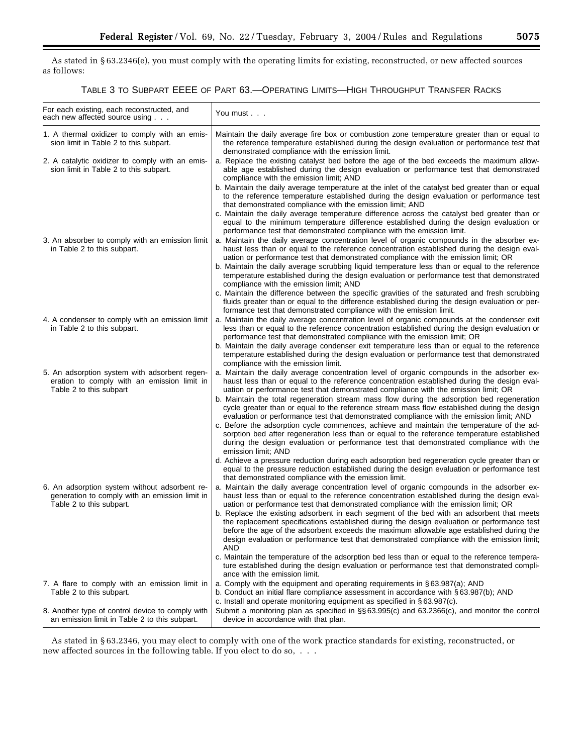As stated in § 63.2346(e), you must comply with the operating limits for existing, reconstructed, or new affected sources as follows:

TABLE 3 TO SUBPART EEEE OF PART 63.—OPERATING LIMITS—HIGH THROUGHPUT TRANSFER RACKS

| For each existing, each reconstructed, and each new affected source using . . . | You must . . . |
|---|---|
| 1. A thermal oxidizer to comply with an emission limit in Table 2 to this subpart. | Maintain the daily average fire box or combustion zone temperature greater than or equal to the reference temperature established during the design evaluation or performance test that demonstrated compliance with the emission limit. |
| 2. A catalytic oxidizer to comply with an emission limit in Table 2 to this subpart. | a. Replace the existing catalyst bed before the age of the bed exceeds the maximum allowable age established during the design evaluation or performance test that demonstrated compliance with the emission limit; AND<br>b. Maintain the daily average temperature at the inlet of the catalyst bed greater than or equal to the reference temperature established during the design evaluation or performance test that demonstrated compliance with the emission limit; AND<br>c. Maintain the daily average temperature difference across the catalyst bed greater than or equal to the minimum temperature difference established during the design evaluation or performance test that demonstrated compliance with the emission limit. |
| 3. An absorber to comply with an emission limit in Table 2 to this subpart. | a. Maintain the daily average concentration level of organic compounds in the absorber exhaust less than or equal to the reference concentration established during the design evaluation or performance test that demonstrated compliance with the emission limit; OR<br>b. Maintain the daily average scrubbing liquid temperature less than or equal to the reference temperature established during the design evaluation or performance test that demonstrated compliance with the emission limit; AND<br>c. Maintain the difference between the specific gravities of the saturated and fresh scrubbing fluids greater than or equal to the difference established during the design evaluation or performance test that demonstrated compliance with the emission limit. |
| 4. A condenser to comply with an emission limit in Table 2 to this subpart. | a. Maintain the daily average concentration level of organic compounds at the condenser exit less than or equal to the reference concentration established during the design evaluation or performance test that demonstrated compliance with the emission limit; OR<br>b. Maintain the daily average condenser exit temperature less than or equal to the reference temperature established during the design evaluation or performance test that demonstrated compliance with the emission limit. |
| 5. An adsorption system with adsorbent regeneration to comply with an emission limit in Table 2 to this subpart | a. Maintain the daily average concentration level of organic compounds in the adsorber exhaust less than or equal to the reference concentration established during the design evaluation or performance test that demonstrated compliance with the emission limit; OR<br>b. Maintain the total regeneration stream mass flow during the adsorption bed regeneration cycle greater than or equal to the reference stream mass flow established during the design evaluation or performance test that demonstrated compliance with the emission limit; AND<br>c. Before the adsorption cycle commences, achieve and maintain the temperature of the adsorption bed after regeneration less than or equal to the reference temperature established during the design evaluation or performance test that demonstrated compliance with the emission limit; AND<br>d. Achieve a pressure reduction during each adsorption bed regeneration cycle greater than or equal to the pressure reduction established during the design evaluation or performance test that demonstrated compliance with the emission limit. |
| 6. An adsorption system without adsorbent regeneration to comply with an emission limit in Table 2 to this subpart. | a. Maintain the daily average concentration level of organic compounds in the adsorber exhaust less than or equal to the reference concentration established during the design evaluation or performance test that demonstrated compliance with the emission limit; OR<br>b. Replace the existing adsorbent in each segment of the bed with an adsorbent that meets the replacement specifications established during the design evaluation or performance test before the age of the adsorbent exceeds the maximum allowable age established during the design evaluation or performance test that demonstrated compliance with the emission limit; AND<br>c. Maintain the temperature of the adsorption bed less than or equal to the reference temperature established during the design evaluation or performance test that demonstrated compliance with the emission limit. |
| 7. A flare to comply with an emission limit in Table 2 to this subpart. | a. Comply with the equipment and operating requirements in § 63.987(a); AND<br>b. Conduct an initial flare compliance assessment in accordance with § 63.987(b); AND<br>c. Install and operate monitoring equipment as specified in § 63.987(c). |
| 8. Another type of control device to comply with an emission limit in Table 2 to this subpart. | Submit a monitoring plan as specified in §§ 63.995(c) and 63.2366(c), and monitor the control device in accordance with that plan. |

As stated in § 63.2346, you may elect to comply with one of the work practice standards for existing, reconstructed, or new affected sources in the following table. If you elect to do so, . . .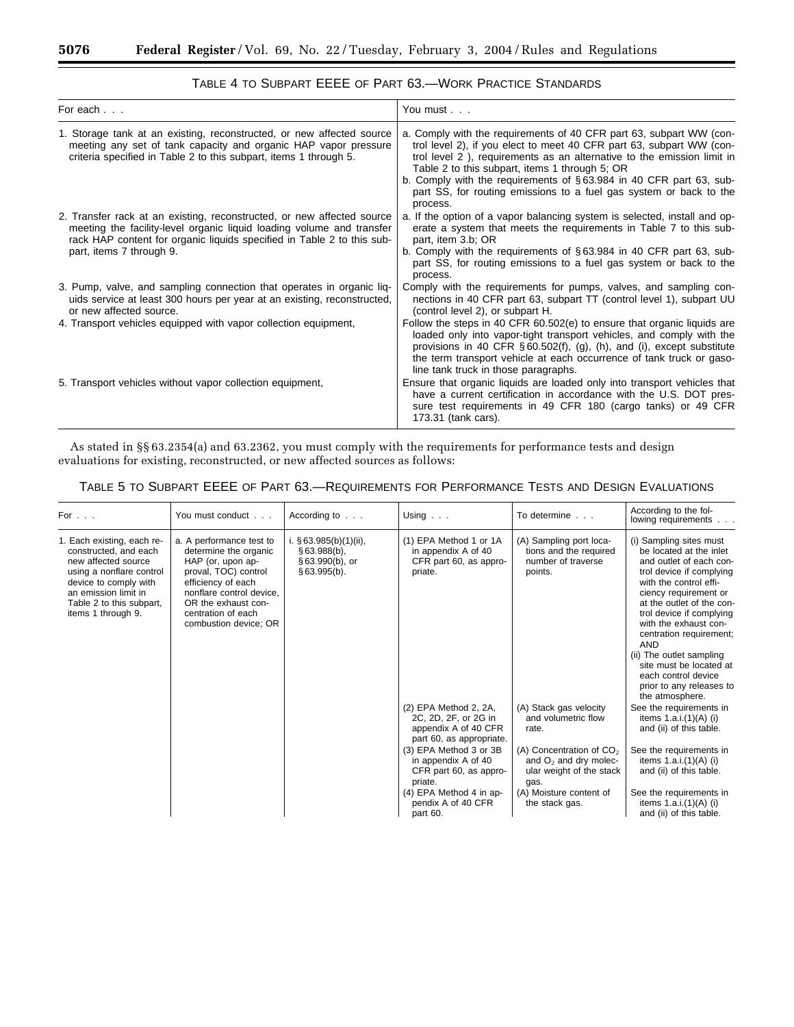TABLE 4 TO SUBPART EEEE OF PART 63.—WORK PRACTICE STANDARDS

| For each . . . | You must . . . |
| --- | --- |
| 1. Storage tank at an existing, reconstructed, or new affected source meeting any set of tank capacity and organic HAP vapor pressure criteria specified in Table 2 to this subpart, items 1 through 5. | a. Comply with the requirements of 40 CFR part 63, subpart WW (control level 2), if you elect to meet 40 CFR part 63, subpart WW (control level 2 ), requirements as an alternative to the emission limit in Table 2 to this subpart, items 1 through 5; OR<br>b. Comply with the requirements of § 63.984 in 40 CFR part 63, subpart SS, for routing emissions to a fuel gas system or back to the process. |
| 2. Transfer rack at an existing, reconstructed, or new affected source meeting the facility-level organic liquid loading volume and transfer rack HAP content for organic liquids specified in Table 2 to this subpart, items 7 through 9. | a. If the option of a vapor balancing system is selected, install and operate a system that meets the requirements in Table 7 to this subpart, item 3.b; OR<br>b. Comply with the requirements of § 63.984 in 40 CFR part 63, subpart SS, for routing emissions to a fuel gas system or back to the process. |
| 3. Pump, valve, and sampling connection that operates in organic liquids service at least 300 hours per year at an existing, reconstructed, or new affected source. | Comply with the requirements for pumps, valves, and sampling connections in 40 CFR part 63, subpart TT (control level 1), subpart UU (control level 2), or subpart H. |
| 4. Transport vehicles equipped with vapor collection equipment, | Follow the steps in 40 CFR 60.502(e) to ensure that organic liquids are loaded only into vapor-tight transport vehicles, and comply with the provisions in 40 CFR § 60.502(f), (g), (h), and (i), except substitute the term transport vehicle at each occurrence of tank truck or gasoline tank truck in those paragraphs. |
| 5. Transport vehicles without vapor collection equipment, | Ensure that organic liquids are loaded only into transport vehicles that have a current certification in accordance with the U.S. DOT pressure test requirements in 49 CFR 180 (cargo tanks) or 49 CFR 173.31 (tank cars). |

As stated in §§ 63.2354(a) and 63.2362, you must comply with the requirements for performance tests and design evaluations for existing, reconstructed, or new affected sources as follows:

TABLE 5 TO SUBPART EEEE OF PART 63.—REQUIREMENTS FOR PERFORMANCE TESTS AND DESIGN EVALUATIONS

| For . . . | You must conduct . . . | According to . . . | Using . . . | To determine . . . | According to the following requirements . . . |
| --- | --- | --- | --- | --- | --- |
| 1. Each existing, each reconstructed, and each new affected source using a nonflare control device to comply with an emission limit in Table 2 to this subpart, items 1 through 9. | a. A performance test to determine the organic HAP (or, upon approval, TOC) control efficiency of each nonflare control device, OR the exhaust concentration of each combustion device; OR | i. § 63.985(b)(1)(ii), § 63.988(b), § 63.990(b), or § 63.995(b). | (1) EPA Method 1 or 1A in appendix A of 40 CFR part 60, as appropriate. | (A) Sampling port locations and the required number of traverse points. | (i) Sampling sites must be located at the inlet and outlet of each control device if complying with the control efficiency requirement or at the outlet of the control device if complying with the exhaust concentration requirement; AND<br>(ii) The outlet sampling site must be located at each control device prior to any releases to the atmosphere. |
| | | | (2) EPA Method 2, 2A, 2C, 2D, 2F, or 2G in appendix A of 40 CFR part 60, as appropriate. | (A) Stack gas velocity and volumetric flow rate. | See the requirements in items 1.a.i.(1)(A) (i) and (ii) of this table. |
| | | | (3) EPA Method 3 or 3B in appendix A of 40 CFR part 60, as appropriate. | (A) Concentration of $CO_2$ and $O_2$ and dry molecular weight of the stack gas. | See the requirements in items 1.a.i.(1)(A) (i) and (ii) of this table. |
| | | | (4) EPA Method 4 in appendix A of 40 CFR part 60. | (A) Moisture content of the stack gas. | See the requirements in items 1.a.i.(1)(A) (i) and (ii) of this table. |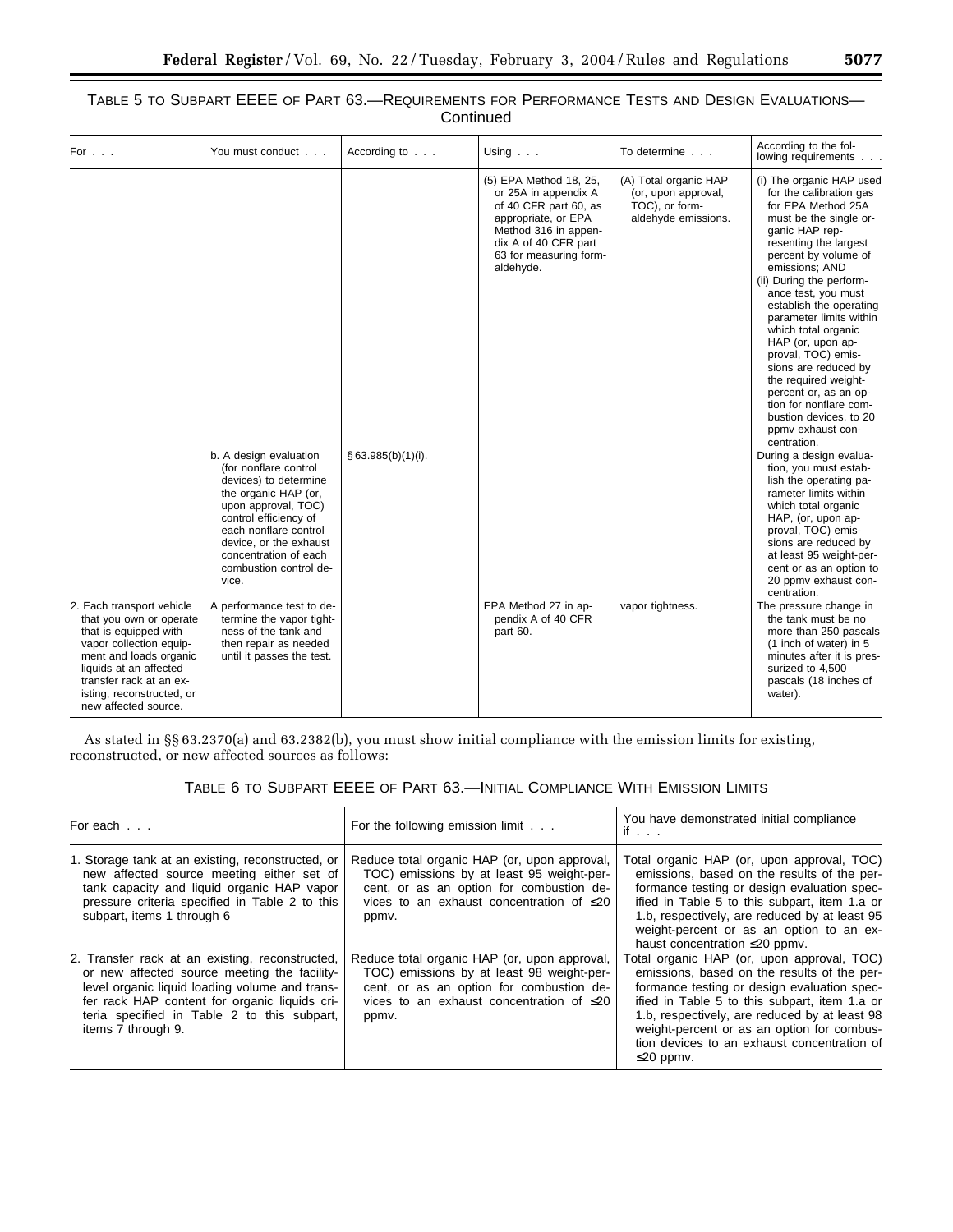TABLE 5 TO SUBPART EEEE OF PART 63.—REQUIREMENTS FOR PERFORMANCE TESTS AND DESIGN EVALUATIONS—Continued

| For . . . | You must conduct . . . | According to . . . | Using . . . | To determine . . . | According to the following requirements . . . |
| --- | --- | --- | --- | --- | --- |
| | | | (5) EPA Method 18, 25, or 25A in appendix A of 40 CFR part 60, as appropriate, or EPA Method 316 in appendix A of 40 CFR part 63 for measuring formaldehyde. | (A) Total organic HAP (or, upon approval, TOC), or formaldehyde emissions. | (i) The organic HAP used for the calibration gas for EPA Method 25A must be the single organic HAP representing the largest percent by volume of emissions; AND (ii) During the performance test, you must establish the operating parameter limits within which total organic HAP (or, upon approval, TOC) emissions are reduced by the required weight-percent or, as an option for nonflare combustion devices, to 20 ppmv exhaust concentration. |
| | b. A design evaluation (for nonflare control devices) to determine the organic HAP (or, upon approval, TOC) control efficiency of each nonflare control device, or the exhaust concentration of each combustion control device. | § 63.985(b)(1)(i). | | | During a design evaluation, you must establish the operating parameter limits within which total organic HAP, (or, upon approval, TOC) emissions are reduced by at least 95 weight-percent or as an option to 20 ppmv exhaust concentration. |
| 2. Each transport vehicle that you own or operate that is equipped with vapor collection equipment and loads organic liquids at an affected transfer rack at an existing, reconstructed, or new affected source. | A performance test to determine the vapor tightness of the tank and then repair as needed until it passes the test. | | EPA Method 27 in appendix A of 40 CFR part 60. | vapor tightness. | The pressure change in the tank must be no more than 250 pascals (1 inch of water) in 5 minutes after it is pressurized to 4,500 pascals (18 inches of water). |

As stated in §§ 63.2370(a) and 63.2382(b), you must show initial compliance with the emission limits for existing, reconstructed, or new affected sources as follows:

TABLE 6 TO SUBPART EEEE OF PART 63.—INITIAL COMPLIANCE WITH EMISSION LIMITS

| For each . . . | For the following emission limit . . . | You have demonstrated initial compliance if . . . |
| --- | --- | --- |
| 1. Storage tank at an existing, reconstructed, or new affected source meeting either set of tank capacity and liquid organic HAP vapor pressure criteria specified in Table 2 to this subpart, items 1 through 6 | Reduce total organic HAP (or, upon approval, TOC) emissions by at least 95 weight-percent, or as an option for combustion devices to an exhaust concentration of ≤20 ppmv. | Total organic HAP (or, upon approval, TOC) emissions, based on the results of the performance testing or design evaluation specified in Table 5 to this subpart, item 1.a or 1.b, respectively, are reduced by at least 95 weight-percent or as an option to an exhaust concentration ≤20 ppmv. |
| 2. Transfer rack at an existing, reconstructed, or new affected source meeting the facility-level organic liquid loading volume and transfer rack HAP content for organic liquids criteria specified in Table 2 to this subpart, items 7 through 9. | Reduce total organic HAP (or, upon approval, TOC) emissions by at least 98 weight-percent, or as an option for combustion devices to an exhaust concentration of ≤20 ppmv. | Total organic HAP (or, upon approval, TOC) emissions, based on the results of the performance testing or design evaluation specified in Table 5 to this subpart, item 1.a or 1.b, respectively, are reduced by at least 98 weight-percent or as an option for combustion devices to an exhaust concentration of ≤20 ppmv. |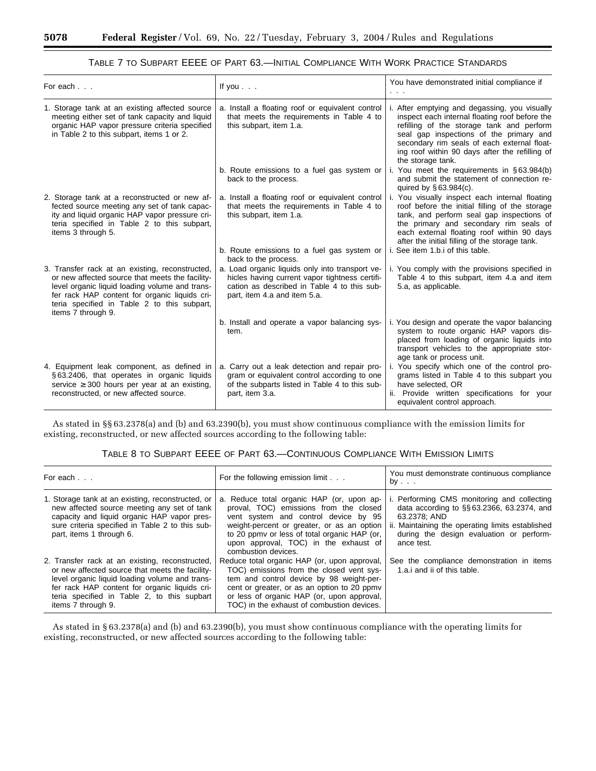### TABLE 7 TO SUBPART EEEE OF PART 63.—INITIAL COMPLIANCE WITH WORK PRACTICE STANDARDS

| For each . . . | If you . . . | You have demonstrated initial compliance if . . . |
|---|---|---|
| 1. Storage tank at an existing affected source meeting either set of tank capacity and liquid organic HAP vapor pressure criteria specified in Table 2 to this subpart, items 1 or 2. | a. Install a floating roof or equivalent control that meets the requirements in Table 4 to this subpart, item 1.a. | i. After emptying and degassing, you visually inspect each internal floating roof before the refilling of the storage tank and perform seal gap inspections of the primary and secondary rim seals of each external floating roof within 90 days after the refilling of the storage tank. |
| | b. Route emissions to a fuel gas system or back to the process. | i. You meet the requirements in § 63.984(b) and submit the statement of connection required by § 63.984(c). |
| 2. Storage tank at a reconstructed or new affected source meeting any set of tank capacity and liquid organic HAP vapor pressure criteria specified in Table 2 to this subpart, items 3 through 5. | a. Install a floating roof or equivalent control that meets the requirements in Table 4 to this subpart, item 1.a. | i. You visually inspect each internal floating roof before the initial filling of the storage tank, and perform seal gap inspections of the primary and secondary rim seals of each external floating roof within 90 days after the initial filling of the storage tank. |
| | b. Route emissions to a fuel gas system or back to the process. | i. See item 1.b.i of this table. |
| 3. Transfer rack at an existing, reconstructed, or new affected source that meets the facility-level organic liquid loading volume and transfer rack HAP content for organic liquids criteria specified in Table 2 to this subpart, items 7 through 9. | a. Load organic liquids only into transport vehicles having current vapor tightness certification as described in Table 4 to this subpart, item 4.a and item 5.a. | i. You comply with the provisions specified in Table 4 to this subpart, item 4.a and item 5.a, as applicable. |
| | b. Install and operate a vapor balancing system. | i. You design and operate the vapor balancing system to route organic HAP vapors displaced from loading of organic liquids into transport vehicles to the appropriate storage tank or process unit. |
| 4. Equipment leak component, as defined in § 63.2406, that operates in organic liquids service ≥ 300 hours per year at an existing, reconstructed, or new affected source. | a. Carry out a leak detection and repair program or equivalent control according to one of the subparts listed in Table 4 to this subpart, item 3.a. | i. You specify which one of the control programs listed in Table 4 to this subpart you have selected, OR<br>ii. Provide written specifications for your equivalent control approach. |

As stated in §§ 63.2378(a) and (b) and 63.2390(b), you must show continuous compliance with the emission limits for existing, reconstructed, or new affected sources according to the following table:

### TABLE 8 TO SUBPART EEEE OF PART 63.—CONTINUOUS COMPLIANCE WITH EMISSION LIMITS

| For each . . . | For the following emission limit . . . | You must demonstrate continuous compliance by . . . |
|---|---|---|
| 1. Storage tank at an existing, reconstructed, or new affected source meeting any set of tank capacity and liquid organic HAP vapor pressure criteria specified in Table 2 to this subpart, items 1 through 6. | a. Reduce total organic HAP (or, upon approval, TOC) emissions from the closed vent system and control device by 95 weight-percent or greater, or as an option to 20 ppmv or less of total organic HAP (or, upon approval, TOC) in the exhaust of combustion devices. | i. Performing CMS monitoring and collecting data according to §§ 63.2366, 63.2374, and 63.2378; AND<br>ii. Maintaining the operating limits established during the design evaluation or performance test. |
| 2. Transfer rack at an existing, reconstructed, or new affected source that meets the facility-level organic liquid loading volume and transfer rack HAP content for organic liquids criteria specified in Table 2, to this supbart items 7 through 9. | Reduce total organic HAP (or, upon approval, TOC) emissions from the closed vent system and control device by 98 weight-percent or greater, or as an option to 20 ppmv or less of organic HAP (or, upon approval, TOC) in the exhaust of combustion devices. | See the compliance demonstration in items 1.a.i and ii of this table. |

As stated in § 63.2378(a) and (b) and 63.2390(b), you must show continuous compliance with the operating limits for existing, reconstructed, or new affected sources according to the following table: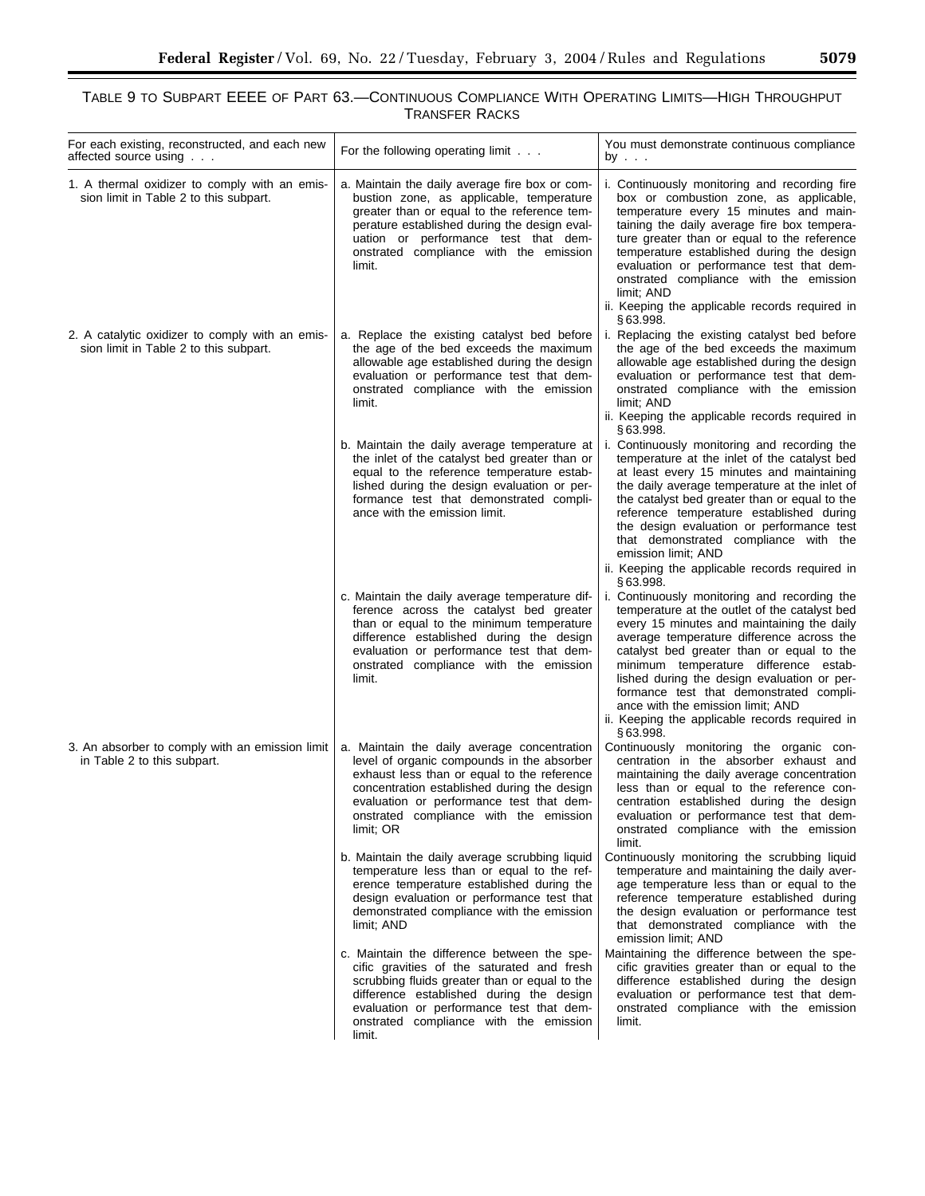TABLE 9 TO SUBPART EEEE OF PART 63.—CONTINUOUS COMPLIANCE WITH OPERATING LIMITS—HIGH THROUGHPUT TRANSFER RACKS

| For each existing, reconstructed, and each new affected source using . . . | For the following operating limit . . . | You must demonstrate continuous compliance by . . . |
| --- | --- | --- |
| 1. A thermal oxidizer to comply with an emission limit in Table 2 to this subpart. | a. Maintain the daily average fire box or combustion zone, as applicable, temperature greater than or equal to the reference temperature established during the design evaluation or performance test that demonstrated compliance with the emission limit. | i. Continuously monitoring and recording fire box or combustion zone, as applicable, temperature every 15 minutes and maintaining the daily average fire box temperature greater than or equal to the reference temperature established during the design evaluation or performance test that demonstrated compliance with the emission limit; AND<br>ii. Keeping the applicable records required in § 63.998. |
| 2. A catalytic oxidizer to comply with an emission limit in Table 2 to this subpart. | a. Replace the existing catalyst bed before the age of the bed exceeds the maximum allowable age established during the design evaluation or performance test that demonstrated compliance with the emission limit. | i. Replacing the existing catalyst bed before the age of the bed exceeds the maximum allowable age established during the design evaluation or performance test that demonstrated compliance with the emission limit; AND<br>ii. Keeping the applicable records required in § 63.998. |
| | b. Maintain the daily average temperature at the inlet of the catalyst bed greater than or equal to the reference temperature established during the design evaluation or performance test that demonstrated compliance with the emission limit. | i. Continuously monitoring and recording the temperature at the inlet of the catalyst bed at least every 15 minutes and maintaining the daily average temperature at the inlet of the catalyst bed greater than or equal to the reference temperature established during the design evaluation or performance test that demonstrated compliance with the emission limit; AND<br>ii. Keeping the applicable records required in § 63.998. |
| | c. Maintain the daily average temperature difference across the catalyst bed greater than or equal to the minimum temperature difference established during the design evaluation or performance test that demonstrated compliance with the emission limit. | i. Continuously monitoring and recording the temperature at the outlet of the catalyst bed every 15 minutes and maintaining the daily average temperature difference across the catalyst bed greater than or equal to the minimum temperature difference established during the design evaluation or performance test that demonstrated compliance with the emission limit; AND<br>ii. Keeping the applicable records required in § 63.998. |
| 3. An absorber to comply with an emission limit in Table 2 to this subpart. | a. Maintain the daily average concentration level of organic compounds in the absorber exhaust less than or equal to the reference concentration established during the design evaluation or performance test that demonstrated compliance with the emission limit; OR | Continuously monitoring the organic concentration in the absorber exhaust and maintaining the daily average concentration less than or equal to the reference concentration established during the design evaluation or performance test that demonstrated compliance with the emission limit. |
| | b. Maintain the daily average scrubbing liquid temperature less than or equal to the reference temperature established during the design evaluation or performance test that demonstrated compliance with the emission limit; AND | Continuously monitoring the scrubbing liquid temperature and maintaining the daily average temperature less than or equal to the reference temperature established during the design evaluation or performance test that demonstrated compliance with the emission limit; AND |
| | c. Maintain the difference between the specific gravities of the saturated and fresh scrubbing fluids greater than or equal to the difference established during the design evaluation or performance test that demonstrated compliance with the emission limit. | Maintaining the difference between the specific gravities greater than or equal to the difference established during the design evaluation or performance test that demonstrated compliance with the emission limit. |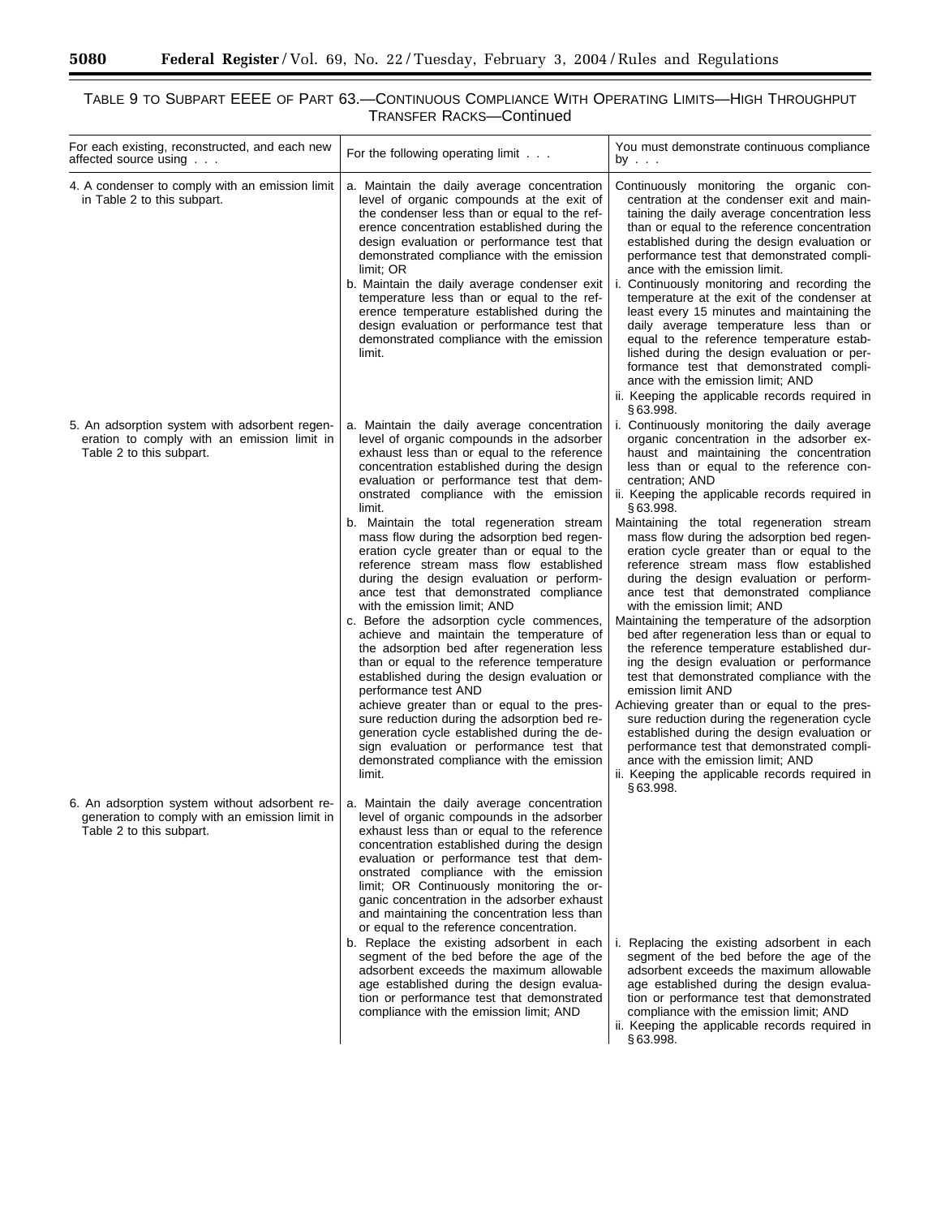TABLE 9 TO SUBPART EEEE OF PART 63.—CONTINUOUS COMPLIANCE WITH OPERATING LIMITS—HIGH THROUGHPUT TRANSFER RACKS—Continued

| For each existing, reconstructed, and each new affected source using . . . | For the following operating limit . . . | You must demonstrate continuous compliance by . . . |
|---|---|---|
| 4. A condenser to comply with an emission limit in Table 2 to this subpart. | a. Maintain the daily average concentration level of organic compounds at the exit of the condenser less than or equal to the reference concentration established during the design evaluation or performance test that demonstrated compliance with the emission limit; OR | Continuously monitoring the organic concentration at the condenser exit and maintaining the daily average concentration less than or equal to the reference concentration established during the design evaluation or performance test that demonstrated compliance with the emission limit. |
| | b. Maintain the daily average condenser exit temperature less than or equal to the reference temperature established during the design evaluation or performance test that demonstrated compliance with the emission limit. | i. Continuously monitoring and recording the temperature at the exit of the condenser at least every 15 minutes and maintaining the daily average temperature less than or equal to the reference temperature established during the design evaluation or performance test that demonstrated compliance with the emission limit; AND<br>ii. Keeping the applicable records required in § 63.998. |
| 5. An adsorption system with adsorbent regeneration to comply with an emission limit in Table 2 to this subpart. | a. Maintain the daily average concentration level of organic compounds in the adsorber exhaust less than or equal to the reference concentration established during the design evaluation or performance test that demonstrated compliance with the emission limit. | i. Continuously monitoring the daily average organic concentration in the adsorber exhaust and maintaining the concentration less than or equal to the reference concentration; AND<br>ii. Keeping the applicable records required in § 63.998. |
| | b. Maintain the total regeneration stream mass flow during the adsorption bed regeneration cycle greater than or equal to the reference stream mass flow established during the design evaluation or performance test that demonstrated compliance with the emission limit; AND | Maintaining the total regeneration stream mass flow during the adsorption bed regeneration cycle greater than or equal to the reference stream mass flow established during the design evaluation or performance test that demonstrated compliance with the emission limit; AND |
| | c. Before the adsorption cycle commences, achieve and maintain the temperature of the adsorption bed after regeneration less than or equal to the reference temperature established during the design evaluation or performance test AND<br>achieve greater than or equal to the pressure reduction during the adsorption bed regeneration cycle established during the design evaluation or performance test that demonstrated compliance with the emission limit. | Maintaining the temperature of the adsorption bed after regeneration less than or equal to the reference temperature established during the design evaluation or performance test that demonstrated compliance with the emission limit AND<br>Achieving greater than or equal to the pressure reduction during the regeneration cycle established during the design evaluation or performance test that demonstrated compliance with the emission limit; AND<br>ii. Keeping the applicable records required in § 63.998. |
| 6. An adsorption system without adsorbent regeneration to comply with an emission limit in Table 2 to this subpart. | a. Maintain the daily average concentration level of organic compounds in the adsorber exhaust less than or equal to the reference concentration established during the design evaluation or performance test that demonstrated compliance with the emission limit; OR Continuously monitoring the organic concentration in the adsorber exhaust and maintaining the concentration less than or equal to the reference concentration. | |
| | b. Replace the existing adsorbent in each segment of the bed before the age of the adsorbent exceeds the maximum allowable age established during the design evaluation or performance test that demonstrated compliance with the emission limit; AND | i. Replacing the existing adsorbent in each segment of the bed before the age of the adsorbent exceeds the maximum allowable age established during the design evaluation or performance test that demonstrated compliance with the emission limit; AND<br>ii. Keeping the applicable records required in § 63.998. |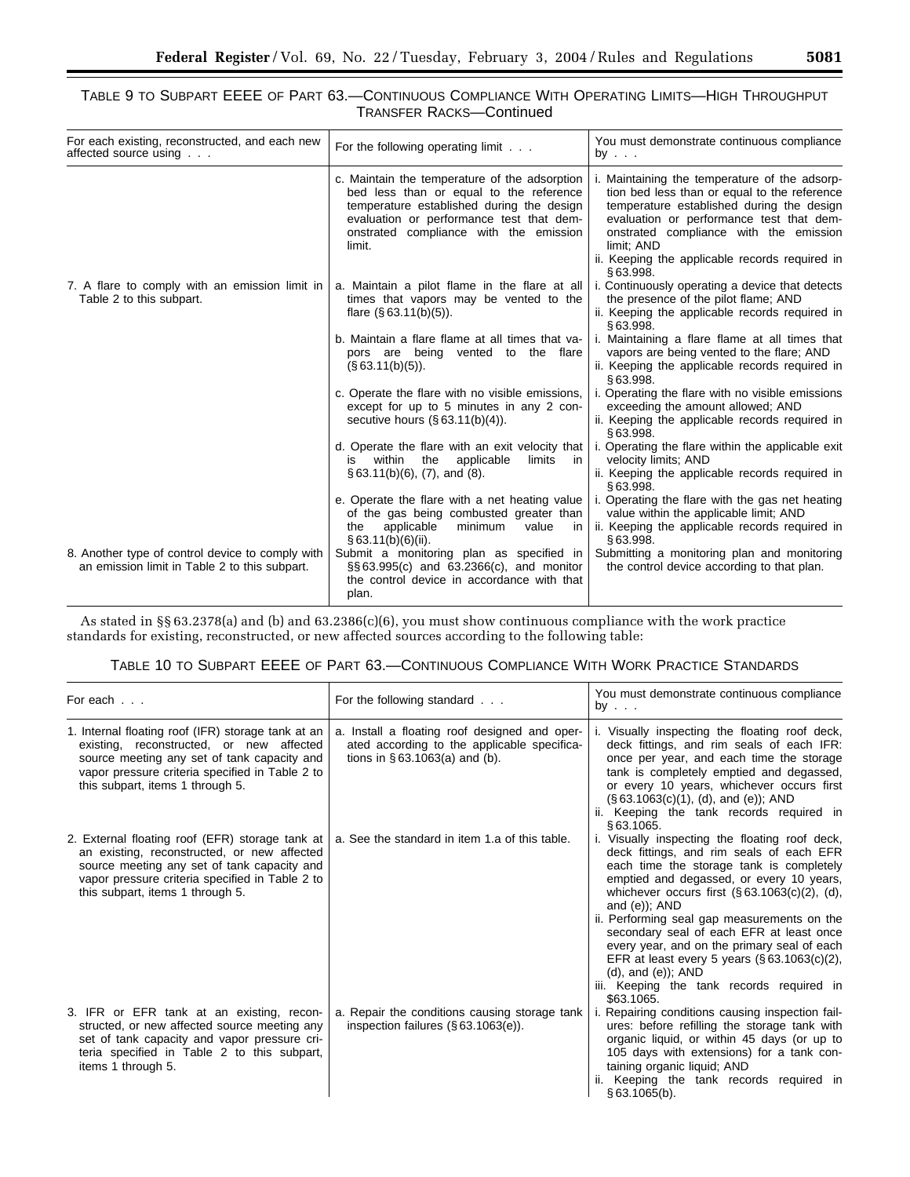TABLE 9 TO SUBPART EEEE OF PART 63.—CONTINUOUS COMPLIANCE WITH OPERATING LIMITS—HIGH THROUGHPUT TRANSFER RACKS—Continued

| For each existing, reconstructed, and each new affected source using . . . | For the following operating limit . . . | You must demonstrate continuous compliance by . . . |
| --- | --- | --- |
| | c. Maintain the temperature of the adsorption bed less than or equal to the reference temperature established during the design evaluation or performance test that demonstrated compliance with the emission limit. | i. Maintaining the temperature of the adsorption bed less than or equal to the reference temperature established during the design evaluation or performance test that demonstrated compliance with the emission limit; AND<br>ii. Keeping the applicable records required in § 63.998. |
| 7. A flare to comply with an emission limit in Table 2 to this subpart. | a. Maintain a pilot flame in the flare at all times that vapors may be vented to the flare (§ 63.11(b)(5)). | i. Continuously operating a device that detects the presence of the pilot flame; AND<br>ii. Keeping the applicable records required in § 63.998. |
| | b. Maintain a flare flame at all times that vapors are being vented to the flare (§ 63.11(b)(5)). | i. Maintaining a flare flame at all times that vapors are being vented to the flare; AND<br>ii. Keeping the applicable records required in § 63.998. |
| | c. Operate the flare with no visible emissions, except for up to 5 minutes in any 2 consecutive hours (§ 63.11(b)(4)). | i. Operating the flare with no visible emissions exceeding the amount allowed; AND<br>ii. Keeping the applicable records required in § 63.998. |
| | d. Operate the flare with an exit velocity that is within the applicable limits in § 63.11(b)(6), (7), and (8). | i. Operating the flare within the applicable exit velocity limits; AND<br>ii. Keeping the applicable records required in § 63.998. |
| | e. Operate the flare with a net heating value of the gas being combusted greater than the applicable minimum value in § 63.11(b)(6)(ii). | i. Operating the flare with the gas net heating value within the applicable limit; AND<br>ii. Keeping the applicable records required in § 63.998. |
| 8. Another type of control device to comply with an emission limit in Table 2 to this subpart. | Submit a monitoring plan as specified in §§ 63.995(c) and 63.2366(c), and monitor the control device in accordance with that plan. | Submitting a monitoring plan and monitoring the control device according to that plan. |

As stated in §§ 63.2378(a) and (b) and 63.2386(c)(6), you must show continuous compliance with the work practice standards for existing, reconstructed, or new affected sources according to the following table:

TABLE 10 TO SUBPART EEEE OF PART 63.—CONTINUOUS COMPLIANCE WITH WORK PRACTICE STANDARDS

| For each . . . | For the following standard . . . | You must demonstrate continuous compliance by . . . |
| --- | --- | --- |
| 1. Internal floating roof (IFR) storage tank at an existing, reconstructed, or new affected source meeting any set of tank capacity and vapor pressure criteria specified in Table 2 to this subpart, items 1 through 5. | a. Install a floating roof designed and operated according to the applicable specifications in § 63.1063(a) and (b). | i. Visually inspecting the floating roof deck, deck fittings, and rim seals of each IFR: once per year, and each time the storage tank is completely emptied and degassed, or every 10 years, whichever occurs first (§ 63.1063(c)(1), (d), and (e)); AND<br>ii. Keeping the tank records required in § 63.1065. |
| 2. External floating roof (EFR) storage tank at an existing, reconstructed, or new affected source meeting any set of tank capacity and vapor pressure criteria specified in Table 2 to this subpart, items 1 through 5. | a. See the standard in item 1.a of this table. | i. Visually inspecting the floating roof deck, deck fittings, and rim seals of each EFR each time the storage tank is completely emptied and degassed, or every 10 years, whichever occurs first (§ 63.1063(c)(2), (d), and (e)); AND<br>ii. Performing seal gap measurements on the secondary seal of each EFR at least once every year, and on the primary seal of each EFR at least every 5 years (§ 63.1063(c)(2), (d), and (e)); AND<br>iii. Keeping the tank records required in $63.1065. |
| 3. IFR or EFR tank at an existing, reconstructed, or new affected source meeting any set of tank capacity and vapor pressure criteria specified in Table 2 to this subpart, items 1 through 5. | a. Repair the conditions causing storage tank inspection failures (§ 63.1063(e)). | i. Repairing conditions causing inspection failures: before refilling the storage tank with organic liquid, or within 45 days (or up to 105 days with extensions) for a tank containing organic liquid; AND<br>ii. Keeping the tank records required in § 63.1065(b). |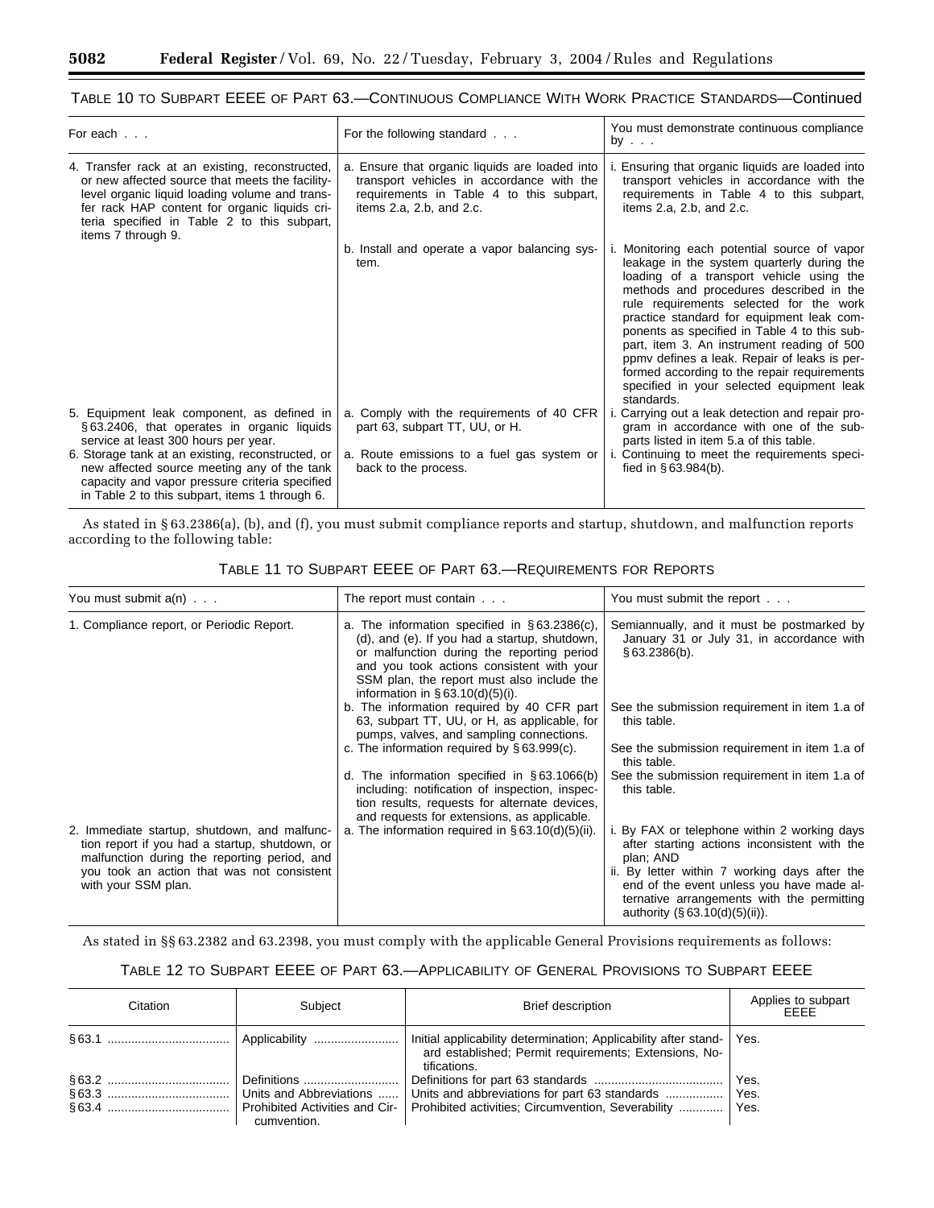TABLE 10 TO SUBPART EEEE OF PART 63.—CONTINUOUS COMPLIANCE WITH WORK PRACTICE STANDARDS—Continued

| For each . . . | For the following standard . . . | You must demonstrate continuous compliance by . . . |
|---|---|---|
| 4. Transfer rack at an existing, reconstructed, or new affected source that meets the facility-level organic liquid loading volume and transfer rack HAP content for organic liquids criteria specified in Table 2 to this subpart, items 7 through 9. | a. Ensure that organic liquids are loaded into transport vehicles in accordance with the requirements in Table 4 to this subpart, items 2.a, 2.b, and 2.c. | i. Ensuring that organic liquids are loaded into transport vehicles in accordance with the requirements in Table 4 to this subpart, items 2.a, 2.b, and 2.c. |
| | b. Install and operate a vapor balancing system. | i. Monitoring each potential source of vapor leakage in the system quarterly during the loading of a transport vehicle using the methods and procedures described in the rule requirements selected for the work practice standard for equipment leak components as specified in Table 4 to this subpart, item 3. An instrument reading of 500 ppmv defines a leak. Repair of leaks is performed according to the repair requirements specified in your selected equipment leak standards. |
| 5. Equipment leak component, as defined in § 63.2406, that operates in organic liquids service at least 300 hours per year. | a. Comply with the requirements of 40 CFR part 63, subpart TT, UU, or H. | i. Carrying out a leak detection and repair program in accordance with one of the subparts listed in item 5.a of this table. |
| 6. Storage tank at an existing, reconstructed, or new affected source meeting any of the tank capacity and vapor pressure criteria specified in Table 2 to this subpart, items 1 through 6. | a. Route emissions to a fuel gas system or back to the process. | i. Continuing to meet the requirements specified in § 63.984(b). |

As stated in § 63.2386(a), (b), and (f), you must submit compliance reports and startup, shutdown, and malfunction reports according to the following table:

TABLE 11 TO SUBPART EEEE OF PART 63.—REQUIREMENTS FOR REPORTS

| You must submit a(n) . . . | The report must contain . . . | You must submit the report . . . |
|---|---|---|
| 1. Compliance report, or Periodic Report. | a. The information specified in § 63.2386(c), (d), and (e). If you had a startup, shutdown, or malfunction during the reporting period and you took actions consistent with your SSM plan, the report must also include the information in § 63.10(d)(5)(i). | Semiannually, and it must be postmarked by January 31 or July 31, in accordance with § 63.2386(b). |
| | b. The information required by 40 CFR part 63, subpart TT, UU, or H, as applicable, for pumps, valves, and sampling connections. | See the submission requirement in item 1.a of this table. |
| | c. The information required by § 63.999(c). | See the submission requirement in item 1.a of this table. |
| | d. The information specified in § 63.1066(b) including: notification of inspection, inspection results, requests for alternate devices, and requests for extensions, as applicable. | See the submission requirement in item 1.a of this table. |
| 2. Immediate startup, shutdown, and malfunction report if you had a startup, shutdown, or malfunction during the reporting period, and you took an action that was not consistent with your SSM plan. | a. The information required in § 63.10(d)(5)(ii). | i. By FAX or telephone within 2 working days after starting actions inconsistent with the plan; AND<br>ii. By letter within 7 working days after the end of the event unless you have made alternative arrangements with the permitting authority (§ 63.10(d)(5)(ii)). |

As stated in §§ 63.2382 and 63.2398, you must comply with the applicable General Provisions requirements as follows:

TABLE 12 TO SUBPART EEEE OF PART 63.—APPLICABILITY OF GENERAL PROVISIONS TO SUBPART EEEE

| Citation | Subject | Brief description | Applies to subpart EEEE |
|---|---|---|---|
| § 63.1 | Applicability | Initial applicability determination; Applicability after standard established; Permit requirements; Extensions, Notifications. | Yes. |
| § 63.2 | Definitions | Definitions for part 63 standards | Yes. |
| § 63.3 | Units and Abbreviations | Units and abbreviations for part 63 standards | Yes. |
| § 63.4 | Prohibited Activities and Circumvention. | Prohibited activities; Circumvention, Severability | Yes. |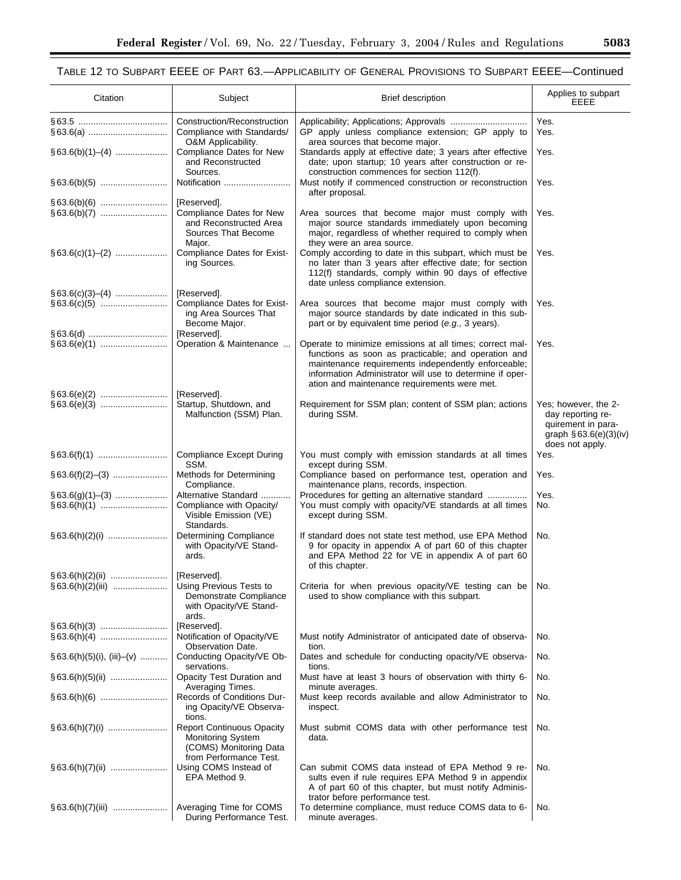TABLE 12 TO SUBPART EEEE OF PART 63.—APPLICABILITY OF GENERAL PROVISIONS TO SUBPART EEEE—Continued

| Citation | Subject | Brief description | Applies to subpart EEEE |
|---|---|---|---|
| §63.5 | Construction/Reconstruction | Applicability; Applications; Approvals | Yes. |
| §63.6(a) | Compliance with Standards/O&M Applicability. | GP apply unless compliance extension; GP apply to area sources that become major. | Yes. |
| §63.6(b)(1)–(4) | Compliance Dates for New and Reconstructed Sources. | Standards apply at effective date; 3 years after effective date; upon startup; 10 years after construction or reconstruction commences for section 112(f). | Yes. |
| §63.6(b)(5) | Notification | Must notify if commenced construction or reconstruction after proposal. | Yes. |
| §63.6(b)(6) | [Reserved]. | | |
| §63.6(b)(7) | Compliance Dates for New and Reconstructed Area Sources That Become Major. | Area sources that become major must comply with major source standards immediately upon becoming major, regardless of whether required to comply when they were an area source. | Yes. |
| §63.6(c)(1)–(2) | Compliance Dates for Existing Sources. | Comply according to date in this subpart, which must be no later than 3 years after effective date; for section 112(f) standards, comply within 90 days of effective date unless compliance extension. | Yes. |
| §63.6(c)(3)–(4) | [Reserved]. | | |
| §63.6(c)(5) | Compliance Dates for Existing Area Sources That Become Major. | Area sources that become major must comply with major source standards by date indicated in this subpart or by equivalent time period (*e.g.*, 3 years). | Yes. |
| §63.6(d) | [Reserved]. | | |
| §63.6(e)(1) | Operation & Maintenance ... | Operate to minimize emissions at all times; correct malfunctions as soon as practicable; and operation and maintenance requirements independently enforceable; information Administrator will use to determine if operation and maintenance requirements were met. | Yes. |
| §63.6(e)(2) | [Reserved]. | | |
| §63.6(e)(3) | Startup, Shutdown, and Malfunction (SSM) Plan. | Requirement for SSM plan; content of SSM plan; actions during SSM. | Yes; however, the 2-day reporting requirement in paragraph §63.6(e)(3)(iv) does not apply. |
| §63.6(f)(1) | Compliance Except During SSM. | You must comply with emission standards at all times except during SSM. | Yes. |
| §63.6(f)(2)–(3) | Methods for Determining Compliance. | Compliance based on performance test, operation and maintenance plans, records, inspection. | Yes. |
| §63.6(g)(1)–(3) | Alternative Standard | Procedures for getting an alternative standard | Yes. |
| §63.6(h)(1) | Compliance with Opacity/Visible Emission (VE) Standards. | You must comply with opacity/VE standards at all times except during SSM. | No. |
| §63.6(h)(2)(i) | Determining Compliance with Opacity/VE Standards. | If standard does not state test method, use EPA Method 9 for opacity in appendix A of part 60 of this chapter and EPA Method 22 for VE in appendix A of part 60 of this chapter. | No. |
| §63.6(h)(2)(ii) | [Reserved]. | | |
| §63.6(h)(2)(iii) | Using Previous Tests to Demonstrate Compliance with Opacity/VE Standards. | Criteria for when previous opacity/VE testing can be used to show compliance with this subpart. | No. |
| §63.6(h)(3) | [Reserved]. | | |
| §63.6(h)(4) | Notification of Opacity/VE Observation Date. | Must notify Administrator of anticipated date of observation. | No. |
| §63.6(h)(5)(i), (iii)–(v) | Conducting Opacity/VE Observations. | Dates and schedule for conducting opacity/VE observations. | No. |
| §63.6(h)(5)(ii) | Opacity Test Duration and Averaging Times. | Must have at least 3 hours of observation with thirty 6-minute averages. | No. |
| §63.6(h)(6) | Records of Conditions During Opacity/VE Observations. | Must keep records available and allow Administrator to inspect. | No. |
| §63.6(h)(7)(i) | Report Continuous Opacity Monitoring System (COMS) Monitoring Data from Performance Test. | Must submit COMS data with other performance test data. | No. |
| §63.6(h)(7)(ii) | Using COMS Instead of EPA Method 9. | Can submit COMS data instead of EPA Method 9 results even if rule requires EPA Method 9 in appendix A of part 60 of this chapter, but must notify Administrator before performance test. | No. |
| §63.6(h)(7)(iii) | Averaging Time for COMS During Performance Test. | To determine compliance, must reduce COMS data to 6-minute averages. | No. |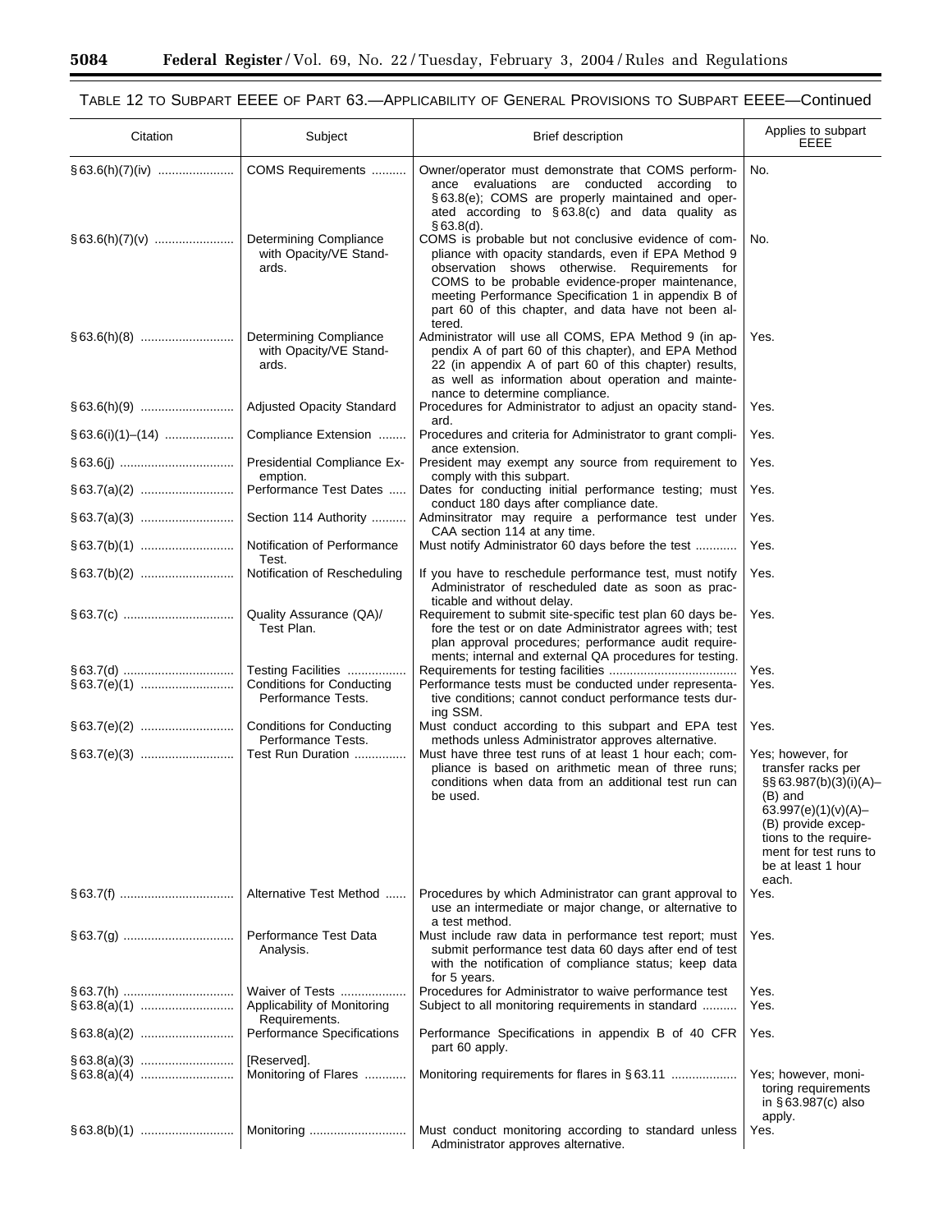## TABLE 12 TO SUBPART EEEE OF PART 63.—APPLICABILITY OF GENERAL PROVISIONS TO SUBPART EEEE—Continued

| Citation | Subject | Brief description | Applies to subpart EEEE |
| --- | --- | --- | --- |
| § 63.6(h)(7)(iv) | COMS Requirements | Owner/operator must demonstrate that COMS performance evaluations are conducted according to § 63.8(e); COMS are properly maintained and operated according to § 63.8(c) and data quality as § 63.8(d). | No. |
| § 63.6(h)(7)(v) | Determining Compliance with Opacity/VE Standards. | COMS is probable but not conclusive evidence of compliance with opacity standards, even if EPA Method 9 observation shows otherwise. Requirements for COMS to be probable evidence-proper maintenance, meeting Performance Specification 1 in appendix B of part 60 of this chapter, and data have not been altered. | No. |
| § 63.6(h)(8) | Determining Compliance with Opacity/VE Standards. | Administrator will use all COMS, EPA Method 9 (in appendix A of part 60 of this chapter), and EPA Method 22 (in appendix A of part 60 of this chapter) results, as well as information about operation and maintenance to determine compliance. | Yes. |
| § 63.6(h)(9) | Adjusted Opacity Standard | Procedures for Administrator to adjust an opacity standard. | Yes. |
| § 63.6(i)(1)–(14) | Compliance Extension | Procedures and criteria for Administrator to grant compliance extension. | Yes. |
| § 63.6(j) | Presidential Compliance Exemption. | President may exempt any source from requirement to comply with this subpart. | Yes. |
| § 63.7(a)(2) | Performance Test Dates | Dates for conducting initial performance testing; must conduct 180 days after compliance date. | Yes. |
| § 63.7(a)(3) | Section 114 Authority | Adminsitrator may require a performance test under CAA section 114 at any time. | Yes. |
| § 63.7(b)(1) | Notification of Performance Test. | Must notify Administrator 60 days before the test | Yes. |
| § 63.7(b)(2) | Notification of Rescheduling | If you have to reschedule performance test, must notify Administrator of rescheduled date as soon as practicable and without delay. | Yes. |
| § 63.7(c) | Quality Assurance (QA)/ Test Plan. | Requirement to submit site-specific test plan 60 days before the test or on date Administrator agrees with; test plan approval procedures; performance audit requirements; internal and external QA procedures for testing. | Yes. |
| § 63.7(d) | Testing Facilities | Requirements for testing facilities | Yes. |
| § 63.7(e)(1) | Conditions for Conducting Performance Tests. | Performance tests must be conducted under representative conditions; cannot conduct performance tests during SSM. | Yes. |
| § 63.7(e)(2) | Conditions for Conducting Performance Tests. | Must conduct according to this subpart and EPA test methods unless Administrator approves alternative. | Yes. |
| § 63.7(e)(3) | Test Run Duration | Must have three test runs of at least 1 hour each; compliance is based on arithmetic mean of three runs; conditions when data from an additional test run can be used. | Yes; however, for transfer racks per §§ 63.987(b)(3)(i)(A)–(B) and 63.997(e)(1)(v)(A)–(B) provide exceptions to the requirement for test runs to be at least 1 hour each. |
| § 63.7(f) | Alternative Test Method | Procedures by which Administrator can grant approval to use an intermediate or major change, or alternative to a test method. | Yes. |
| § 63.7(g) | Performance Test Data Analysis. | Must include raw data in performance test report; must submit performance test data 60 days after end of test with the notification of compliance status; keep data for 5 years. | Yes. |
| § 63.7(h) | Waiver of Tests | Procedures for Administrator to waive performance test | Yes. |
| § 63.8(a)(1) | Applicability of Monitoring Requirements. | Subject to all monitoring requirements in standard | Yes. |
| § 63.8(a)(2) | Performance Specifications | Performance Specifications in appendix B of 40 CFR part 60 apply. | Yes. |
| § 63.8(a)(3) | [Reserved]. | | |
| § 63.8(a)(4) | Monitoring of Flares | Monitoring requirements for flares in § 63.11 | Yes; however, monitoring requirements in § 63.987(c) also apply. |
| § 63.8(b)(1) | Monitoring | Must conduct monitoring according to standard unless Administrator approves alternative. | Yes. |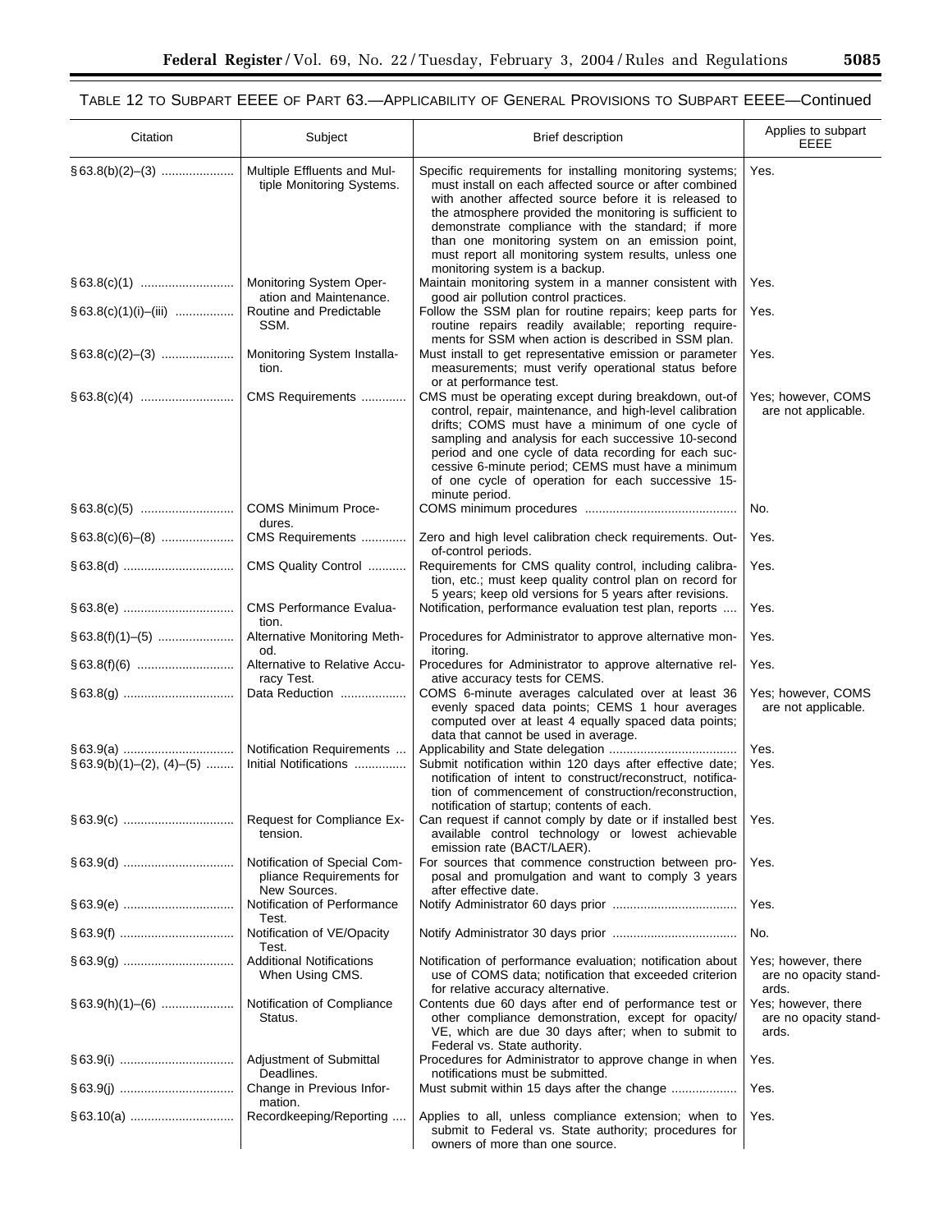## TABLE 12 TO SUBPART EEEE OF PART 63.—APPLICABILITY OF GENERAL PROVISIONS TO SUBPART EEEE—Continued

| Citation | Subject | Brief description | Applies to subpart EEEE |
|---|---|---|---|
| § 63.8(b)(2)–(3) | Multiple Effluents and Multiple Monitoring Systems. | Specific requirements for installing monitoring systems; must install on each affected source or after combined with another affected source before it is released to the atmosphere provided the monitoring is sufficient to demonstrate compliance with the standard; if more than one monitoring system on an emission point, must report all monitoring system results, unless one monitoring system is a backup. | Yes. |
| § 63.8(c)(1) | Monitoring System Operation and Maintenance. | Maintain monitoring system in a manner consistent with good air pollution control practices. | Yes. |
| § 63.8(c)(1)(i)–(iii) | Routine and Predictable SSM. | Follow the SSM plan for routine repairs; keep parts for routine repairs readily available; reporting requirements for SSM when action is described in SSM plan. | Yes. |
| § 63.8(c)(2)–(3) | Monitoring System Installation. | Must install to get representative emission or parameter measurements; must verify operational status before or at performance test. | Yes. |
| § 63.8(c)(4) | CMS Requirements | CMS must be operating except during breakdown, out-of control, repair, maintenance, and high-level calibration drifts; COMS must have a minimum of one cycle of sampling and analysis for each successive 10-second period and one cycle of data recording for each successive 6-minute period; CEMS must have a minimum of one cycle of operation for each successive 15-minute period. | Yes; however, COMS are not applicable. |
| § 63.8(c)(5) | COMS Minimum Procedures. | COMS minimum procedures | No. |
| § 63.8(c)(6)–(8) | CMS Requirements | Zero and high level calibration check requirements. Out-of-control periods. | Yes. |
| § 63.8(d) | CMS Quality Control | Requirements for CMS quality control, including calibration, etc.; must keep quality control plan on record for 5 years; keep old versions for 5 years after revisions. | Yes. |
| § 63.8(e) | CMS Performance Evaluation. | Notification, performance evaluation test plan, reports | Yes. |
| § 63.8(f)(1)–(5) | Alternative Monitoring Method. | Procedures for Administrator to approve alternative monitoring. | Yes. |
| § 63.8(f)(6) | Alternative to Relative Accuracy Test. | Procedures for Administrator to approve alternative relative accuracy tests for CEMS. | Yes. |
| § 63.8(g) | Data Reduction | COMS 6-minute averages calculated over at least 36 evenly spaced data points; CEMS 1 hour averages computed over at least 4 equally spaced data points; data that cannot be used in average. | Yes; however, COMS are not applicable. |
| § 63.9(a) | Notification Requirements | Applicability and State delegation | Yes. |
| § 63.9(b)(1)–(2), (4)–(5) | Initial Notifications | Submit notification within 120 days after effective date; notification of intent to construct/reconstruct, notification of commencement of construction/reconstruction, notification of startup; contents of each. | Yes. |
| § 63.9(c) | Request for Compliance Extension. | Can request if cannot comply by date or if installed best available control technology or lowest achievable emission rate (BACT/LAER). | Yes. |
| § 63.9(d) | Notification of Special Compliance Requirements for New Sources. | For sources that commence construction between proposal and promulgation and want to comply 3 years after effective date. | Yes. |
| § 63.9(e) | Notification of Performance Test. | Notify Administrator 60 days prior | Yes. |
| § 63.9(f) | Notification of VE/Opacity Test. | Notify Administrator 30 days prior | No. |
| § 63.9(g) | Additional Notifications When Using CMS. | Notification of performance evaluation; notification about use of COMS data; notification that exceeded criterion for relative accuracy alternative. | Yes; however, there are no opacity standards. |
| § 63.9(h)(1)–(6) | Notification of Compliance Status. | Contents due 60 days after end of performance test or other compliance demonstration, except for opacity/VE, which are due 30 days after; when to submit to Federal vs. State authority. | Yes; however, there are no opacity standards. |
| § 63.9(i) | Adjustment of Submittal Deadlines. | Procedures for Administrator to approve change in when notifications must be submitted. | Yes. |
| § 63.9(j) | Change in Previous Information. | Must submit within 15 days after the change | Yes. |
| § 63.10(a) | Recordkeeping/Reporting | Applies to all, unless compliance extension; when to submit to Federal vs. State authority; procedures for owners of more than one source. | Yes. |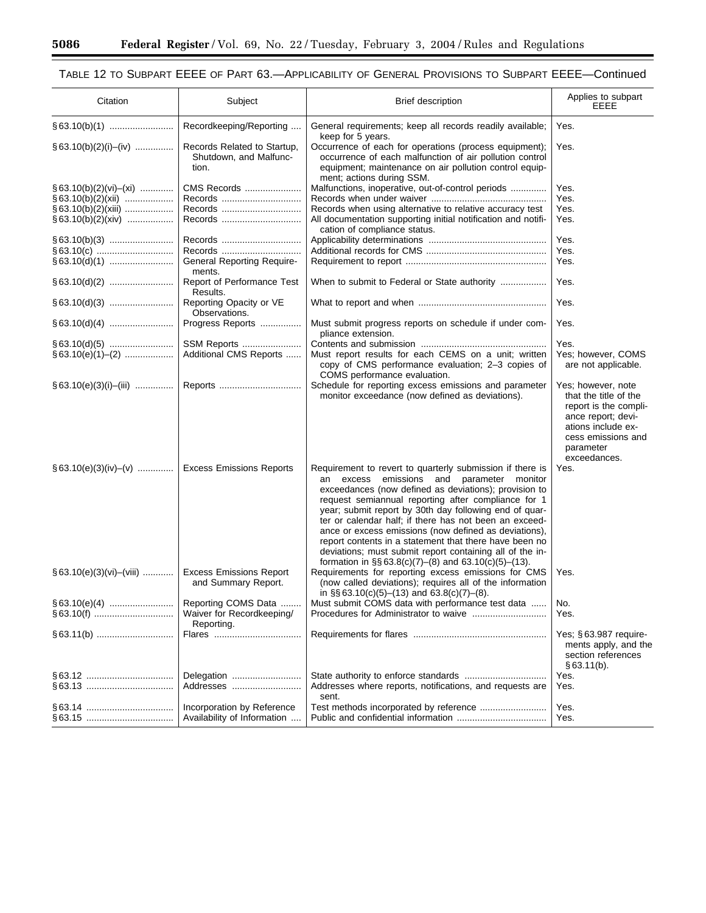## TABLE 12 TO SUBPART EEEE OF PART 63.—APPLICABILITY OF GENERAL PROVISIONS TO SUBPART EEEE—Continued

| Citation | Subject | Brief description | Applies to subpart EEEE |
|---|---|---|---|
| § 63.10(b)(1) | Recordkeeping/Reporting | General requirements; keep all records readily available; keep for 5 years. | Yes. |
| § 63.10(b)(2)(i)–(iv) | Records Related to Startup, Shutdown, and Malfunction. | Occurrence of each for operations (process equipment); occurrence of each malfunction of air pollution control equipment; maintenance on air pollution control equipment; actions during SSM. | Yes. |
| § 63.10(b)(2)(vi)–(xi) | CMS Records | Malfunctions, inoperative, out-of-control periods | Yes. |
| § 63.10(b)(2)(xii) | Records | Records when under waiver | Yes. |
| § 63.10(b)(2)(xiii) | Records | Records when using alternative to relative accuracy test | Yes. |
| § 63.10(b)(2)(xiv) | Records | All documentation supporting initial notification and notification of compliance status. | Yes. |
| § 63.10(b)(3) | Records | Applicability determinations | Yes. |
| § 63.10(c) | Records | Additional records for CMS | Yes. |
| § 63.10(d)(1) | General Reporting Requirements. | Requirement to report | Yes. |
| § 63.10(d)(2) | Report of Performance Test Results. | When to submit to Federal or State authority | Yes. |
| § 63.10(d)(3) | Reporting Opacity or VE Observations. | What to report and when | Yes. |
| § 63.10(d)(4) | Progress Reports | Must submit progress reports on schedule if under compliance extension. | Yes. |
| § 63.10(d)(5) | SSM Reports | Contents and submission | Yes. |
| § 63.10(e)(1)–(2) | Additional CMS Reports | Must report results for each CEMS on a unit; written copy of CMS performance evaluation; 2–3 copies of COMS performance evaluation. | Yes; however, COMS are not applicable. |
| § 63.10(e)(3)(i)–(iii) | Reports | Schedule for reporting excess emissions and parameter monitor exceedance (now defined as deviations). | Yes; however, note that the title of the report is the compliance report; deviations include excess emissions and parameter exceedances. |
| § 63.10(e)(3)(iv)–(v) | Excess Emissions Reports | Requirement to revert to quarterly submission if there is an excess emissions and parameter monitor exceedances (now defined as deviations); provision to request semiannual reporting after compliance for 1 year; submit report by 30th day following end of quarter or calendar half; if there has not been an exceedance or excess emissions (now defined as deviations), report contents in a statement that there have been no deviations; must submit report containing all of the information in §§ 63.8(c)(7)–(8) and 63.10(c)(5)–(13). | Yes. |
| § 63.10(e)(3)(vi)–(viii) | Excess Emissions Report and Summary Report. | Requirements for reporting excess emissions for CMS (now called deviations); requires all of the information in §§ 63.10(c)(5)–(13) and 63.8(c)(7)–(8). | Yes. |
| § 63.10(e)(4) | Reporting COMS Data | Must submit COMS data with performance test data | No. |
| § 63.10(f) | Waiver for Recordkeeping/Reporting. | Procedures for Administrator to waive | Yes. |
| § 63.11(b) | Flares | Requirements for flares | Yes; § 63.987 requirements apply, and the section references § 63.11(b). |
| § 63.12 | Delegation | State authority to enforce standards | Yes. |
| § 63.13 | Addresses | Addresses where reports, notifications, and requests are sent. | Yes. |
| § 63.14 | Incorporation by Reference | Test methods incorporated by reference | Yes. |
| § 63.15 | Availability of Information | Public and confidential information | Yes. |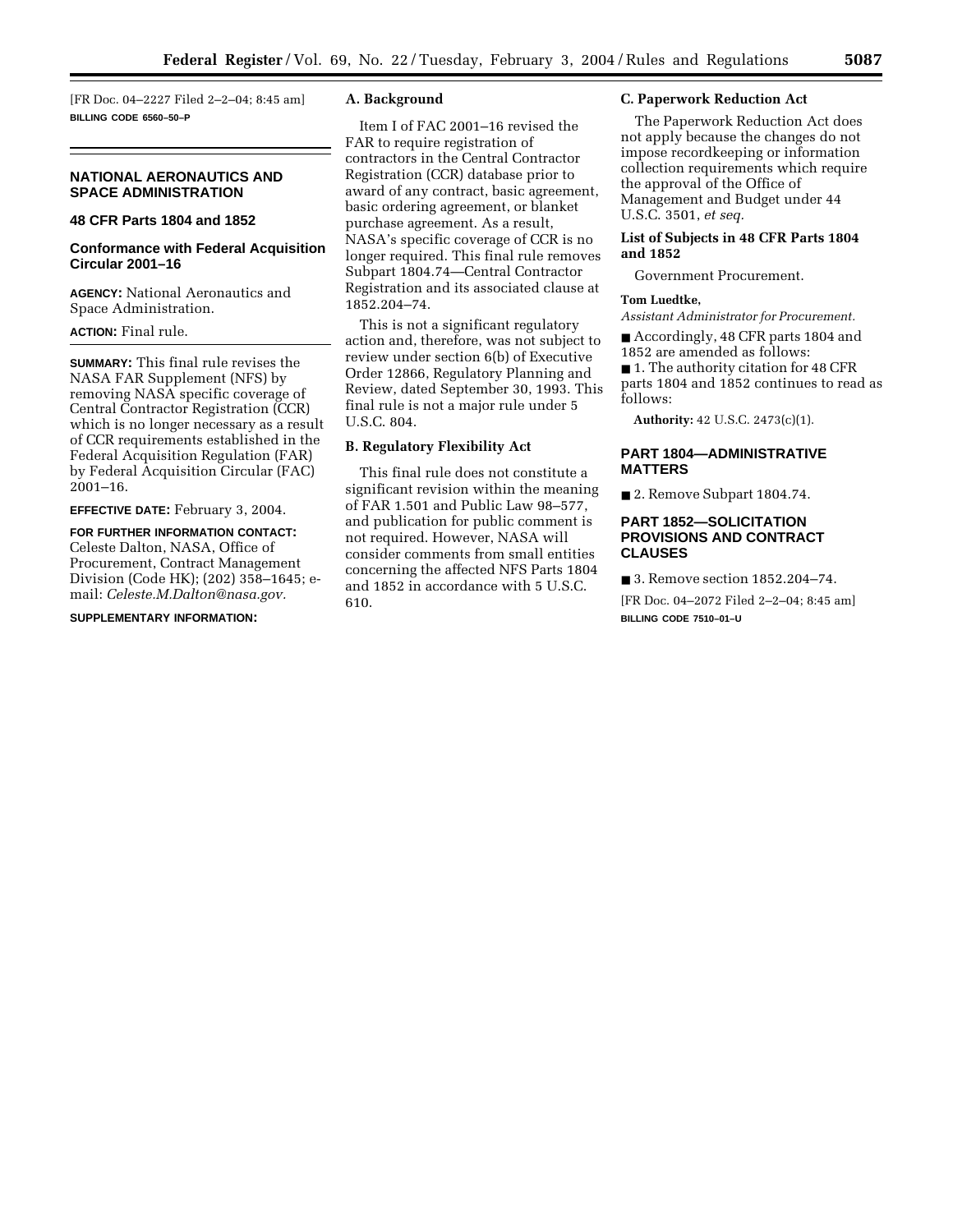[FR Doc. 04–2227 Filed 2–2–04; 8:45 am]

**BILLING CODE 6560–50–P**

## NATIONAL AERONAUTICS AND SPACE ADMINISTRATION

### 48 CFR Parts 1804 and 1852

### Conformance with Federal Acquisition Circular 2001–16

**AGENCY:** National Aeronautics and Space Administration.

**ACTION:** Final rule.

**SUMMARY:** This final rule revises the NASA FAR Supplement (NFS) by removing NASA specific coverage of Central Contractor Registration (CCR) which is no longer necessary as a result of CCR requirements established in the Federal Acquisition Regulation (FAR) by Federal Acquisition Circular (FAC) 2001–16.

**EFFECTIVE DATE:** February 3, 2004.

**FOR FURTHER INFORMATION CONTACT:** Celeste Dalton, NASA, Office of Procurement, Contract Management Division (Code HK); (202) 358–1645; e-mail: *Celeste.M.Dalton@nasa.gov.*

**SUPPLEMENTARY INFORMATION:**

**A. Background**

Item I of FAC 2001–16 revised the FAR to require registration of contractors in the Central Contractor Registration (CCR) database prior to award of any contract, basic agreement, basic ordering agreement, or blanket purchase agreement. As a result, NASA's specific coverage of CCR is no longer required. This final rule removes Subpart 1804.74—Central Contractor Registration and its associated clause at 1852.204–74.

This is not a significant regulatory action and, therefore, was not subject to review under section 6(b) of Executive Order 12866, Regulatory Planning and Review, dated September 30, 1993. This final rule is not a major rule under 5 U.S.C. 804.

**B. Regulatory Flexibility Act**

This final rule does not constitute a significant revision within the meaning of FAR 1.501 and Public Law 98–577, and publication for public comment is not required. However, NASA will consider comments from small entities concerning the affected NFS Parts 1804 and 1852 in accordance with 5 U.S.C. 610.

**C. Paperwork Reduction Act**

The Paperwork Reduction Act does not apply because the changes do not impose recordkeeping or information collection requirements which require the approval of the Office of Management and Budget under 44 U.S.C. 3501, *et seq.*

**List of Subjects in 48 CFR Parts 1804 and 1852**

Government Procurement.

**Tom Luedtke,**

*Assistant Administrator for Procurement.*

■ Accordingly, 48 CFR parts 1804 and 1852 are amended as follows:

■ 1. The authority citation for 48 CFR parts 1804 and 1852 continues to read as follows:

**Authority:** 42 U.S.C. 2473(c)(1).

## PART 1804—ADMINISTRATIVE MATTERS

■ 2. Remove Subpart 1804.74.

## PART 1852—SOLICITATION PROVISIONS AND CONTRACT CLAUSES

■ 3. Remove section 1852.204–74.

[FR Doc. 04–2072 Filed 2–2–04; 8:45 am]

**BILLING CODE 7510–01–U**